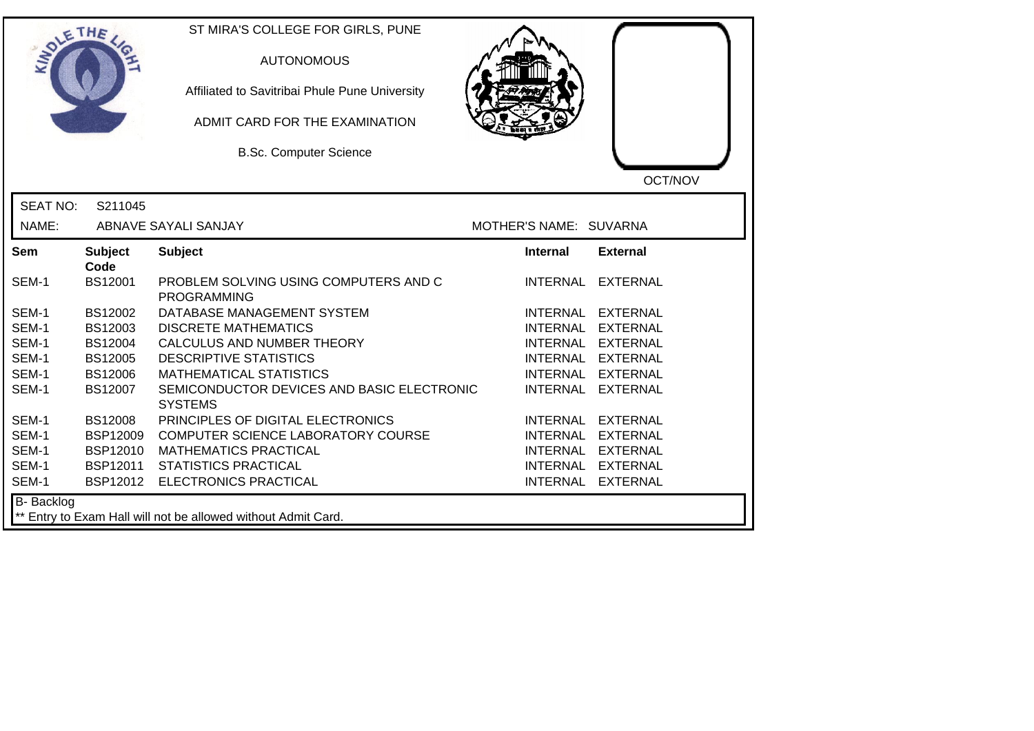ST MIRA'S COLLEGE FOR GIRLS, PUNE

AUTONOMOUS

Affiliated to Savitribai Phule Pune University

ADMIT CARD FOR THE EXAMINATION

B.Sc. Computer Science

OCT/NOV

SEAT NO: S211045

NAME: ABNAVE SAYALI SANJAY MOTHER'S NAME: SUVARNA

| Sem | Subject Code | Subject | Internal | External |
|---|---|---|---|---|
| SEM-1 | BS12001 | PROBLEM SOLVING USING COMPUTERS AND C PROGRAMMING | INTERNAL | EXTERNAL |
| SEM-1 | BS12002 | DATABASE MANAGEMENT SYSTEM | INTERNAL | EXTERNAL |
| SEM-1 | BS12003 | DISCRETE MATHEMATICS | INTERNAL | EXTERNAL |
| SEM-1 | BS12004 | CALCULUS AND NUMBER THEORY | INTERNAL | EXTERNAL |
| SEM-1 | BS12005 | DESCRIPTIVE STATISTICS | INTERNAL | EXTERNAL |
| SEM-1 | BS12006 | MATHEMATICAL STATISTICS | INTERNAL | EXTERNAL |
| SEM-1 | BS12007 | SEMICONDUCTOR DEVICES AND BASIC ELECTRONIC SYSTEMS | INTERNAL | EXTERNAL |
| SEM-1 | BS12008 | PRINCIPLES OF DIGITAL ELECTRONICS | INTERNAL | EXTERNAL |
| SEM-1 | BSP12009 | COMPUTER SCIENCE LABORATORY COURSE | INTERNAL | EXTERNAL |
| SEM-1 | BSP12010 | MATHEMATICS PRACTICAL | INTERNAL | EXTERNAL |
| SEM-1 | BSP12011 | STATISTICS PRACTICAL | INTERNAL | EXTERNAL |
| SEM-1 | BSP12012 | ELECTRONICS PRACTICAL | INTERNAL | EXTERNAL |

B- Backlog

** Entry to Exam Hall will not be allowed without Admit Card.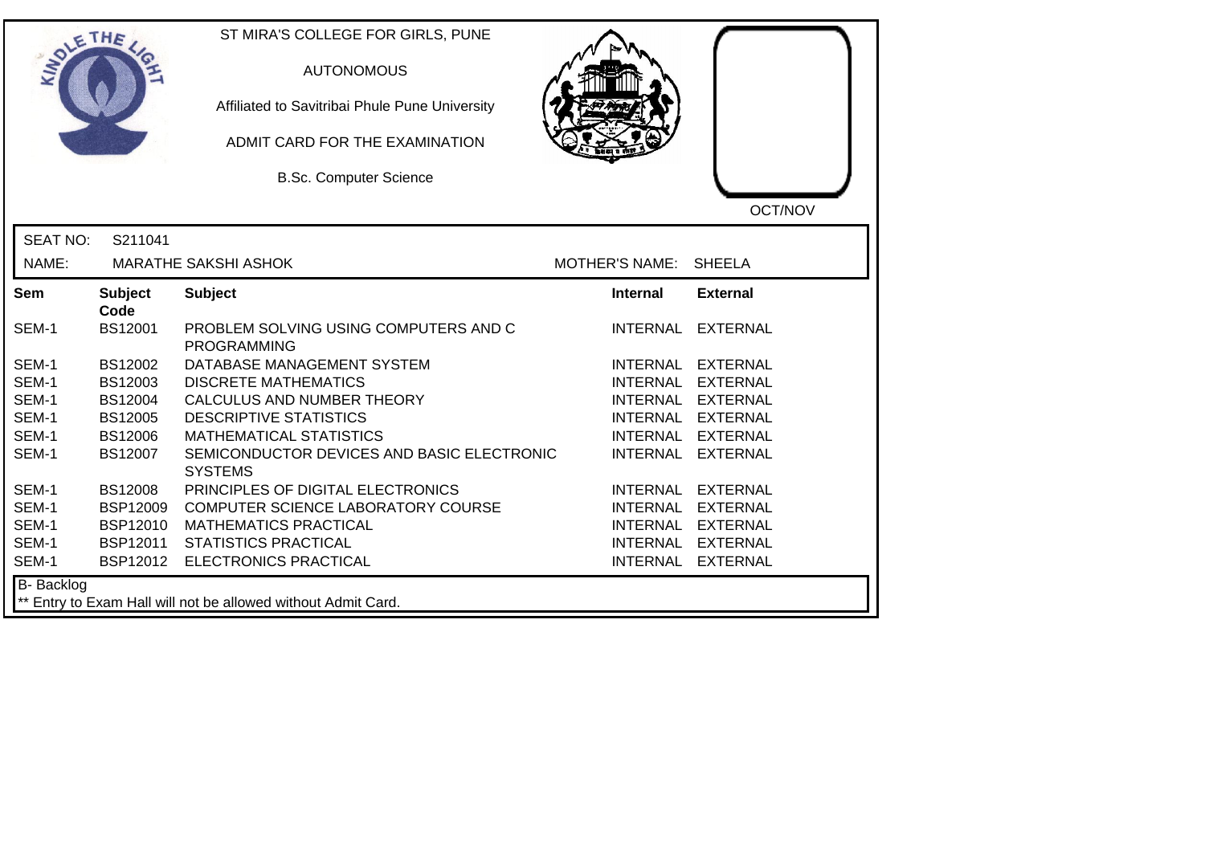# ST MIRA'S COLLEGE FOR GIRLS, PUNE

AUTONOMOUS

Affiliated to Savitribai Phule Pune University

ADMIT CARD FOR THE EXAMINATION

B.Sc. Computer Science

OCT/NOV

SEAT NO: S211041

NAME: MARATHE SAKSHI ASHOK

MOTHER'S NAME: SHEELA

| Sem | Subject Code | Subject | Internal | External |
|---|---|---|---|---|
| SEM-1 | BS12001 | PROBLEM SOLVING USING COMPUTERS AND C PROGRAMMING | INTERNAL | EXTERNAL |
| SEM-1 | BS12002 | DATABASE MANAGEMENT SYSTEM | INTERNAL | EXTERNAL |
| SEM-1 | BS12003 | DISCRETE MATHEMATICS | INTERNAL | EXTERNAL |
| SEM-1 | BS12004 | CALCULUS AND NUMBER THEORY | INTERNAL | EXTERNAL |
| SEM-1 | BS12005 | DESCRIPTIVE STATISTICS | INTERNAL | EXTERNAL |
| SEM-1 | BS12006 | MATHEMATICAL STATISTICS | INTERNAL | EXTERNAL |
| SEM-1 | BS12007 | SEMICONDUCTOR DEVICES AND BASIC ELECTRONIC SYSTEMS | INTERNAL | EXTERNAL |
| SEM-1 | BS12008 | PRINCIPLES OF DIGITAL ELECTRONICS | INTERNAL | EXTERNAL |
| SEM-1 | BSP12009 | COMPUTER SCIENCE LABORATORY COURSE | INTERNAL | EXTERNAL |
| SEM-1 | BSP12010 | MATHEMATICS PRACTICAL | INTERNAL | EXTERNAL |
| SEM-1 | BSP12011 | STATISTICS PRACTICAL | INTERNAL | EXTERNAL |
| SEM-1 | BSP12012 | ELECTRONICS PRACTICAL | INTERNAL | EXTERNAL |

B- Backlog

** Entry to Exam Hall will not be allowed without Admit Card.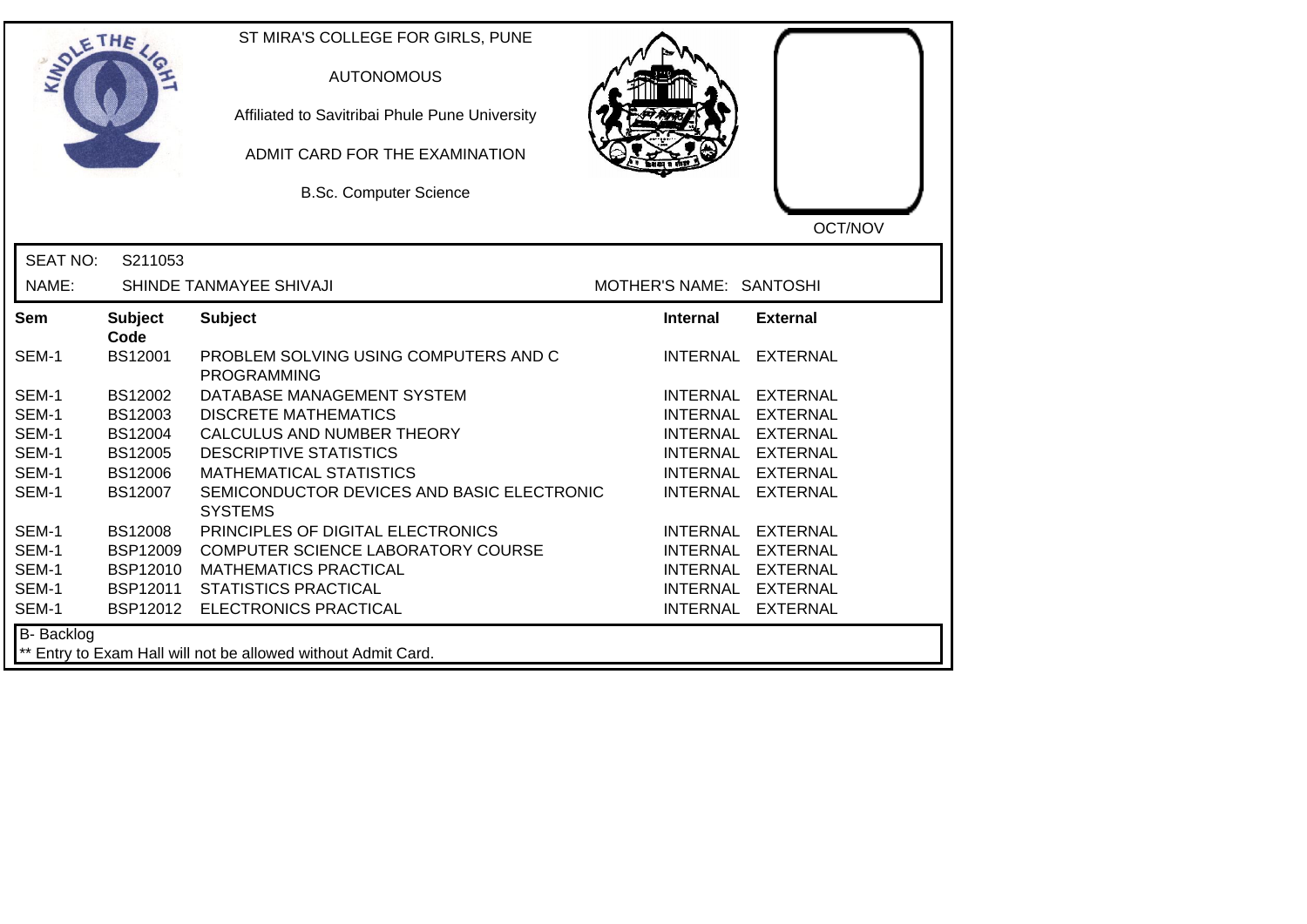ST MIRA'S COLLEGE FOR GIRLS, PUNE

AUTONOMOUS

Affiliated to Savitribai Phule Pune University

ADMIT CARD FOR THE EXAMINATION

B.Sc. Computer Science

OCT/NOV

SEAT NO: S211053

NAME: SHINDE TANMAYEE SHIVAJI

MOTHER'S NAME: SANTOSHI

| Sem | Subject Code | Subject | Internal | External |
|---|---|---|---|---|
| SEM-1 | BS12001 | PROBLEM SOLVING USING COMPUTERS AND C PROGRAMMING | INTERNAL | EXTERNAL |
| SEM-1 | BS12002 | DATABASE MANAGEMENT SYSTEM | INTERNAL | EXTERNAL |
| SEM-1 | BS12003 | DISCRETE MATHEMATICS | INTERNAL | EXTERNAL |
| SEM-1 | BS12004 | CALCULUS AND NUMBER THEORY | INTERNAL | EXTERNAL |
| SEM-1 | BS12005 | DESCRIPTIVE STATISTICS | INTERNAL | EXTERNAL |
| SEM-1 | BS12006 | MATHEMATICAL STATISTICS | INTERNAL | EXTERNAL |
| SEM-1 | BS12007 | SEMICONDUCTOR DEVICES AND BASIC ELECTRONIC SYSTEMS | INTERNAL | EXTERNAL |
| SEM-1 | BS12008 | PRINCIPLES OF DIGITAL ELECTRONICS | INTERNAL | EXTERNAL |
| SEM-1 | BSP12009 | COMPUTER SCIENCE LABORATORY COURSE | INTERNAL | EXTERNAL |
| SEM-1 | BSP12010 | MATHEMATICS PRACTICAL | INTERNAL | EXTERNAL |
| SEM-1 | BSP12011 | STATISTICS PRACTICAL | INTERNAL | EXTERNAL |
| SEM-1 | BSP12012 | ELECTRONICS PRACTICAL | INTERNAL | EXTERNAL |

B- Backlog

** Entry to Exam Hall will not be allowed without Admit Card.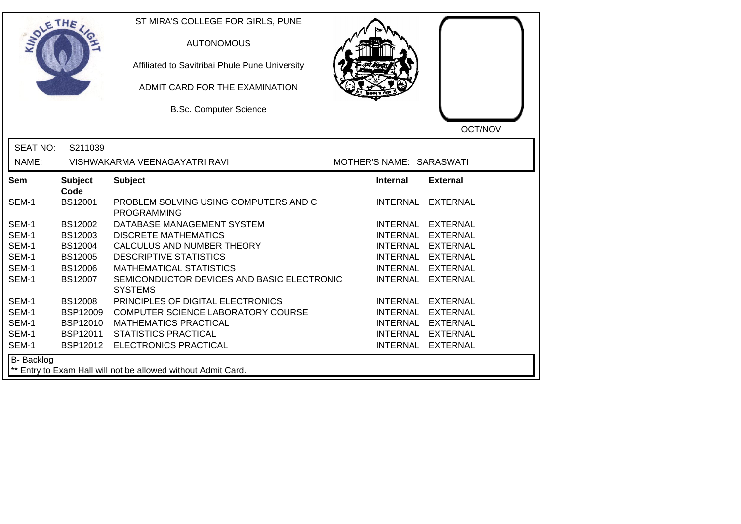ST MIRA'S COLLEGE FOR GIRLS, PUNE

AUTONOMOUS

Affiliated to Savitribai Phule Pune University

ADMIT CARD FOR THE EXAMINATION

B.Sc. Computer Science

OCT/NOV

SEAT NO: S211039

NAME: VISHWAKARMA VEENAGAYATRI RAVI

MOTHER'S NAME: SARASWATI

| Sem | Subject Code | Subject | Internal | External |
|---|---|---|---|---|
| SEM-1 | BS12001 | PROBLEM SOLVING USING COMPUTERS AND C PROGRAMMING | INTERNAL | EXTERNAL |
| SEM-1 | BS12002 | DATABASE MANAGEMENT SYSTEM | INTERNAL | EXTERNAL |
| SEM-1 | BS12003 | DISCRETE MATHEMATICS | INTERNAL | EXTERNAL |
| SEM-1 | BS12004 | CALCULUS AND NUMBER THEORY | INTERNAL | EXTERNAL |
| SEM-1 | BS12005 | DESCRIPTIVE STATISTICS | INTERNAL | EXTERNAL |
| SEM-1 | BS12006 | MATHEMATICAL STATISTICS | INTERNAL | EXTERNAL |
| SEM-1 | BS12007 | SEMICONDUCTOR DEVICES AND BASIC ELECTRONIC SYSTEMS | INTERNAL | EXTERNAL |
| SEM-1 | BS12008 | PRINCIPLES OF DIGITAL ELECTRONICS | INTERNAL | EXTERNAL |
| SEM-1 | BSP12009 | COMPUTER SCIENCE LABORATORY COURSE | INTERNAL | EXTERNAL |
| SEM-1 | BSP12010 | MATHEMATICS PRACTICAL | INTERNAL | EXTERNAL |
| SEM-1 | BSP12011 | STATISTICS PRACTICAL | INTERNAL | EXTERNAL |
| SEM-1 | BSP12012 | ELECTRONICS PRACTICAL | INTERNAL | EXTERNAL |

B- Backlog

** Entry to Exam Hall will not be allowed without Admit Card.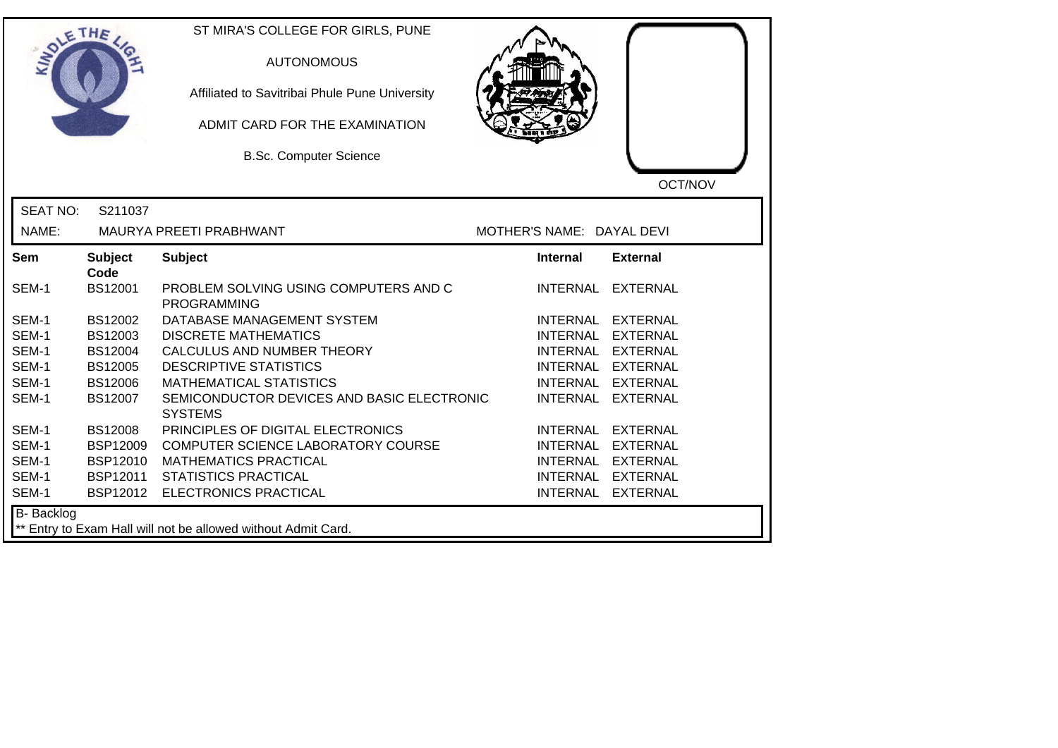ST MIRA'S COLLEGE FOR GIRLS, PUNE

AUTONOMOUS

Affiliated to Savitribai Phule Pune University

ADMIT CARD FOR THE EXAMINATION

B.Sc. Computer Science

OCT/NOV

SEAT NO: S211037

NAME: MAURYA PREETI PRABHWANT

MOTHER'S NAME: DAYAL DEVI

| Sem | Subject Code | Subject | Internal | External |
|---|---|---|---|---|
| SEM-1 | BS12001 | PROBLEM SOLVING USING COMPUTERS AND C PROGRAMMING | INTERNAL | EXTERNAL |
| SEM-1 | BS12002 | DATABASE MANAGEMENT SYSTEM | INTERNAL | EXTERNAL |
| SEM-1 | BS12003 | DISCRETE MATHEMATICS | INTERNAL | EXTERNAL |
| SEM-1 | BS12004 | CALCULUS AND NUMBER THEORY | INTERNAL | EXTERNAL |
| SEM-1 | BS12005 | DESCRIPTIVE STATISTICS | INTERNAL | EXTERNAL |
| SEM-1 | BS12006 | MATHEMATICAL STATISTICS | INTERNAL | EXTERNAL |
| SEM-1 | BS12007 | SEMICONDUCTOR DEVICES AND BASIC ELECTRONIC SYSTEMS | INTERNAL | EXTERNAL |
| SEM-1 | BS12008 | PRINCIPLES OF DIGITAL ELECTRONICS | INTERNAL | EXTERNAL |
| SEM-1 | BSP12009 | COMPUTER SCIENCE LABORATORY COURSE | INTERNAL | EXTERNAL |
| SEM-1 | BSP12010 | MATHEMATICS PRACTICAL | INTERNAL | EXTERNAL |
| SEM-1 | BSP12011 | STATISTICS PRACTICAL | INTERNAL | EXTERNAL |
| SEM-1 | BSP12012 | ELECTRONICS PRACTICAL | INTERNAL | EXTERNAL |

B- Backlog

** Entry to Exam Hall will not be allowed without Admit Card.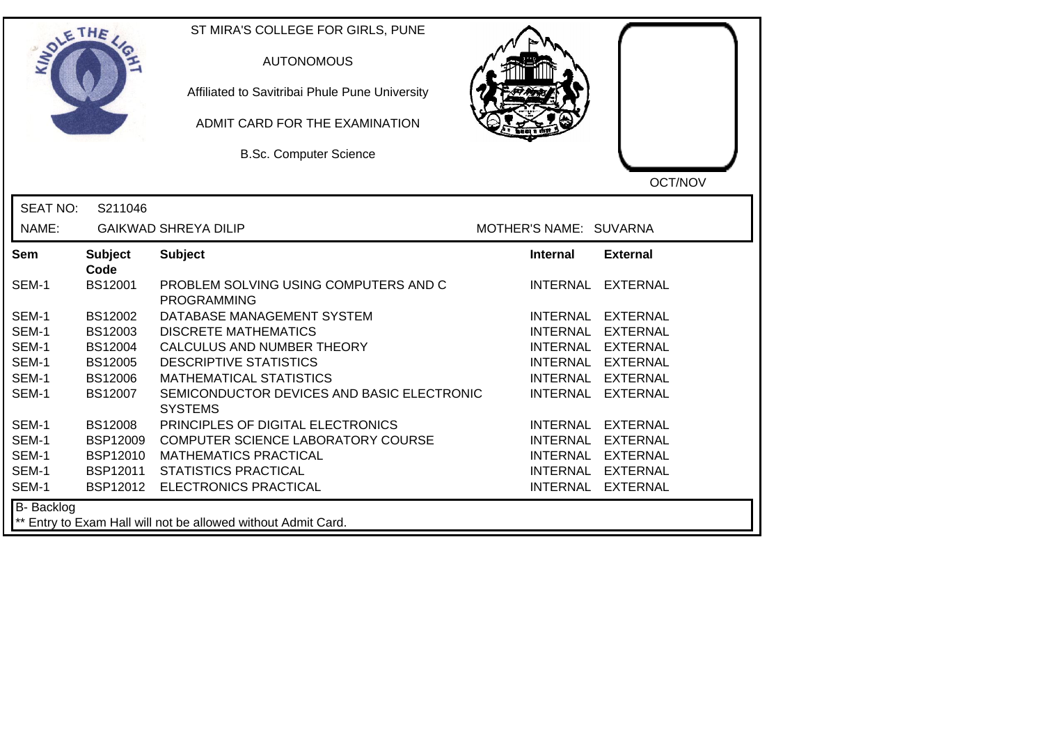ST MIRA'S COLLEGE FOR GIRLS, PUNE

AUTONOMOUS

Affiliated to Savitribai Phule Pune University

ADMIT CARD FOR THE EXAMINATION

B.Sc. Computer Science

OCT/NOV

SEAT NO: S211046

NAME: GAIKWAD SHREYA DILIP

MOTHER'S NAME: SUVARNA

| Sem | Subject Code | Subject | Internal | External |
|---|---|---|---|---|
| SEM-1 | BS12001 | PROBLEM SOLVING USING COMPUTERS AND C PROGRAMMING | INTERNAL | EXTERNAL |
| SEM-1 | BS12002 | DATABASE MANAGEMENT SYSTEM | INTERNAL | EXTERNAL |
| SEM-1 | BS12003 | DISCRETE MATHEMATICS | INTERNAL | EXTERNAL |
| SEM-1 | BS12004 | CALCULUS AND NUMBER THEORY | INTERNAL | EXTERNAL |
| SEM-1 | BS12005 | DESCRIPTIVE STATISTICS | INTERNAL | EXTERNAL |
| SEM-1 | BS12006 | MATHEMATICAL STATISTICS | INTERNAL | EXTERNAL |
| SEM-1 | BS12007 | SEMICONDUCTOR DEVICES AND BASIC ELECTRONIC SYSTEMS | INTERNAL | EXTERNAL |
| SEM-1 | BS12008 | PRINCIPLES OF DIGITAL ELECTRONICS | INTERNAL | EXTERNAL |
| SEM-1 | BSP12009 | COMPUTER SCIENCE LABORATORY COURSE | INTERNAL | EXTERNAL |
| SEM-1 | BSP12010 | MATHEMATICS PRACTICAL | INTERNAL | EXTERNAL |
| SEM-1 | BSP12011 | STATISTICS PRACTICAL | INTERNAL | EXTERNAL |
| SEM-1 | BSP12012 | ELECTRONICS PRACTICAL | INTERNAL | EXTERNAL |

B- Backlog

** Entry to Exam Hall will not be allowed without Admit Card.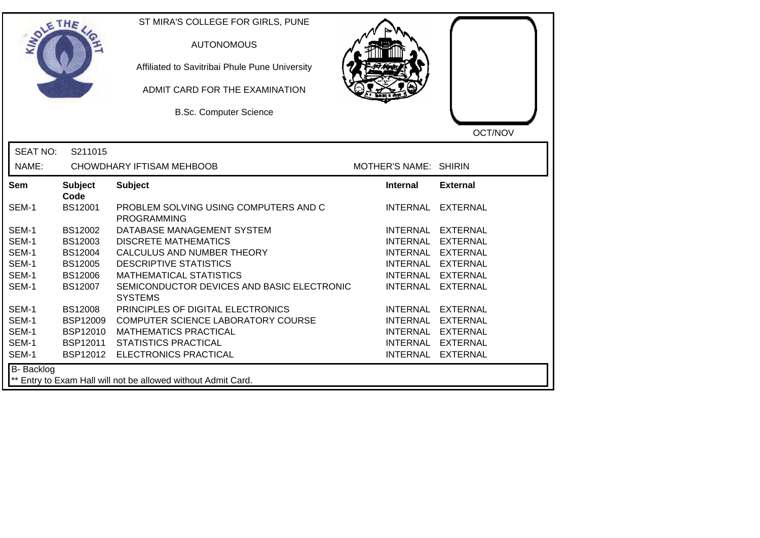ST MIRA'S COLLEGE FOR GIRLS, PUNE

AUTONOMOUS

Affiliated to Savitribai Phule Pune University

ADMIT CARD FOR THE EXAMINATION

B.Sc. Computer Science

OCT/NOV

SEAT NO: S211015

NAME: CHOWDHARY IFTISAM MEHBOOB

MOTHER'S NAME: SHIRIN

| Sem | Subject Code | Subject | Internal | External |
|---|---|---|---|---|
| SEM-1 | BS12001 | PROBLEM SOLVING USING COMPUTERS AND C PROGRAMMING | INTERNAL | EXTERNAL |
| SEM-1 | BS12002 | DATABASE MANAGEMENT SYSTEM | INTERNAL | EXTERNAL |
| SEM-1 | BS12003 | DISCRETE MATHEMATICS | INTERNAL | EXTERNAL |
| SEM-1 | BS12004 | CALCULUS AND NUMBER THEORY | INTERNAL | EXTERNAL |
| SEM-1 | BS12005 | DESCRIPTIVE STATISTICS | INTERNAL | EXTERNAL |
| SEM-1 | BS12006 | MATHEMATICAL STATISTICS | INTERNAL | EXTERNAL |
| SEM-1 | BS12007 | SEMICONDUCTOR DEVICES AND BASIC ELECTRONIC SYSTEMS | INTERNAL | EXTERNAL |
| SEM-1 | BS12008 | PRINCIPLES OF DIGITAL ELECTRONICS | INTERNAL | EXTERNAL |
| SEM-1 | BSP12009 | COMPUTER SCIENCE LABORATORY COURSE | INTERNAL | EXTERNAL |
| SEM-1 | BSP12010 | MATHEMATICS PRACTICAL | INTERNAL | EXTERNAL |
| SEM-1 | BSP12011 | STATISTICS PRACTICAL | INTERNAL | EXTERNAL |
| SEM-1 | BSP12012 | ELECTRONICS PRACTICAL | INTERNAL | EXTERNAL |

B- Backlog

** Entry to Exam Hall will not be allowed without Admit Card.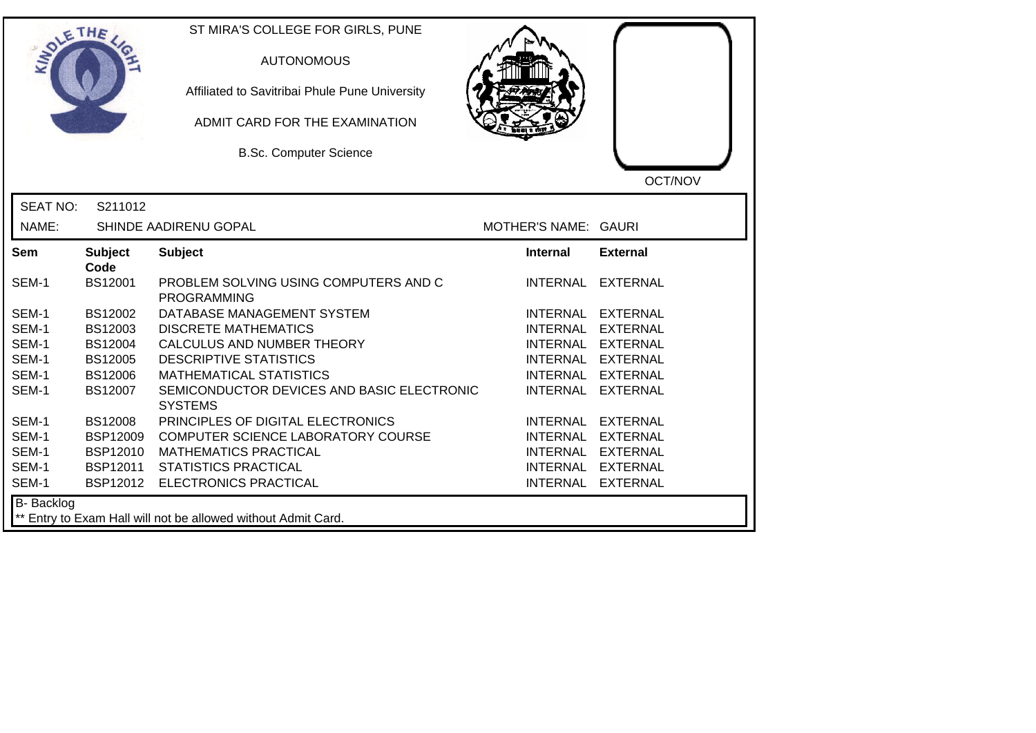ST MIRA'S COLLEGE FOR GIRLS, PUNE

AUTONOMOUS

Affiliated to Savitribai Phule Pune University

ADMIT CARD FOR THE EXAMINATION

B.Sc. Computer Science

OCT/NOV

SEAT NO: S211012

NAME: SHINDE AADIRENU GOPAL MOTHER'S NAME: GAURI

| Sem | Subject Code | Subject | Internal | External |
|---|---|---|---|---|
| SEM-1 | BS12001 | PROBLEM SOLVING USING COMPUTERS AND C PROGRAMMING | INTERNAL | EXTERNAL |
| SEM-1 | BS12002 | DATABASE MANAGEMENT SYSTEM | INTERNAL | EXTERNAL |
| SEM-1 | BS12003 | DISCRETE MATHEMATICS | INTERNAL | EXTERNAL |
| SEM-1 | BS12004 | CALCULUS AND NUMBER THEORY | INTERNAL | EXTERNAL |
| SEM-1 | BS12005 | DESCRIPTIVE STATISTICS | INTERNAL | EXTERNAL |
| SEM-1 | BS12006 | MATHEMATICAL STATISTICS | INTERNAL | EXTERNAL |
| SEM-1 | BS12007 | SEMICONDUCTOR DEVICES AND BASIC ELECTRONIC SYSTEMS | INTERNAL | EXTERNAL |
| SEM-1 | BS12008 | PRINCIPLES OF DIGITAL ELECTRONICS | INTERNAL | EXTERNAL |
| SEM-1 | BSP12009 | COMPUTER SCIENCE LABORATORY COURSE | INTERNAL | EXTERNAL |
| SEM-1 | BSP12010 | MATHEMATICS PRACTICAL | INTERNAL | EXTERNAL |
| SEM-1 | BSP12011 | STATISTICS PRACTICAL | INTERNAL | EXTERNAL |
| SEM-1 | BSP12012 | ELECTRONICS PRACTICAL | INTERNAL | EXTERNAL |

B- Backlog

** Entry to Exam Hall will not be allowed without Admit Card.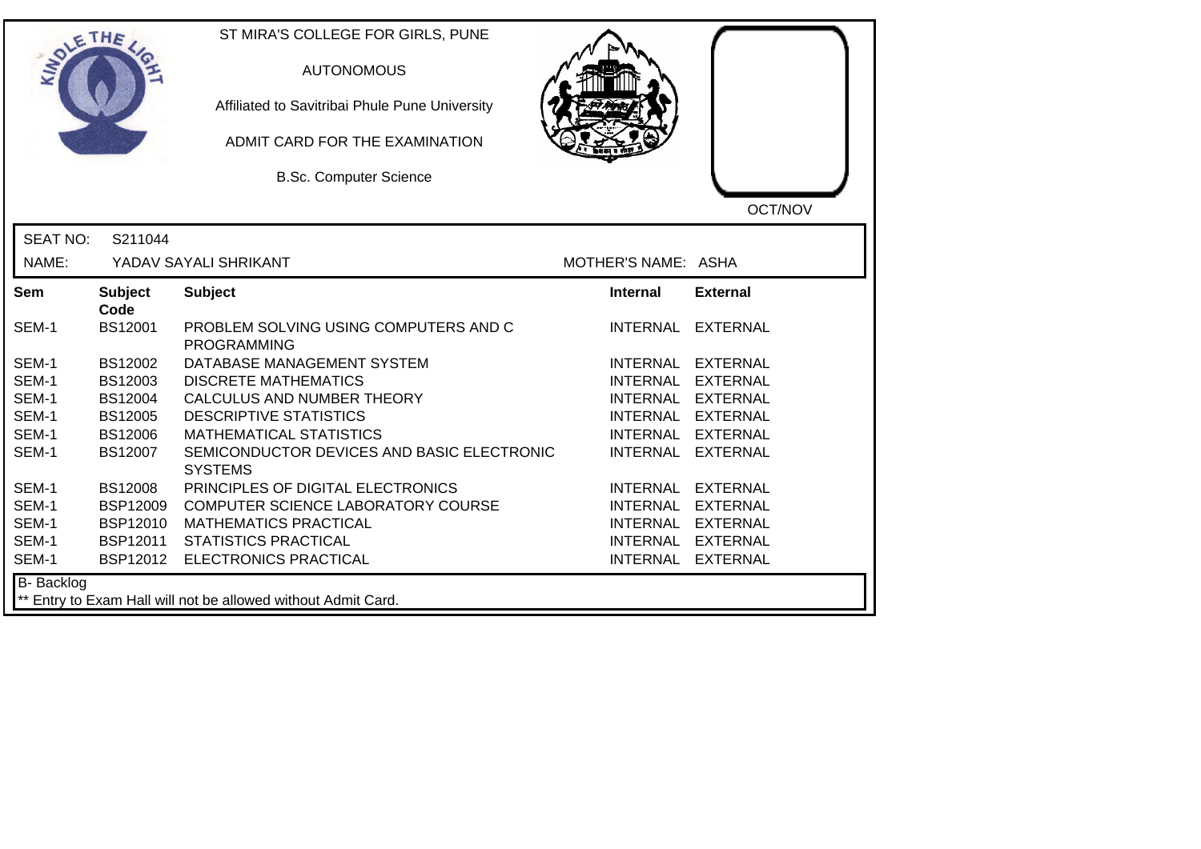ST MIRA'S COLLEGE FOR GIRLS, PUNE

AUTONOMOUS

Affiliated to Savitribai Phule Pune University

ADMIT CARD FOR THE EXAMINATION

B.Sc. Computer Science

OCT/NOV

SEAT NO: S211044

NAME: YADAV SAYALI SHRIKANT

MOTHER'S NAME: ASHA

| Sem | Subject Code | Subject | Internal | External |
|---|---|---|---|---|
| SEM-1 | BS12001 | PROBLEM SOLVING USING COMPUTERS AND C PROGRAMMING | INTERNAL | EXTERNAL |
| SEM-1 | BS12002 | DATABASE MANAGEMENT SYSTEM | INTERNAL | EXTERNAL |
| SEM-1 | BS12003 | DISCRETE MATHEMATICS | INTERNAL | EXTERNAL |
| SEM-1 | BS12004 | CALCULUS AND NUMBER THEORY | INTERNAL | EXTERNAL |
| SEM-1 | BS12005 | DESCRIPTIVE STATISTICS | INTERNAL | EXTERNAL |
| SEM-1 | BS12006 | MATHEMATICAL STATISTICS | INTERNAL | EXTERNAL |
| SEM-1 | BS12007 | SEMICONDUCTOR DEVICES AND BASIC ELECTRONIC SYSTEMS | INTERNAL | EXTERNAL |
| SEM-1 | BS12008 | PRINCIPLES OF DIGITAL ELECTRONICS | INTERNAL | EXTERNAL |
| SEM-1 | BSP12009 | COMPUTER SCIENCE LABORATORY COURSE | INTERNAL | EXTERNAL |
| SEM-1 | BSP12010 | MATHEMATICS PRACTICAL | INTERNAL | EXTERNAL |
| SEM-1 | BSP12011 | STATISTICS PRACTICAL | INTERNAL | EXTERNAL |
| SEM-1 | BSP12012 | ELECTRONICS PRACTICAL | INTERNAL | EXTERNAL |

B- Backlog

** Entry to Exam Hall will not be allowed without Admit Card.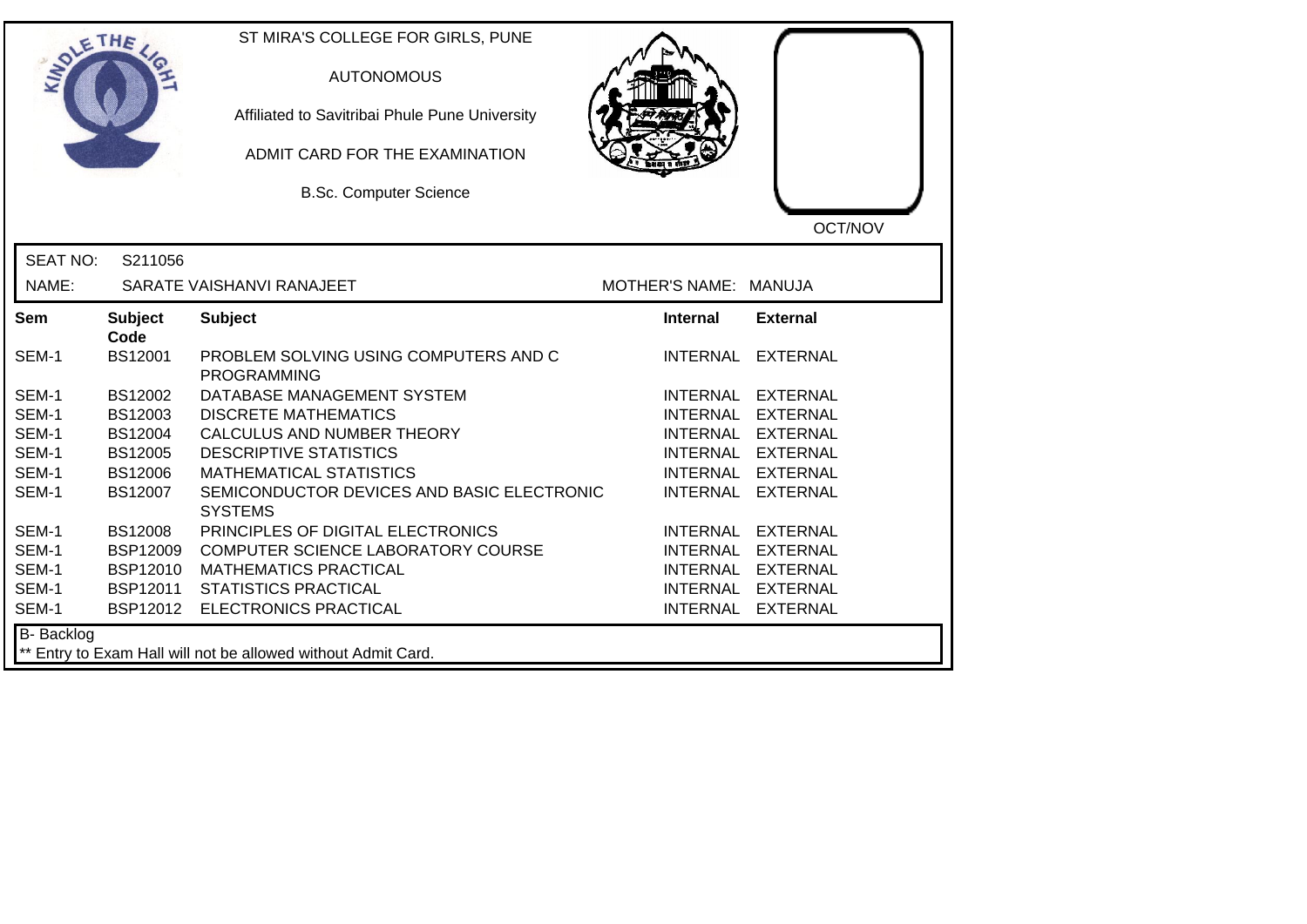ST MIRA'S COLLEGE FOR GIRLS, PUNE

AUTONOMOUS

Affiliated to Savitribai Phule Pune University

ADMIT CARD FOR THE EXAMINATION

B.Sc. Computer Science

OCT/NOV

SEAT NO: S211056

NAME: SARATE VAISHANVI RANAJEET

MOTHER'S NAME: MANUJA

| Sem | Subject Code | Subject | Internal | External |
|---|---|---|---|---|
| SEM-1 | BS12001 | PROBLEM SOLVING USING COMPUTERS AND C PROGRAMMING | INTERNAL | EXTERNAL |
| SEM-1 | BS12002 | DATABASE MANAGEMENT SYSTEM | INTERNAL | EXTERNAL |
| SEM-1 | BS12003 | DISCRETE MATHEMATICS | INTERNAL | EXTERNAL |
| SEM-1 | BS12004 | CALCULUS AND NUMBER THEORY | INTERNAL | EXTERNAL |
| SEM-1 | BS12005 | DESCRIPTIVE STATISTICS | INTERNAL | EXTERNAL |
| SEM-1 | BS12006 | MATHEMATICAL STATISTICS | INTERNAL | EXTERNAL |
| SEM-1 | BS12007 | SEMICONDUCTOR DEVICES AND BASIC ELECTRONIC SYSTEMS | INTERNAL | EXTERNAL |
| SEM-1 | BS12008 | PRINCIPLES OF DIGITAL ELECTRONICS | INTERNAL | EXTERNAL |
| SEM-1 | BSP12009 | COMPUTER SCIENCE LABORATORY COURSE | INTERNAL | EXTERNAL |
| SEM-1 | BSP12010 | MATHEMATICS PRACTICAL | INTERNAL | EXTERNAL |
| SEM-1 | BSP12011 | STATISTICS PRACTICAL | INTERNAL | EXTERNAL |
| SEM-1 | BSP12012 | ELECTRONICS PRACTICAL | INTERNAL | EXTERNAL |

B- Backlog

** Entry to Exam Hall will not be allowed without Admit Card.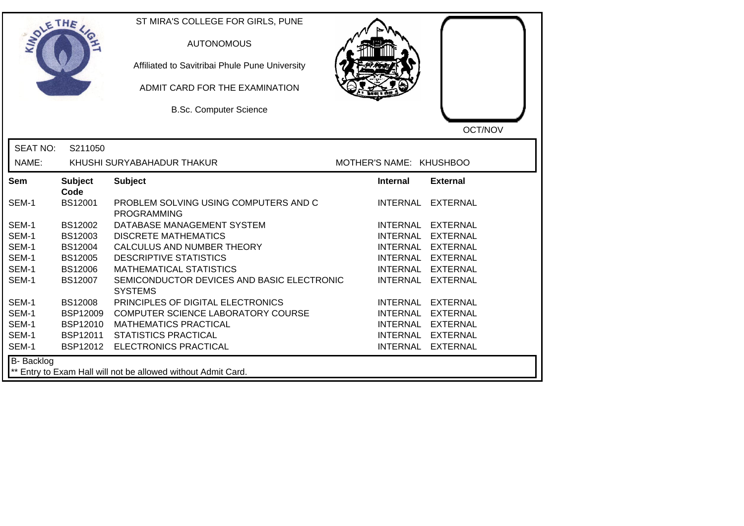ST MIRA'S COLLEGE FOR GIRLS, PUNE

AUTONOMOUS

Affiliated to Savitribai Phule Pune University

ADMIT CARD FOR THE EXAMINATION

B.Sc. Computer Science

OCT/NOV

SEAT NO: S211050

NAME: KHUSHI SURYABAHADUR THAKUR    MOTHER'S NAME: KHUSHBOO

| Sem | Subject Code | Subject | Internal | External |
|---|---|---|---|---|
| SEM-1 | BS12001 | PROBLEM SOLVING USING COMPUTERS AND C PROGRAMMING | INTERNAL | EXTERNAL |
| SEM-1 | BS12002 | DATABASE MANAGEMENT SYSTEM | INTERNAL | EXTERNAL |
| SEM-1 | BS12003 | DISCRETE MATHEMATICS | INTERNAL | EXTERNAL |
| SEM-1 | BS12004 | CALCULUS AND NUMBER THEORY | INTERNAL | EXTERNAL |
| SEM-1 | BS12005 | DESCRIPTIVE STATISTICS | INTERNAL | EXTERNAL |
| SEM-1 | BS12006 | MATHEMATICAL STATISTICS | INTERNAL | EXTERNAL |
| SEM-1 | BS12007 | SEMICONDUCTOR DEVICES AND BASIC ELECTRONIC SYSTEMS | INTERNAL | EXTERNAL |
| SEM-1 | BS12008 | PRINCIPLES OF DIGITAL ELECTRONICS | INTERNAL | EXTERNAL |
| SEM-1 | BSP12009 | COMPUTER SCIENCE LABORATORY COURSE | INTERNAL | EXTERNAL |
| SEM-1 | BSP12010 | MATHEMATICS PRACTICAL | INTERNAL | EXTERNAL |
| SEM-1 | BSP12011 | STATISTICS PRACTICAL | INTERNAL | EXTERNAL |
| SEM-1 | BSP12012 | ELECTRONICS PRACTICAL | INTERNAL | EXTERNAL |

B- Backlog

** Entry to Exam Hall will not be allowed without Admit Card.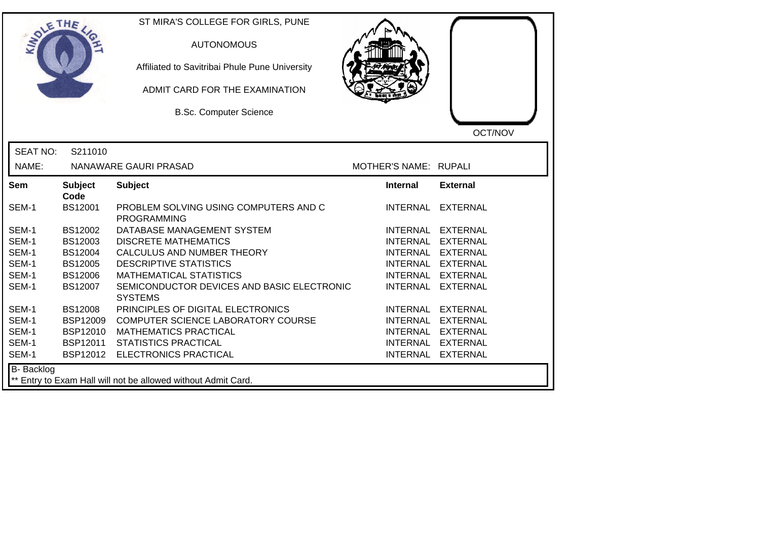ST MIRA'S COLLEGE FOR GIRLS, PUNE

AUTONOMOUS

Affiliated to Savitribai Phule Pune University

ADMIT CARD FOR THE EXAMINATION

B.Sc. Computer Science

OCT/NOV

SEAT NO: S211010

NAME: NANAWARE GAURI PRASAD

MOTHER'S NAME: RUPALI

| Sem | Subject Code | Subject | Internal | External |
|---|---|---|---|---|
| SEM-1 | BS12001 | PROBLEM SOLVING USING COMPUTERS AND C PROGRAMMING | INTERNAL | EXTERNAL |
| SEM-1 | BS12002 | DATABASE MANAGEMENT SYSTEM | INTERNAL | EXTERNAL |
| SEM-1 | BS12003 | DISCRETE MATHEMATICS | INTERNAL | EXTERNAL |
| SEM-1 | BS12004 | CALCULUS AND NUMBER THEORY | INTERNAL | EXTERNAL |
| SEM-1 | BS12005 | DESCRIPTIVE STATISTICS | INTERNAL | EXTERNAL |
| SEM-1 | BS12006 | MATHEMATICAL STATISTICS | INTERNAL | EXTERNAL |
| SEM-1 | BS12007 | SEMICONDUCTOR DEVICES AND BASIC ELECTRONIC SYSTEMS | INTERNAL | EXTERNAL |
| SEM-1 | BS12008 | PRINCIPLES OF DIGITAL ELECTRONICS | INTERNAL | EXTERNAL |
| SEM-1 | BSP12009 | COMPUTER SCIENCE LABORATORY COURSE | INTERNAL | EXTERNAL |
| SEM-1 | BSP12010 | MATHEMATICS PRACTICAL | INTERNAL | EXTERNAL |
| SEM-1 | BSP12011 | STATISTICS PRACTICAL | INTERNAL | EXTERNAL |
| SEM-1 | BSP12012 | ELECTRONICS PRACTICAL | INTERNAL | EXTERNAL |

B- Backlog

** Entry to Exam Hall will not be allowed without Admit Card.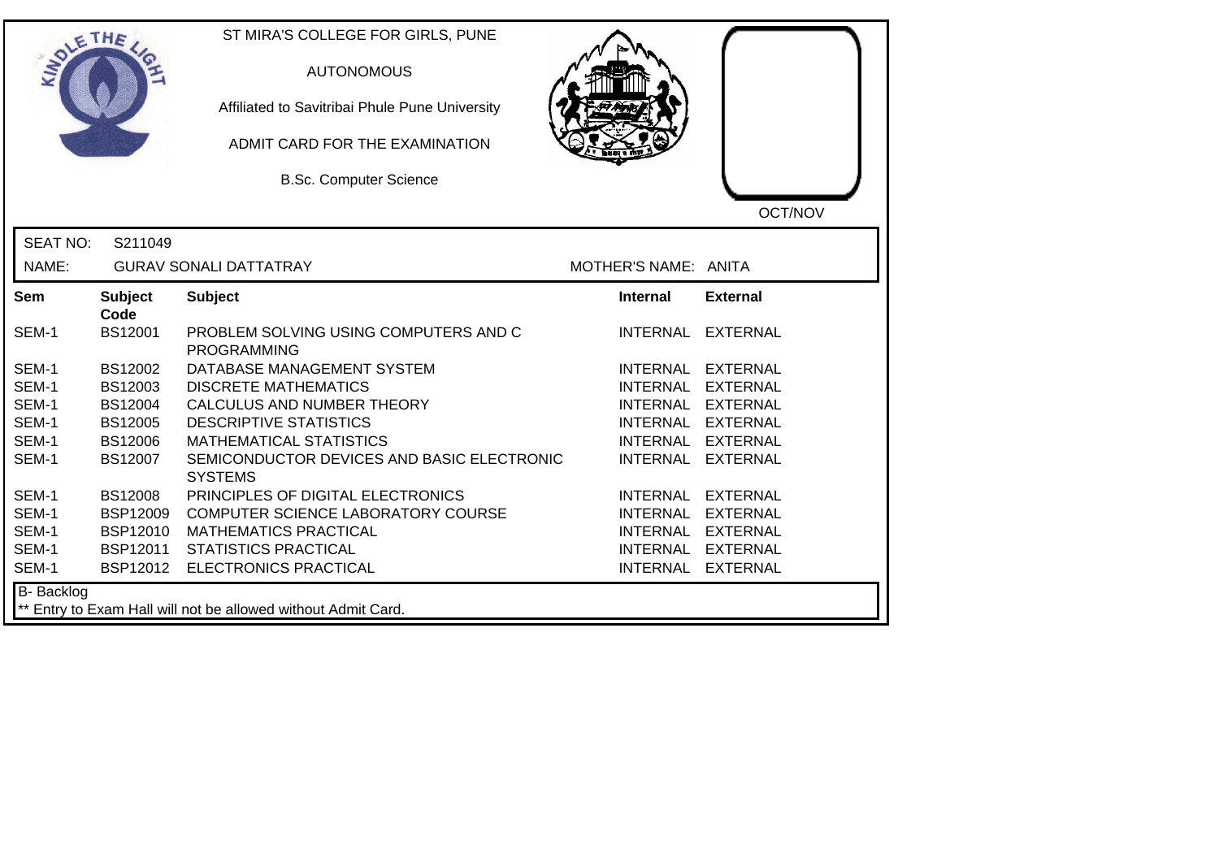ST MIRA'S COLLEGE FOR GIRLS, PUNE

AUTONOMOUS

Affiliated to Savitribai Phule Pune University

ADMIT CARD FOR THE EXAMINATION

B.Sc. Computer Science

OCT/NOV

SEAT NO: S211049

NAME: GURAV SONALI DATTATRAY

MOTHER'S NAME: ANITA

| Sem | Subject Code | Subject | Internal | External |
|---|---|---|---|---|
| SEM-1 | BS12001 | PROBLEM SOLVING USING COMPUTERS AND C PROGRAMMING | INTERNAL | EXTERNAL |
| SEM-1 | BS12002 | DATABASE MANAGEMENT SYSTEM | INTERNAL | EXTERNAL |
| SEM-1 | BS12003 | DISCRETE MATHEMATICS | INTERNAL | EXTERNAL |
| SEM-1 | BS12004 | CALCULUS AND NUMBER THEORY | INTERNAL | EXTERNAL |
| SEM-1 | BS12005 | DESCRIPTIVE STATISTICS | INTERNAL | EXTERNAL |
| SEM-1 | BS12006 | MATHEMATICAL STATISTICS | INTERNAL | EXTERNAL |
| SEM-1 | BS12007 | SEMICONDUCTOR DEVICES AND BASIC ELECTRONIC SYSTEMS | INTERNAL | EXTERNAL |
| SEM-1 | BS12008 | PRINCIPLES OF DIGITAL ELECTRONICS | INTERNAL | EXTERNAL |
| SEM-1 | BSP12009 | COMPUTER SCIENCE LABORATORY COURSE | INTERNAL | EXTERNAL |
| SEM-1 | BSP12010 | MATHEMATICS PRACTICAL | INTERNAL | EXTERNAL |
| SEM-1 | BSP12011 | STATISTICS PRACTICAL | INTERNAL | EXTERNAL |
| SEM-1 | BSP12012 | ELECTRONICS PRACTICAL | INTERNAL | EXTERNAL |

B- Backlog

** Entry to Exam Hall will not be allowed without Admit Card.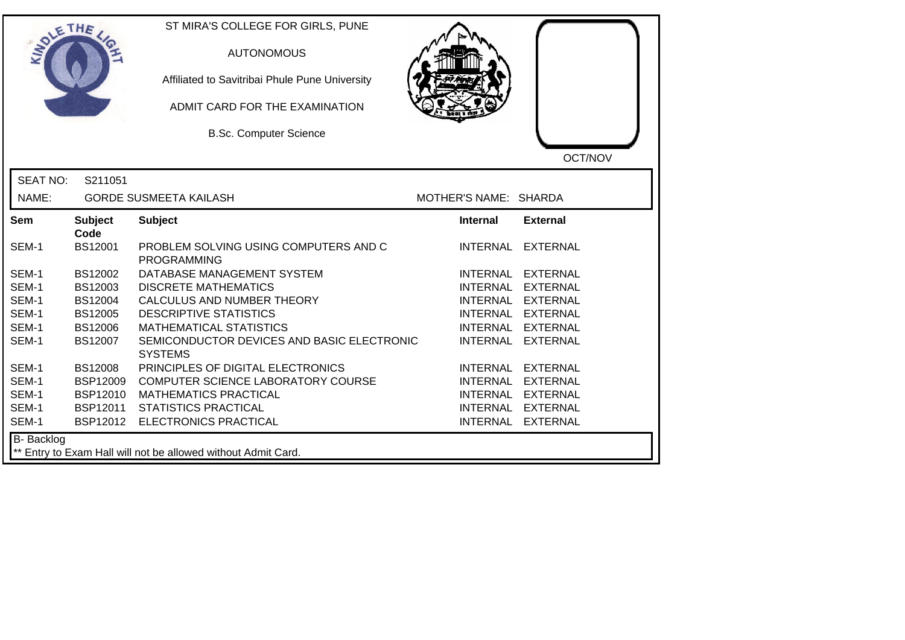ST MIRA'S COLLEGE FOR GIRLS, PUNE

AUTONOMOUS

Affiliated to Savitribai Phule Pune University

ADMIT CARD FOR THE EXAMINATION

B.Sc. Computer Science

OCT/NOV

SEAT NO: S211051

NAME: GORDE SUSMEETA KAILASH

MOTHER'S NAME: SHARDA

| Sem | Subject Code | Subject | Internal | External |
|---|---|---|---|---|
| SEM-1 | BS12001 | PROBLEM SOLVING USING COMPUTERS AND C PROGRAMMING | INTERNAL | EXTERNAL |
| SEM-1 | BS12002 | DATABASE MANAGEMENT SYSTEM | INTERNAL | EXTERNAL |
| SEM-1 | BS12003 | DISCRETE MATHEMATICS | INTERNAL | EXTERNAL |
| SEM-1 | BS12004 | CALCULUS AND NUMBER THEORY | INTERNAL | EXTERNAL |
| SEM-1 | BS12005 | DESCRIPTIVE STATISTICS | INTERNAL | EXTERNAL |
| SEM-1 | BS12006 | MATHEMATICAL STATISTICS | INTERNAL | EXTERNAL |
| SEM-1 | BS12007 | SEMICONDUCTOR DEVICES AND BASIC ELECTRONIC SYSTEMS | INTERNAL | EXTERNAL |
| SEM-1 | BS12008 | PRINCIPLES OF DIGITAL ELECTRONICS | INTERNAL | EXTERNAL |
| SEM-1 | BSP12009 | COMPUTER SCIENCE LABORATORY COURSE | INTERNAL | EXTERNAL |
| SEM-1 | BSP12010 | MATHEMATICS PRACTICAL | INTERNAL | EXTERNAL |
| SEM-1 | BSP12011 | STATISTICS PRACTICAL | INTERNAL | EXTERNAL |
| SEM-1 | BSP12012 | ELECTRONICS PRACTICAL | INTERNAL | EXTERNAL |

B- Backlog

** Entry to Exam Hall will not be allowed without Admit Card.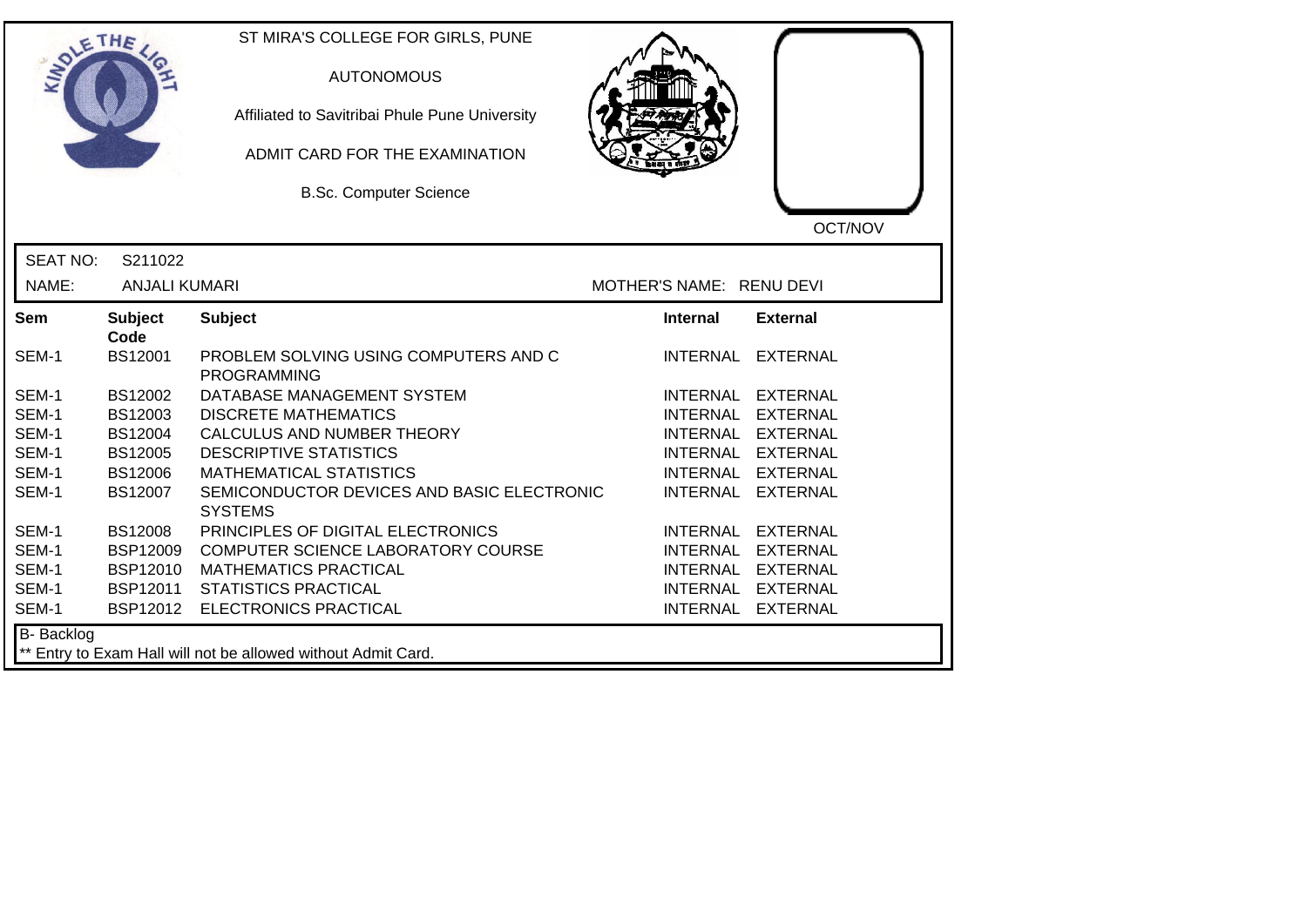ST MIRA'S COLLEGE FOR GIRLS, PUNE

AUTONOMOUS

Affiliated to Savitribai Phule Pune University

ADMIT CARD FOR THE EXAMINATION

B.Sc. Computer Science

OCT/NOV

SEAT NO: S211022

NAME: ANJALI KUMARI

MOTHER'S NAME: RENU DEVI

| Sem | Subject Code | Subject | Internal | External |
|---|---|---|---|---|
| SEM-1 | BS12001 | PROBLEM SOLVING USING COMPUTERS AND C PROGRAMMING | INTERNAL | EXTERNAL |
| SEM-1 | BS12002 | DATABASE MANAGEMENT SYSTEM | INTERNAL | EXTERNAL |
| SEM-1 | BS12003 | DISCRETE MATHEMATICS | INTERNAL | EXTERNAL |
| SEM-1 | BS12004 | CALCULUS AND NUMBER THEORY | INTERNAL | EXTERNAL |
| SEM-1 | BS12005 | DESCRIPTIVE STATISTICS | INTERNAL | EXTERNAL |
| SEM-1 | BS12006 | MATHEMATICAL STATISTICS | INTERNAL | EXTERNAL |
| SEM-1 | BS12007 | SEMICONDUCTOR DEVICES AND BASIC ELECTRONIC SYSTEMS | INTERNAL | EXTERNAL |
| SEM-1 | BS12008 | PRINCIPLES OF DIGITAL ELECTRONICS | INTERNAL | EXTERNAL |
| SEM-1 | BSP12009 | COMPUTER SCIENCE LABORATORY COURSE | INTERNAL | EXTERNAL |
| SEM-1 | BSP12010 | MATHEMATICS PRACTICAL | INTERNAL | EXTERNAL |
| SEM-1 | BSP12011 | STATISTICS PRACTICAL | INTERNAL | EXTERNAL |
| SEM-1 | BSP12012 | ELECTRONICS PRACTICAL | INTERNAL | EXTERNAL |

B- Backlog

** Entry to Exam Hall will not be allowed without Admit Card.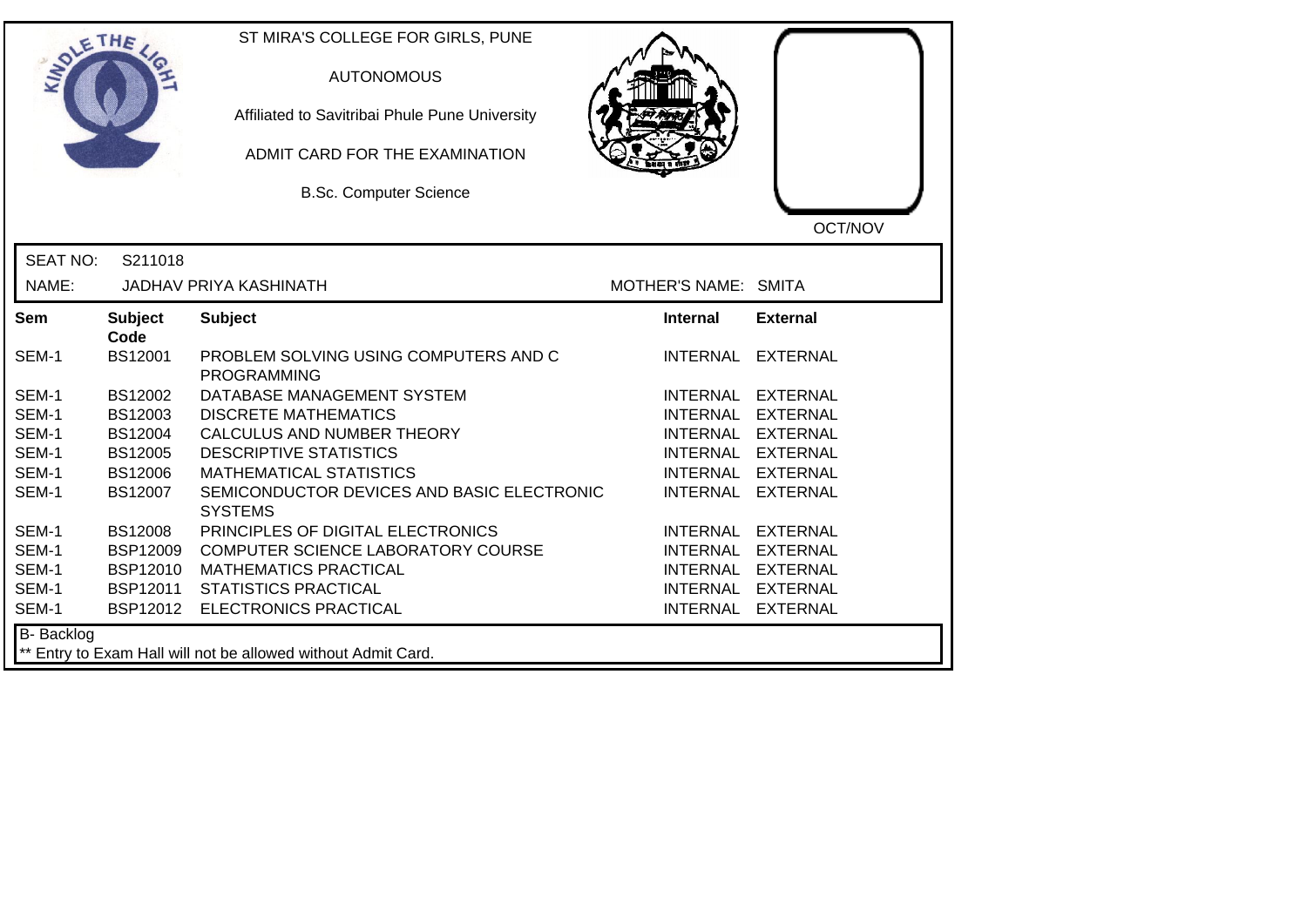ST MIRA'S COLLEGE FOR GIRLS, PUNE

AUTONOMOUS

Affiliated to Savitribai Phule Pune University

ADMIT CARD FOR THE EXAMINATION

B.Sc. Computer Science

OCT/NOV

SEAT NO: S211018

NAME: JADHAV PRIYA KASHINATH    MOTHER'S NAME: SMITA

| Sem | Subject Code | Subject | Internal | External |
|---|---|---|---|---|
| SEM-1 | BS12001 | PROBLEM SOLVING USING COMPUTERS AND C PROGRAMMING | INTERNAL | EXTERNAL |
| SEM-1 | BS12002 | DATABASE MANAGEMENT SYSTEM | INTERNAL | EXTERNAL |
| SEM-1 | BS12003 | DISCRETE MATHEMATICS | INTERNAL | EXTERNAL |
| SEM-1 | BS12004 | CALCULUS AND NUMBER THEORY | INTERNAL | EXTERNAL |
| SEM-1 | BS12005 | DESCRIPTIVE STATISTICS | INTERNAL | EXTERNAL |
| SEM-1 | BS12006 | MATHEMATICAL STATISTICS | INTERNAL | EXTERNAL |
| SEM-1 | BS12007 | SEMICONDUCTOR DEVICES AND BASIC ELECTRONIC SYSTEMS | INTERNAL | EXTERNAL |
| SEM-1 | BS12008 | PRINCIPLES OF DIGITAL ELECTRONICS | INTERNAL | EXTERNAL |
| SEM-1 | BSP12009 | COMPUTER SCIENCE LABORATORY COURSE | INTERNAL | EXTERNAL |
| SEM-1 | BSP12010 | MATHEMATICS PRACTICAL | INTERNAL | EXTERNAL |
| SEM-1 | BSP12011 | STATISTICS PRACTICAL | INTERNAL | EXTERNAL |
| SEM-1 | BSP12012 | ELECTRONICS PRACTICAL | INTERNAL | EXTERNAL |

B- Backlog

** Entry to Exam Hall will not be allowed without Admit Card.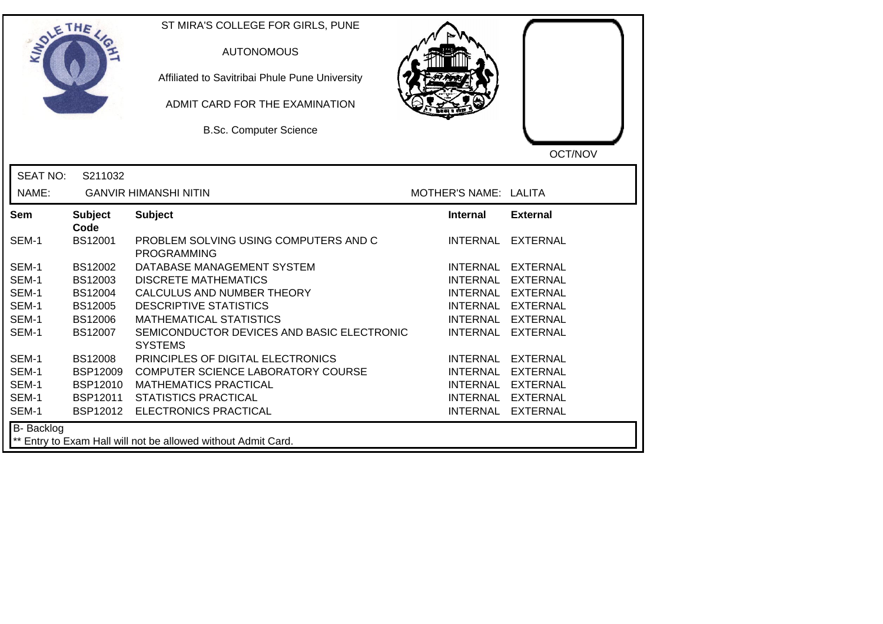ST MIRA'S COLLEGE FOR GIRLS, PUNE

AUTONOMOUS

Affiliated to Savitribai Phule Pune University

ADMIT CARD FOR THE EXAMINATION

B.Sc. Computer Science

OCT/NOV

SEAT NO: S211032

NAME: GANVIR HIMANSHI NITIN

MOTHER'S NAME: LALITA

| Sem | Subject Code | Subject | Internal | External |
|---|---|---|---|---|
| SEM-1 | BS12001 | PROBLEM SOLVING USING COMPUTERS AND C PROGRAMMING | INTERNAL | EXTERNAL |
| SEM-1 | BS12002 | DATABASE MANAGEMENT SYSTEM | INTERNAL | EXTERNAL |
| SEM-1 | BS12003 | DISCRETE MATHEMATICS | INTERNAL | EXTERNAL |
| SEM-1 | BS12004 | CALCULUS AND NUMBER THEORY | INTERNAL | EXTERNAL |
| SEM-1 | BS12005 | DESCRIPTIVE STATISTICS | INTERNAL | EXTERNAL |
| SEM-1 | BS12006 | MATHEMATICAL STATISTICS | INTERNAL | EXTERNAL |
| SEM-1 | BS12007 | SEMICONDUCTOR DEVICES AND BASIC ELECTRONIC SYSTEMS | INTERNAL | EXTERNAL |
| SEM-1 | BS12008 | PRINCIPLES OF DIGITAL ELECTRONICS | INTERNAL | EXTERNAL |
| SEM-1 | BSP12009 | COMPUTER SCIENCE LABORATORY COURSE | INTERNAL | EXTERNAL |
| SEM-1 | BSP12010 | MATHEMATICS PRACTICAL | INTERNAL | EXTERNAL |
| SEM-1 | BSP12011 | STATISTICS PRACTICAL | INTERNAL | EXTERNAL |
| SEM-1 | BSP12012 | ELECTRONICS PRACTICAL | INTERNAL | EXTERNAL |

B- Backlog

** Entry to Exam Hall will not be allowed without Admit Card.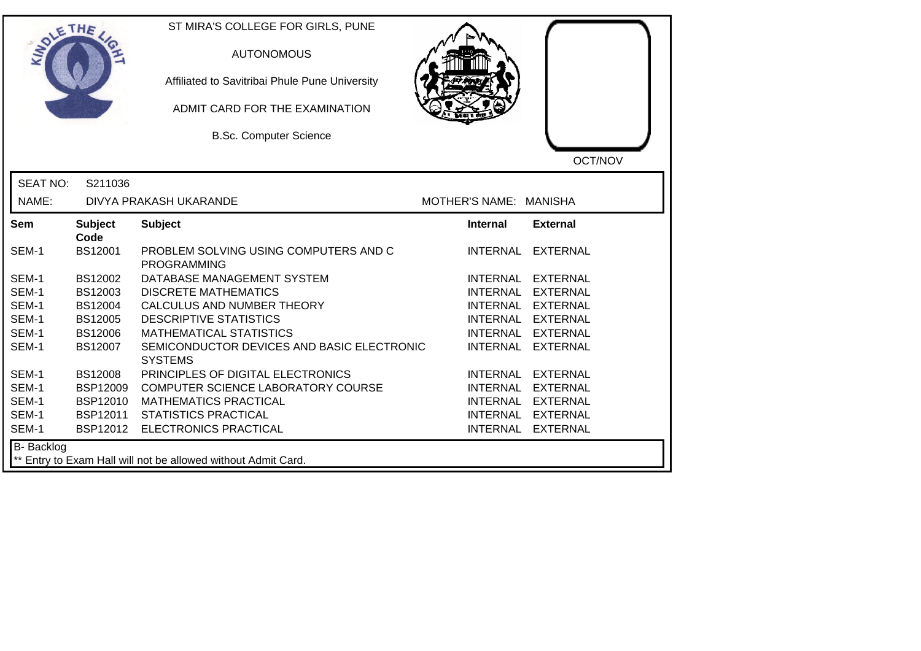ST MIRA'S COLLEGE FOR GIRLS, PUNE

AUTONOMOUS

Affiliated to Savitribai Phule Pune University

ADMIT CARD FOR THE EXAMINATION

B.Sc. Computer Science

OCT/NOV

SEAT NO: S211036

NAME: DIVYA PRAKASH UKARANDE MOTHER'S NAME: MANISHA

| Sem | Subject Code | Subject | Internal | External |
|---|---|---|---|---|
| SEM-1 | BS12001 | PROBLEM SOLVING USING COMPUTERS AND C PROGRAMMING | INTERNAL | EXTERNAL |
| SEM-1 | BS12002 | DATABASE MANAGEMENT SYSTEM | INTERNAL | EXTERNAL |
| SEM-1 | BS12003 | DISCRETE MATHEMATICS | INTERNAL | EXTERNAL |
| SEM-1 | BS12004 | CALCULUS AND NUMBER THEORY | INTERNAL | EXTERNAL |
| SEM-1 | BS12005 | DESCRIPTIVE STATISTICS | INTERNAL | EXTERNAL |
| SEM-1 | BS12006 | MATHEMATICAL STATISTICS | INTERNAL | EXTERNAL |
| SEM-1 | BS12007 | SEMICONDUCTOR DEVICES AND BASIC ELECTRONIC SYSTEMS | INTERNAL | EXTERNAL |
| SEM-1 | BS12008 | PRINCIPLES OF DIGITAL ELECTRONICS | INTERNAL | EXTERNAL |
| SEM-1 | BSP12009 | COMPUTER SCIENCE LABORATORY COURSE | INTERNAL | EXTERNAL |
| SEM-1 | BSP12010 | MATHEMATICS PRACTICAL | INTERNAL | EXTERNAL |
| SEM-1 | BSP12011 | STATISTICS PRACTICAL | INTERNAL | EXTERNAL |
| SEM-1 | BSP12012 | ELECTRONICS PRACTICAL | INTERNAL | EXTERNAL |

B- Backlog

** Entry to Exam Hall will not be allowed without Admit Card.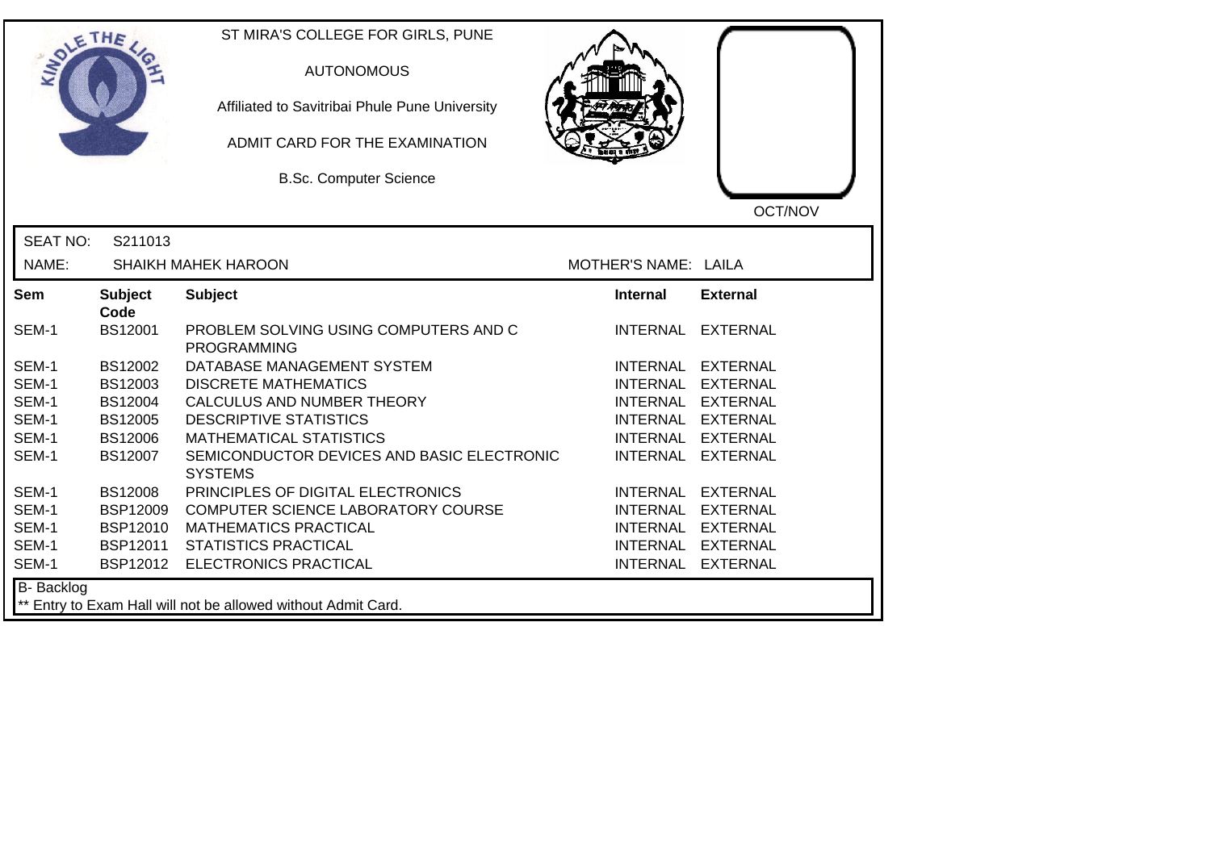ST MIRA'S COLLEGE FOR GIRLS, PUNE

AUTONOMOUS

Affiliated to Savitribai Phule Pune University

ADMIT CARD FOR THE EXAMINATION

B.Sc. Computer Science

OCT/NOV

SEAT NO: S211013

NAME: SHAIKH MAHEK HAROON

MOTHER'S NAME: LAILA

| Sem | Subject Code | Subject | Internal | External |
|---|---|---|---|---|
| SEM-1 | BS12001 | PROBLEM SOLVING USING COMPUTERS AND C PROGRAMMING | INTERNAL | EXTERNAL |
| SEM-1 | BS12002 | DATABASE MANAGEMENT SYSTEM | INTERNAL | EXTERNAL |
| SEM-1 | BS12003 | DISCRETE MATHEMATICS | INTERNAL | EXTERNAL |
| SEM-1 | BS12004 | CALCULUS AND NUMBER THEORY | INTERNAL | EXTERNAL |
| SEM-1 | BS12005 | DESCRIPTIVE STATISTICS | INTERNAL | EXTERNAL |
| SEM-1 | BS12006 | MATHEMATICAL STATISTICS | INTERNAL | EXTERNAL |
| SEM-1 | BS12007 | SEMICONDUCTOR DEVICES AND BASIC ELECTRONIC SYSTEMS | INTERNAL | EXTERNAL |
| SEM-1 | BS12008 | PRINCIPLES OF DIGITAL ELECTRONICS | INTERNAL | EXTERNAL |
| SEM-1 | BSP12009 | COMPUTER SCIENCE LABORATORY COURSE | INTERNAL | EXTERNAL |
| SEM-1 | BSP12010 | MATHEMATICS PRACTICAL | INTERNAL | EXTERNAL |
| SEM-1 | BSP12011 | STATISTICS PRACTICAL | INTERNAL | EXTERNAL |
| SEM-1 | BSP12012 | ELECTRONICS PRACTICAL | INTERNAL | EXTERNAL |

B- Backlog

** Entry to Exam Hall will not be allowed without Admit Card.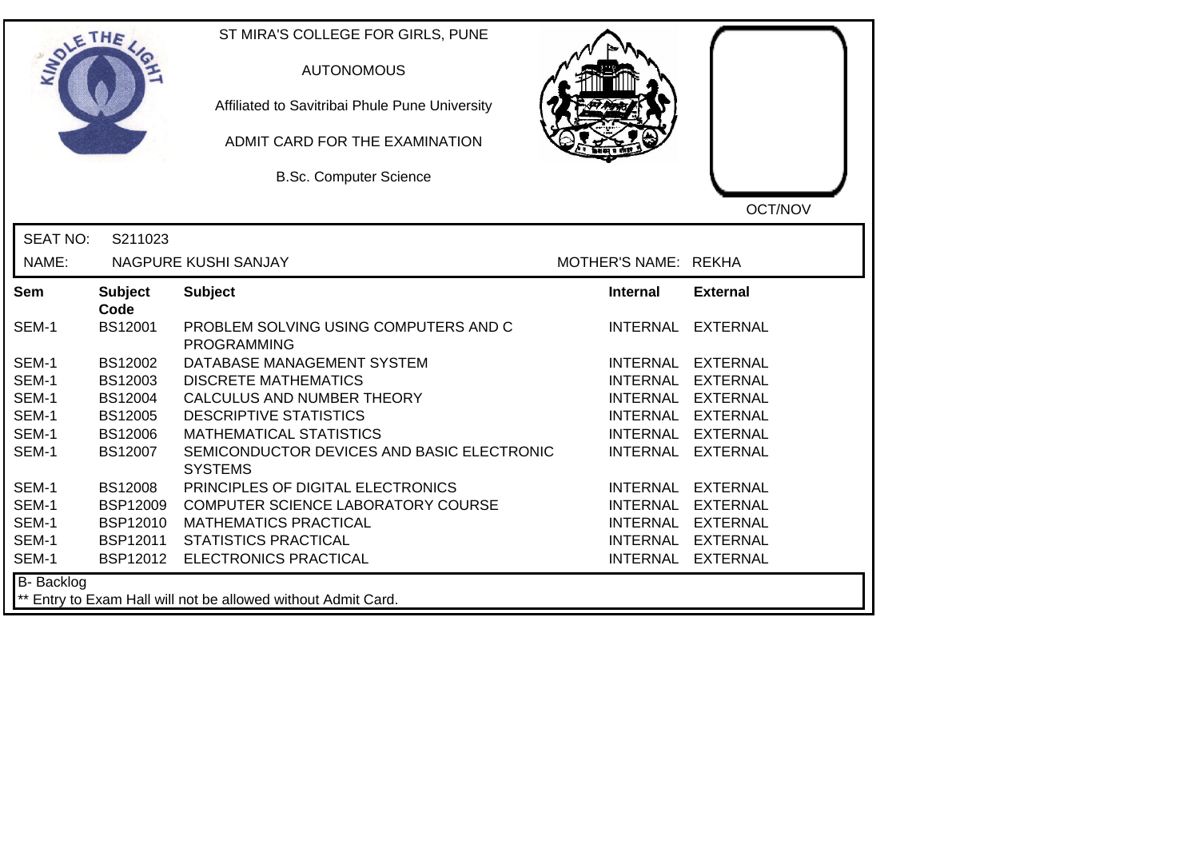ST MIRA'S COLLEGE FOR GIRLS, PUNE

AUTONOMOUS

Affiliated to Savitribai Phule Pune University

ADMIT CARD FOR THE EXAMINATION

B.Sc. Computer Science

OCT/NOV

SEAT NO: S211023

NAME: NAGPURE KUSHI SANJAY MOTHER'S NAME: REKHA

| Sem | Subject Code | Subject | Internal | External |
|---|---|---|---|---|
| SEM-1 | BS12001 | PROBLEM SOLVING USING COMPUTERS AND C PROGRAMMING | INTERNAL | EXTERNAL |
| SEM-1 | BS12002 | DATABASE MANAGEMENT SYSTEM | INTERNAL | EXTERNAL |
| SEM-1 | BS12003 | DISCRETE MATHEMATICS | INTERNAL | EXTERNAL |
| SEM-1 | BS12004 | CALCULUS AND NUMBER THEORY | INTERNAL | EXTERNAL |
| SEM-1 | BS12005 | DESCRIPTIVE STATISTICS | INTERNAL | EXTERNAL |
| SEM-1 | BS12006 | MATHEMATICAL STATISTICS | INTERNAL | EXTERNAL |
| SEM-1 | BS12007 | SEMICONDUCTOR DEVICES AND BASIC ELECTRONIC SYSTEMS | INTERNAL | EXTERNAL |
| SEM-1 | BS12008 | PRINCIPLES OF DIGITAL ELECTRONICS | INTERNAL | EXTERNAL |
| SEM-1 | BSP12009 | COMPUTER SCIENCE LABORATORY COURSE | INTERNAL | EXTERNAL |
| SEM-1 | BSP12010 | MATHEMATICS PRACTICAL | INTERNAL | EXTERNAL |
| SEM-1 | BSP12011 | STATISTICS PRACTICAL | INTERNAL | EXTERNAL |
| SEM-1 | BSP12012 | ELECTRONICS PRACTICAL | INTERNAL | EXTERNAL |

B- Backlog

** Entry to Exam Hall will not be allowed without Admit Card.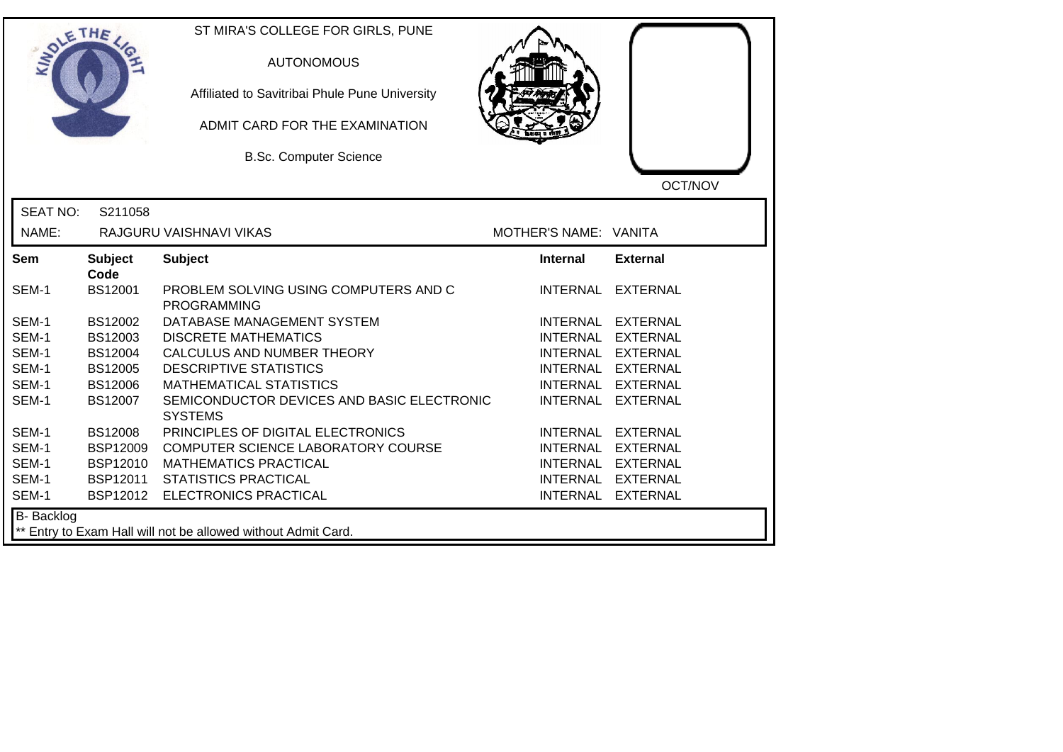ST MIRA'S COLLEGE FOR GIRLS, PUNE

AUTONOMOUS

Affiliated to Savitribai Phule Pune University

ADMIT CARD FOR THE EXAMINATION

B.Sc. Computer Science

OCT/NOV

SEAT NO: S211058

NAME: RAJGURU VAISHNAVI VIKAS

MOTHER'S NAME: VANITA

| Sem | Subject Code | Subject | Internal | External |
|---|---|---|---|---|
| SEM-1 | BS12001 | PROBLEM SOLVING USING COMPUTERS AND C PROGRAMMING | INTERNAL | EXTERNAL |
| SEM-1 | BS12002 | DATABASE MANAGEMENT SYSTEM | INTERNAL | EXTERNAL |
| SEM-1 | BS12003 | DISCRETE MATHEMATICS | INTERNAL | EXTERNAL |
| SEM-1 | BS12004 | CALCULUS AND NUMBER THEORY | INTERNAL | EXTERNAL |
| SEM-1 | BS12005 | DESCRIPTIVE STATISTICS | INTERNAL | EXTERNAL |
| SEM-1 | BS12006 | MATHEMATICAL STATISTICS | INTERNAL | EXTERNAL |
| SEM-1 | BS12007 | SEMICONDUCTOR DEVICES AND BASIC ELECTRONIC SYSTEMS | INTERNAL | EXTERNAL |
| SEM-1 | BS12008 | PRINCIPLES OF DIGITAL ELECTRONICS | INTERNAL | EXTERNAL |
| SEM-1 | BSP12009 | COMPUTER SCIENCE LABORATORY COURSE | INTERNAL | EXTERNAL |
| SEM-1 | BSP12010 | MATHEMATICS PRACTICAL | INTERNAL | EXTERNAL |
| SEM-1 | BSP12011 | STATISTICS PRACTICAL | INTERNAL | EXTERNAL |
| SEM-1 | BSP12012 | ELECTRONICS PRACTICAL | INTERNAL | EXTERNAL |

B- Backlog

** Entry to Exam Hall will not be allowed without Admit Card.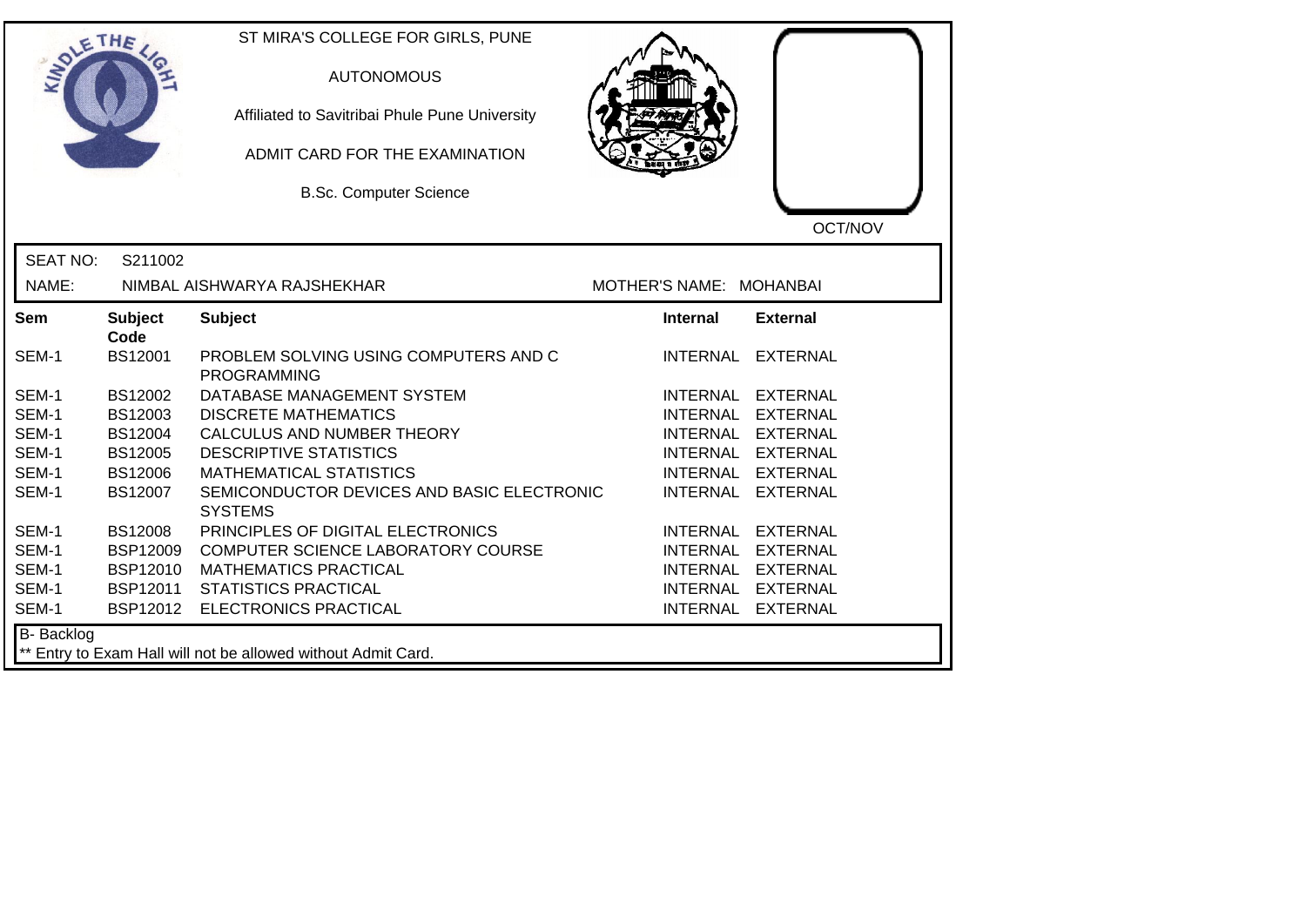ST MIRA'S COLLEGE FOR GIRLS, PUNE

AUTONOMOUS

Affiliated to Savitribai Phule Pune University

ADMIT CARD FOR THE EXAMINATION

B.Sc. Computer Science

OCT/NOV

SEAT NO: S211002

NAME: NIMBAL AISHWARYA RAJSHEKHAR

MOTHER'S NAME: MOHANBAI

| Sem | Subject Code | Subject | Internal | External |
|---|---|---|---|---|
| SEM-1 | BS12001 | PROBLEM SOLVING USING COMPUTERS AND C PROGRAMMING | INTERNAL | EXTERNAL |
| SEM-1 | BS12002 | DATABASE MANAGEMENT SYSTEM | INTERNAL | EXTERNAL |
| SEM-1 | BS12003 | DISCRETE MATHEMATICS | INTERNAL | EXTERNAL |
| SEM-1 | BS12004 | CALCULUS AND NUMBER THEORY | INTERNAL | EXTERNAL |
| SEM-1 | BS12005 | DESCRIPTIVE STATISTICS | INTERNAL | EXTERNAL |
| SEM-1 | BS12006 | MATHEMATICAL STATISTICS | INTERNAL | EXTERNAL |
| SEM-1 | BS12007 | SEMICONDUCTOR DEVICES AND BASIC ELECTRONIC SYSTEMS | INTERNAL | EXTERNAL |
| SEM-1 | BS12008 | PRINCIPLES OF DIGITAL ELECTRONICS | INTERNAL | EXTERNAL |
| SEM-1 | BSP12009 | COMPUTER SCIENCE LABORATORY COURSE | INTERNAL | EXTERNAL |
| SEM-1 | BSP12010 | MATHEMATICS PRACTICAL | INTERNAL | EXTERNAL |
| SEM-1 | BSP12011 | STATISTICS PRACTICAL | INTERNAL | EXTERNAL |
| SEM-1 | BSP12012 | ELECTRONICS PRACTICAL | INTERNAL | EXTERNAL |

B- Backlog

** Entry to Exam Hall will not be allowed without Admit Card.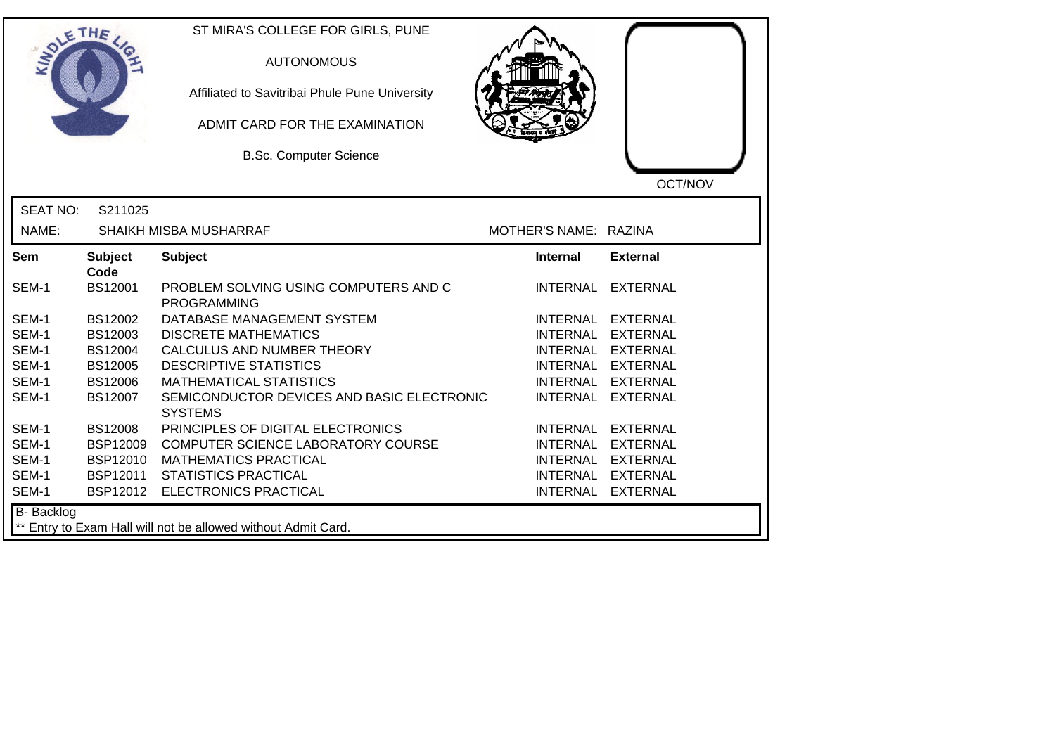ST MIRA'S COLLEGE FOR GIRLS, PUNE

AUTONOMOUS

Affiliated to Savitribai Phule Pune University

ADMIT CARD FOR THE EXAMINATION

B.Sc. Computer Science

OCT/NOV

SEAT NO: S211025

NAME: SHAIKH MISBA MUSHARRAF

MOTHER'S NAME: RAZINA

| Sem | Subject Code | Subject | Internal | External |
|---|---|---|---|---|
| SEM-1 | BS12001 | PROBLEM SOLVING USING COMPUTERS AND C PROGRAMMING | INTERNAL | EXTERNAL |
| SEM-1 | BS12002 | DATABASE MANAGEMENT SYSTEM | INTERNAL | EXTERNAL |
| SEM-1 | BS12003 | DISCRETE MATHEMATICS | INTERNAL | EXTERNAL |
| SEM-1 | BS12004 | CALCULUS AND NUMBER THEORY | INTERNAL | EXTERNAL |
| SEM-1 | BS12005 | DESCRIPTIVE STATISTICS | INTERNAL | EXTERNAL |
| SEM-1 | BS12006 | MATHEMATICAL STATISTICS | INTERNAL | EXTERNAL |
| SEM-1 | BS12007 | SEMICONDUCTOR DEVICES AND BASIC ELECTRONIC SYSTEMS | INTERNAL | EXTERNAL |
| SEM-1 | BS12008 | PRINCIPLES OF DIGITAL ELECTRONICS | INTERNAL | EXTERNAL |
| SEM-1 | BSP12009 | COMPUTER SCIENCE LABORATORY COURSE | INTERNAL | EXTERNAL |
| SEM-1 | BSP12010 | MATHEMATICS PRACTICAL | INTERNAL | EXTERNAL |
| SEM-1 | BSP12011 | STATISTICS PRACTICAL | INTERNAL | EXTERNAL |
| SEM-1 | BSP12012 | ELECTRONICS PRACTICAL | INTERNAL | EXTERNAL |

B- Backlog

** Entry to Exam Hall will not be allowed without Admit Card.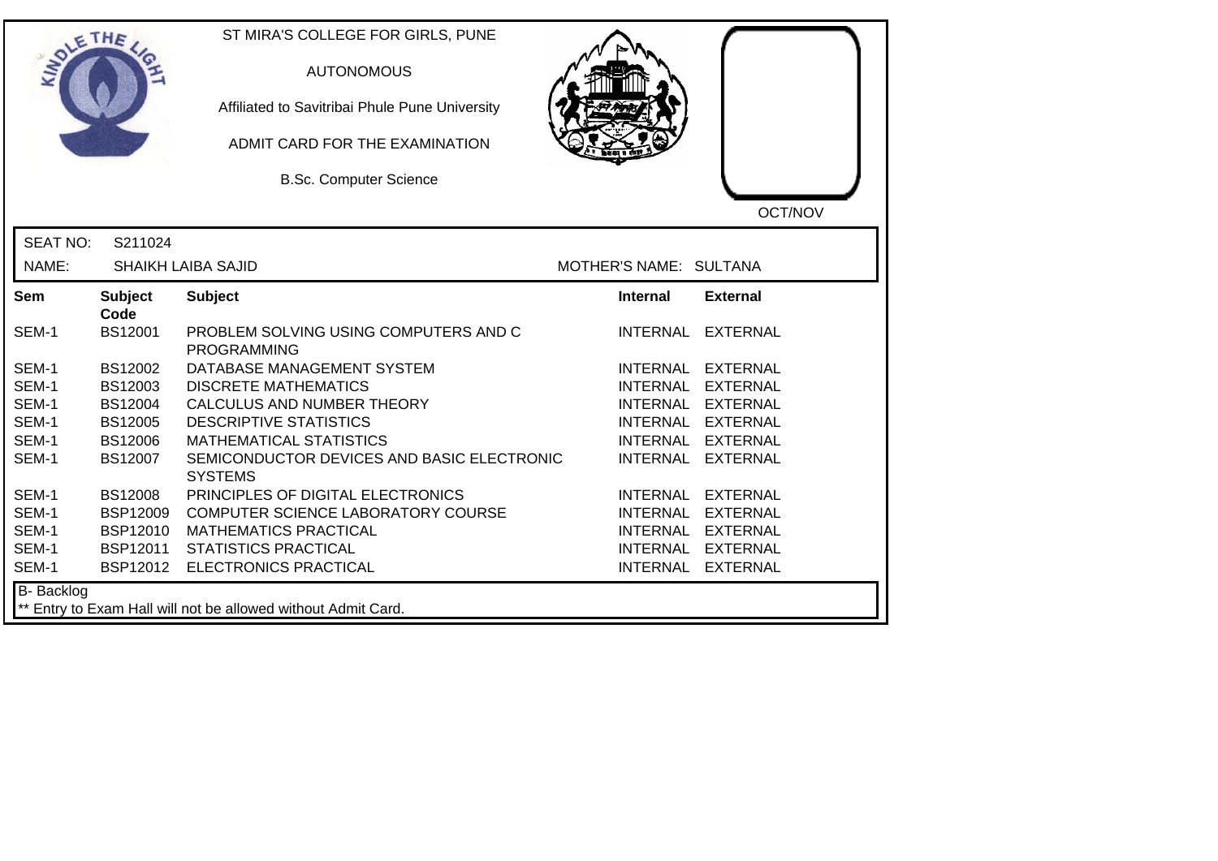ST MIRA'S COLLEGE FOR GIRLS, PUNE

AUTONOMOUS

Affiliated to Savitribai Phule Pune University

ADMIT CARD FOR THE EXAMINATION

B.Sc. Computer Science

OCT/NOV

SEAT NO: S211024

NAME: SHAIKH LAIBA SAJID

MOTHER'S NAME: SULTANA

| Sem | Subject Code | Subject | Internal | External |
|---|---|---|---|---|
| SEM-1 | BS12001 | PROBLEM SOLVING USING COMPUTERS AND C PROGRAMMING | INTERNAL | EXTERNAL |
| SEM-1 | BS12002 | DATABASE MANAGEMENT SYSTEM | INTERNAL | EXTERNAL |
| SEM-1 | BS12003 | DISCRETE MATHEMATICS | INTERNAL | EXTERNAL |
| SEM-1 | BS12004 | CALCULUS AND NUMBER THEORY | INTERNAL | EXTERNAL |
| SEM-1 | BS12005 | DESCRIPTIVE STATISTICS | INTERNAL | EXTERNAL |
| SEM-1 | BS12006 | MATHEMATICAL STATISTICS | INTERNAL | EXTERNAL |
| SEM-1 | BS12007 | SEMICONDUCTOR DEVICES AND BASIC ELECTRONIC SYSTEMS | INTERNAL | EXTERNAL |
| SEM-1 | BS12008 | PRINCIPLES OF DIGITAL ELECTRONICS | INTERNAL | EXTERNAL |
| SEM-1 | BSP12009 | COMPUTER SCIENCE LABORATORY COURSE | INTERNAL | EXTERNAL |
| SEM-1 | BSP12010 | MATHEMATICS PRACTICAL | INTERNAL | EXTERNAL |
| SEM-1 | BSP12011 | STATISTICS PRACTICAL | INTERNAL | EXTERNAL |
| SEM-1 | BSP12012 | ELECTRONICS PRACTICAL | INTERNAL | EXTERNAL |

B- Backlog

** Entry to Exam Hall will not be allowed without Admit Card.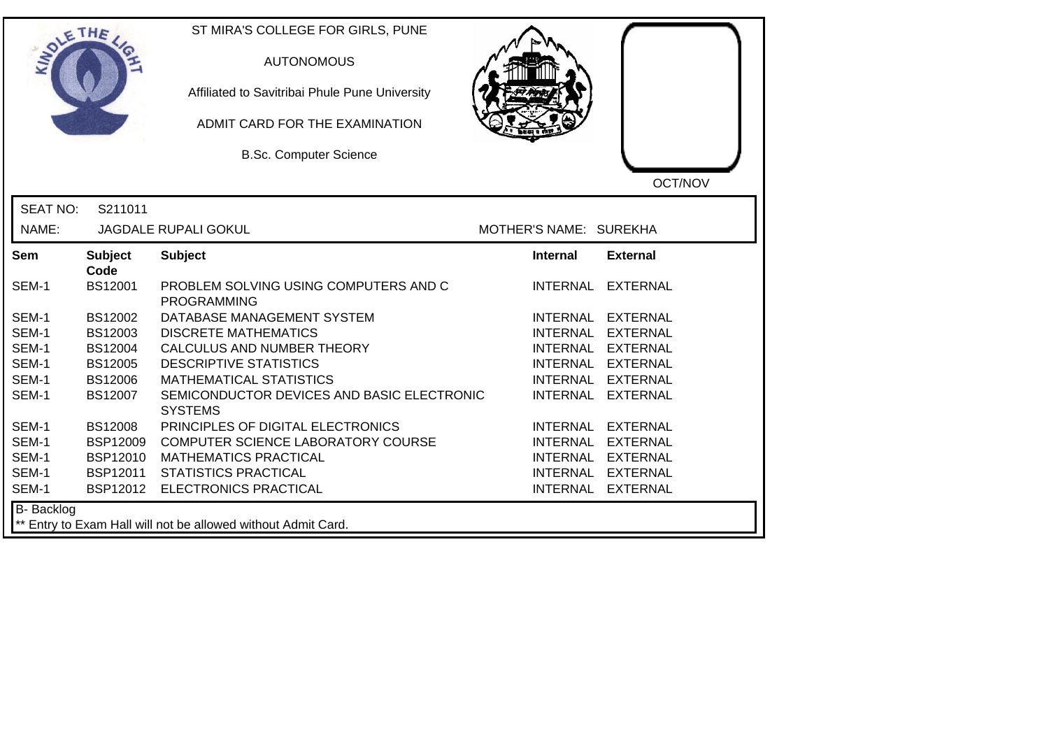ST MIRA'S COLLEGE FOR GIRLS, PUNE

AUTONOMOUS

Affiliated to Savitribai Phule Pune University

ADMIT CARD FOR THE EXAMINATION

B.Sc. Computer Science

OCT/NOV

SEAT NO: S211011

NAME: JAGDALE RUPALI GOKUL

MOTHER'S NAME: SUREKHA

| Sem | Subject Code | Subject | Internal | External |
|---|---|---|---|---|
| SEM-1 | BS12001 | PROBLEM SOLVING USING COMPUTERS AND C PROGRAMMING | INTERNAL | EXTERNAL |
| SEM-1 | BS12002 | DATABASE MANAGEMENT SYSTEM | INTERNAL | EXTERNAL |
| SEM-1 | BS12003 | DISCRETE MATHEMATICS | INTERNAL | EXTERNAL |
| SEM-1 | BS12004 | CALCULUS AND NUMBER THEORY | INTERNAL | EXTERNAL |
| SEM-1 | BS12005 | DESCRIPTIVE STATISTICS | INTERNAL | EXTERNAL |
| SEM-1 | BS12006 | MATHEMATICAL STATISTICS | INTERNAL | EXTERNAL |
| SEM-1 | BS12007 | SEMICONDUCTOR DEVICES AND BASIC ELECTRONIC SYSTEMS | INTERNAL | EXTERNAL |
| SEM-1 | BS12008 | PRINCIPLES OF DIGITAL ELECTRONICS | INTERNAL | EXTERNAL |
| SEM-1 | BSP12009 | COMPUTER SCIENCE LABORATORY COURSE | INTERNAL | EXTERNAL |
| SEM-1 | BSP12010 | MATHEMATICS PRACTICAL | INTERNAL | EXTERNAL |
| SEM-1 | BSP12011 | STATISTICS PRACTICAL | INTERNAL | EXTERNAL |
| SEM-1 | BSP12012 | ELECTRONICS PRACTICAL | INTERNAL | EXTERNAL |

B- Backlog

** Entry to Exam Hall will not be allowed without Admit Card.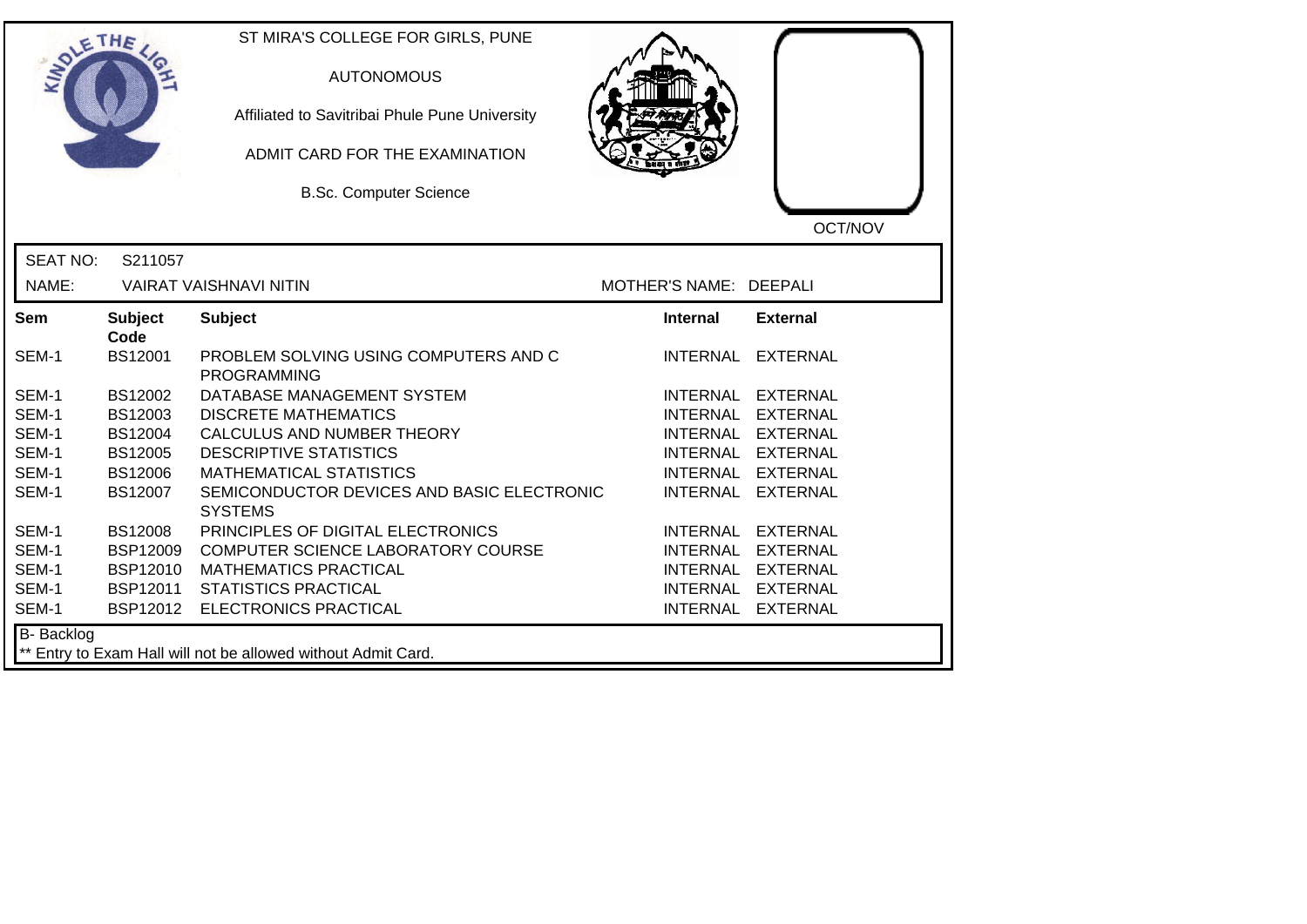ST MIRA'S COLLEGE FOR GIRLS, PUNE

AUTONOMOUS

Affiliated to Savitribai Phule Pune University

ADMIT CARD FOR THE EXAMINATION

B.Sc. Computer Science

OCT/NOV

SEAT NO: S211057

NAME: VAIRAT VAISHNAVI NITIN

MOTHER'S NAME: DEEPALI

| Sem | Subject Code | Subject | Internal | External |
|---|---|---|---|---|
| SEM-1 | BS12001 | PROBLEM SOLVING USING COMPUTERS AND C PROGRAMMING | INTERNAL | EXTERNAL |
| SEM-1 | BS12002 | DATABASE MANAGEMENT SYSTEM | INTERNAL | EXTERNAL |
| SEM-1 | BS12003 | DISCRETE MATHEMATICS | INTERNAL | EXTERNAL |
| SEM-1 | BS12004 | CALCULUS AND NUMBER THEORY | INTERNAL | EXTERNAL |
| SEM-1 | BS12005 | DESCRIPTIVE STATISTICS | INTERNAL | EXTERNAL |
| SEM-1 | BS12006 | MATHEMATICAL STATISTICS | INTERNAL | EXTERNAL |
| SEM-1 | BS12007 | SEMICONDUCTOR DEVICES AND BASIC ELECTRONIC SYSTEMS | INTERNAL | EXTERNAL |
| SEM-1 | BS12008 | PRINCIPLES OF DIGITAL ELECTRONICS | INTERNAL | EXTERNAL |
| SEM-1 | BSP12009 | COMPUTER SCIENCE LABORATORY COURSE | INTERNAL | EXTERNAL |
| SEM-1 | BSP12010 | MATHEMATICS PRACTICAL | INTERNAL | EXTERNAL |
| SEM-1 | BSP12011 | STATISTICS PRACTICAL | INTERNAL | EXTERNAL |
| SEM-1 | BSP12012 | ELECTRONICS PRACTICAL | INTERNAL | EXTERNAL |

B- Backlog

** Entry to Exam Hall will not be allowed without Admit Card.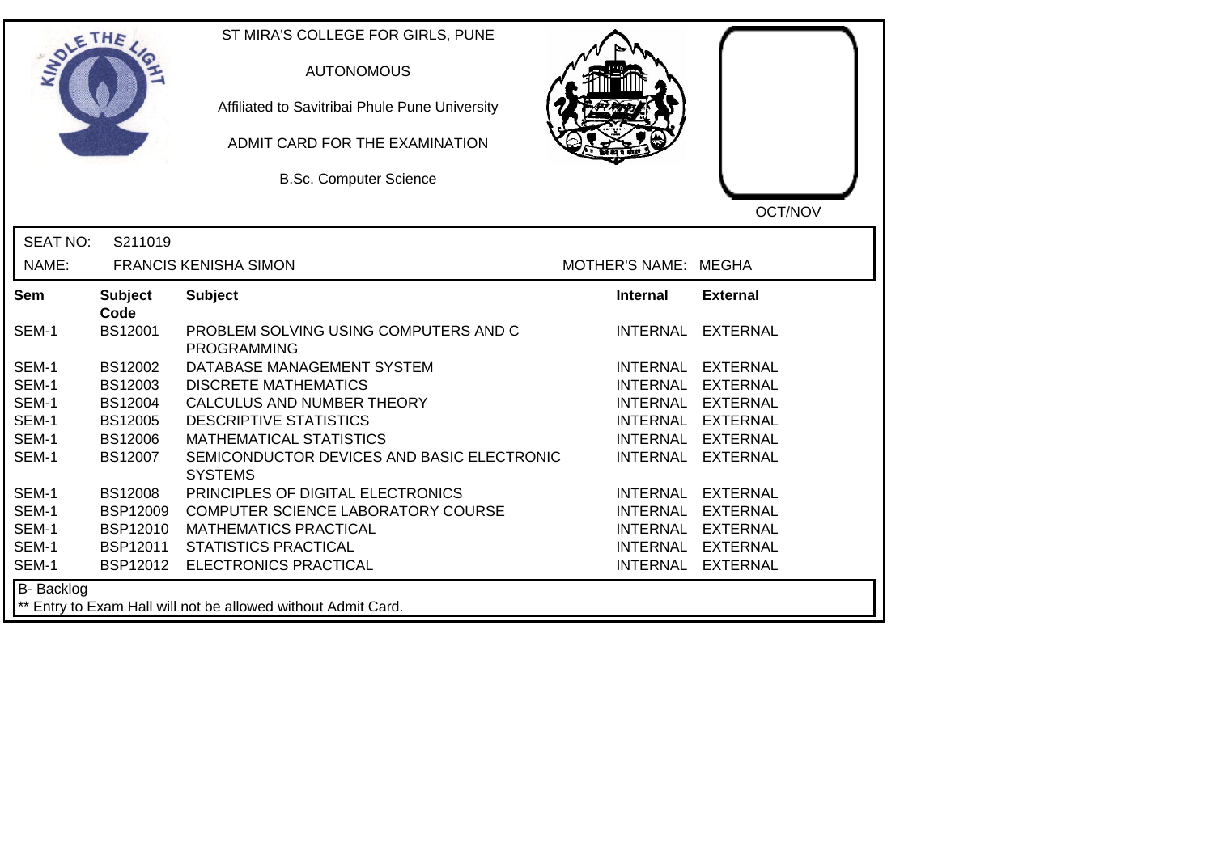ST MIRA'S COLLEGE FOR GIRLS, PUNE

AUTONOMOUS

Affiliated to Savitribai Phule Pune University

ADMIT CARD FOR THE EXAMINATION

B.Sc. Computer Science

OCT/NOV

SEAT NO: S211019

NAME: FRANCIS KENISHA SIMON

MOTHER'S NAME: MEGHA

| Sem | Subject Code | Subject | Internal | External |
|---|---|---|---|---|
| SEM-1 | BS12001 | PROBLEM SOLVING USING COMPUTERS AND C PROGRAMMING | INTERNAL | EXTERNAL |
| SEM-1 | BS12002 | DATABASE MANAGEMENT SYSTEM | INTERNAL | EXTERNAL |
| SEM-1 | BS12003 | DISCRETE MATHEMATICS | INTERNAL | EXTERNAL |
| SEM-1 | BS12004 | CALCULUS AND NUMBER THEORY | INTERNAL | EXTERNAL |
| SEM-1 | BS12005 | DESCRIPTIVE STATISTICS | INTERNAL | EXTERNAL |
| SEM-1 | BS12006 | MATHEMATICAL STATISTICS | INTERNAL | EXTERNAL |
| SEM-1 | BS12007 | SEMICONDUCTOR DEVICES AND BASIC ELECTRONIC SYSTEMS | INTERNAL | EXTERNAL |
| SEM-1 | BS12008 | PRINCIPLES OF DIGITAL ELECTRONICS | INTERNAL | EXTERNAL |
| SEM-1 | BSP12009 | COMPUTER SCIENCE LABORATORY COURSE | INTERNAL | EXTERNAL |
| SEM-1 | BSP12010 | MATHEMATICS PRACTICAL | INTERNAL | EXTERNAL |
| SEM-1 | BSP12011 | STATISTICS PRACTICAL | INTERNAL | EXTERNAL |
| SEM-1 | BSP12012 | ELECTRONICS PRACTICAL | INTERNAL | EXTERNAL |

B- Backlog

** Entry to Exam Hall will not be allowed without Admit Card.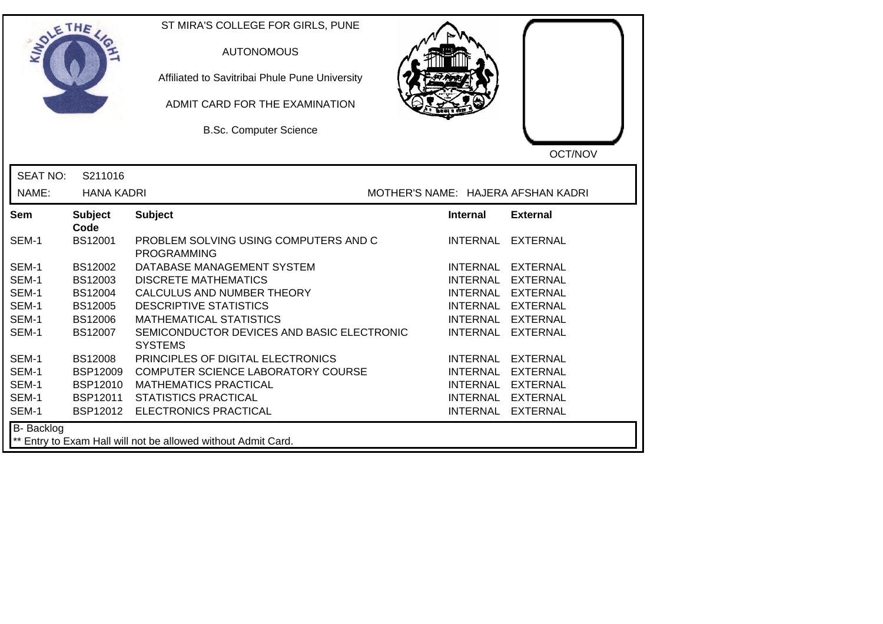ST MIRA'S COLLEGE FOR GIRLS, PUNE

AUTONOMOUS

Affiliated to Savitribai Phule Pune University

ADMIT CARD FOR THE EXAMINATION

B.Sc. Computer Science

OCT/NOV

SEAT NO: S211016

NAME: HANA KADRI MOTHER'S NAME: HAJERA AFSHAN KADRI

| Sem | Subject Code | Subject | Internal | External |
|---|---|---|---|---|
| SEM-1 | BS12001 | PROBLEM SOLVING USING COMPUTERS AND C PROGRAMMING | INTERNAL | EXTERNAL |
| SEM-1 | BS12002 | DATABASE MANAGEMENT SYSTEM | INTERNAL | EXTERNAL |
| SEM-1 | BS12003 | DISCRETE MATHEMATICS | INTERNAL | EXTERNAL |
| SEM-1 | BS12004 | CALCULUS AND NUMBER THEORY | INTERNAL | EXTERNAL |
| SEM-1 | BS12005 | DESCRIPTIVE STATISTICS | INTERNAL | EXTERNAL |
| SEM-1 | BS12006 | MATHEMATICAL STATISTICS | INTERNAL | EXTERNAL |
| SEM-1 | BS12007 | SEMICONDUCTOR DEVICES AND BASIC ELECTRONIC SYSTEMS | INTERNAL | EXTERNAL |
| SEM-1 | BS12008 | PRINCIPLES OF DIGITAL ELECTRONICS | INTERNAL | EXTERNAL |
| SEM-1 | BSP12009 | COMPUTER SCIENCE LABORATORY COURSE | INTERNAL | EXTERNAL |
| SEM-1 | BSP12010 | MATHEMATICS PRACTICAL | INTERNAL | EXTERNAL |
| SEM-1 | BSP12011 | STATISTICS PRACTICAL | INTERNAL | EXTERNAL |
| SEM-1 | BSP12012 | ELECTRONICS PRACTICAL | INTERNAL | EXTERNAL |

B- Backlog

** Entry to Exam Hall will not be allowed without Admit Card.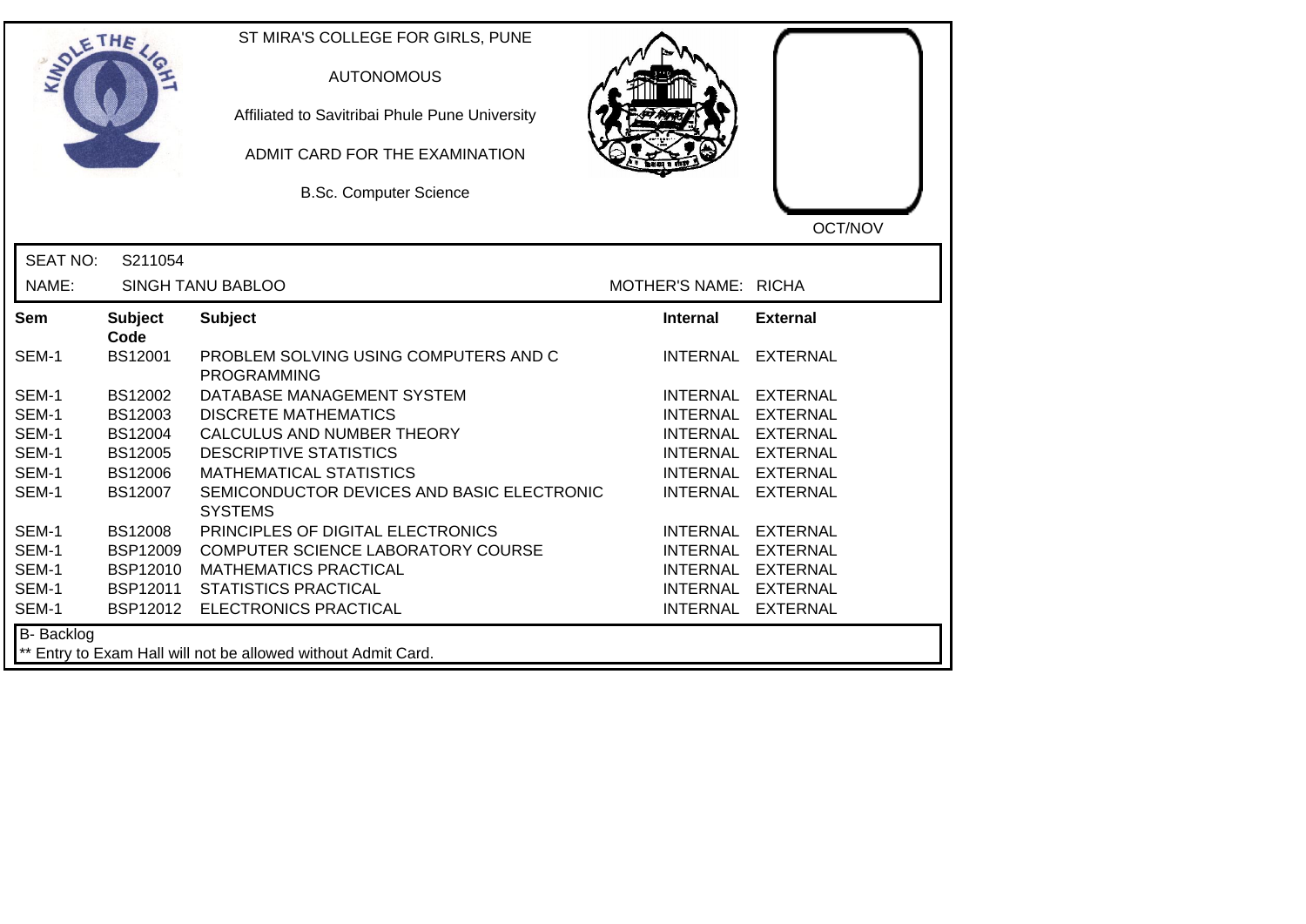ST MIRA'S COLLEGE FOR GIRLS, PUNE

AUTONOMOUS

Affiliated to Savitribai Phule Pune University

ADMIT CARD FOR THE EXAMINATION

B.Sc. Computer Science

OCT/NOV

SEAT NO: S211054

NAME: SINGH TANU BABLOO

MOTHER'S NAME: RICHA

| Sem | Subject Code | Subject | Internal | External |
|---|---|---|---|---|
| SEM-1 | BS12001 | PROBLEM SOLVING USING COMPUTERS AND C PROGRAMMING | INTERNAL | EXTERNAL |
| SEM-1 | BS12002 | DATABASE MANAGEMENT SYSTEM | INTERNAL | EXTERNAL |
| SEM-1 | BS12003 | DISCRETE MATHEMATICS | INTERNAL | EXTERNAL |
| SEM-1 | BS12004 | CALCULUS AND NUMBER THEORY | INTERNAL | EXTERNAL |
| SEM-1 | BS12005 | DESCRIPTIVE STATISTICS | INTERNAL | EXTERNAL |
| SEM-1 | BS12006 | MATHEMATICAL STATISTICS | INTERNAL | EXTERNAL |
| SEM-1 | BS12007 | SEMICONDUCTOR DEVICES AND BASIC ELECTRONIC SYSTEMS | INTERNAL | EXTERNAL |
| SEM-1 | BS12008 | PRINCIPLES OF DIGITAL ELECTRONICS | INTERNAL | EXTERNAL |
| SEM-1 | BSP12009 | COMPUTER SCIENCE LABORATORY COURSE | INTERNAL | EXTERNAL |
| SEM-1 | BSP12010 | MATHEMATICS PRACTICAL | INTERNAL | EXTERNAL |
| SEM-1 | BSP12011 | STATISTICS PRACTICAL | INTERNAL | EXTERNAL |
| SEM-1 | BSP12012 | ELECTRONICS PRACTICAL | INTERNAL | EXTERNAL |

B- Backlog

** Entry to Exam Hall will not be allowed without Admit Card.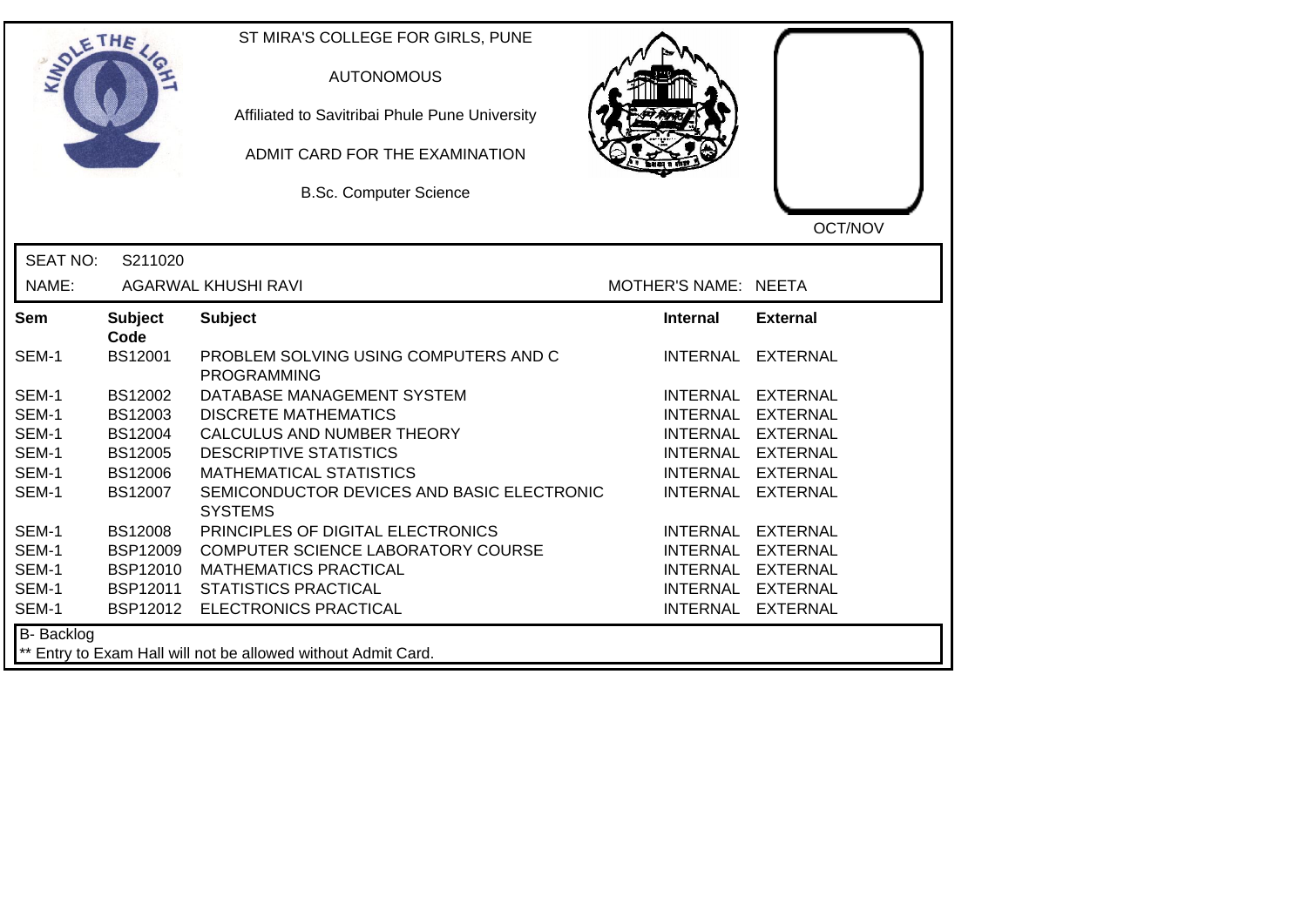ST MIRA'S COLLEGE FOR GIRLS, PUNE

AUTONOMOUS

Affiliated to Savitribai Phule Pune University

ADMIT CARD FOR THE EXAMINATION

B.Sc. Computer Science

OCT/NOV

SEAT NO: S211020

NAME: AGARWAL KHUSHI RAVI

MOTHER'S NAME: NEETA

| Sem | Subject Code | Subject | Internal | External |
|---|---|---|---|---|
| SEM-1 | BS12001 | PROBLEM SOLVING USING COMPUTERS AND C PROGRAMMING | INTERNAL | EXTERNAL |
| SEM-1 | BS12002 | DATABASE MANAGEMENT SYSTEM | INTERNAL | EXTERNAL |
| SEM-1 | BS12003 | DISCRETE MATHEMATICS | INTERNAL | EXTERNAL |
| SEM-1 | BS12004 | CALCULUS AND NUMBER THEORY | INTERNAL | EXTERNAL |
| SEM-1 | BS12005 | DESCRIPTIVE STATISTICS | INTERNAL | EXTERNAL |
| SEM-1 | BS12006 | MATHEMATICAL STATISTICS | INTERNAL | EXTERNAL |
| SEM-1 | BS12007 | SEMICONDUCTOR DEVICES AND BASIC ELECTRONIC SYSTEMS | INTERNAL | EXTERNAL |
| SEM-1 | BS12008 | PRINCIPLES OF DIGITAL ELECTRONICS | INTERNAL | EXTERNAL |
| SEM-1 | BSP12009 | COMPUTER SCIENCE LABORATORY COURSE | INTERNAL | EXTERNAL |
| SEM-1 | BSP12010 | MATHEMATICS PRACTICAL | INTERNAL | EXTERNAL |
| SEM-1 | BSP12011 | STATISTICS PRACTICAL | INTERNAL | EXTERNAL |
| SEM-1 | BSP12012 | ELECTRONICS PRACTICAL | INTERNAL | EXTERNAL |

B- Backlog

** Entry to Exam Hall will not be allowed without Admit Card.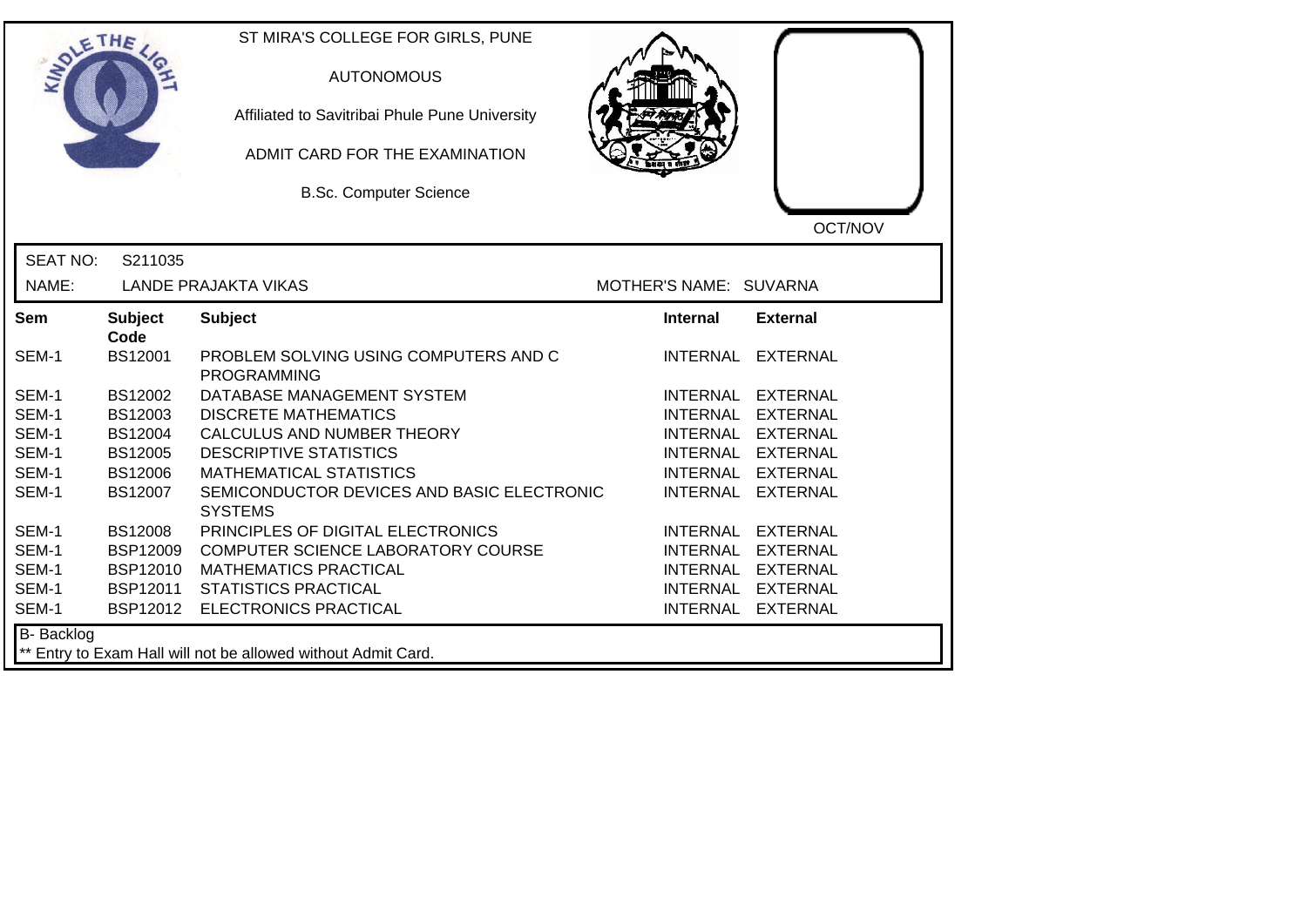ST MIRA'S COLLEGE FOR GIRLS, PUNE

AUTONOMOUS

Affiliated to Savitribai Phule Pune University

ADMIT CARD FOR THE EXAMINATION

B.Sc. Computer Science

OCT/NOV

SEAT NO: S211035

NAME: LANDE PRAJAKTA VIKAS

MOTHER'S NAME: SUVARNA

| Sem | Subject Code | Subject | Internal | External |
|---|---|---|---|---|
| SEM-1 | BS12001 | PROBLEM SOLVING USING COMPUTERS AND C PROGRAMMING | INTERNAL | EXTERNAL |
| SEM-1 | BS12002 | DATABASE MANAGEMENT SYSTEM | INTERNAL | EXTERNAL |
| SEM-1 | BS12003 | DISCRETE MATHEMATICS | INTERNAL | EXTERNAL |
| SEM-1 | BS12004 | CALCULUS AND NUMBER THEORY | INTERNAL | EXTERNAL |
| SEM-1 | BS12005 | DESCRIPTIVE STATISTICS | INTERNAL | EXTERNAL |
| SEM-1 | BS12006 | MATHEMATICAL STATISTICS | INTERNAL | EXTERNAL |
| SEM-1 | BS12007 | SEMICONDUCTOR DEVICES AND BASIC ELECTRONIC SYSTEMS | INTERNAL | EXTERNAL |
| SEM-1 | BS12008 | PRINCIPLES OF DIGITAL ELECTRONICS | INTERNAL | EXTERNAL |
| SEM-1 | BSP12009 | COMPUTER SCIENCE LABORATORY COURSE | INTERNAL | EXTERNAL |
| SEM-1 | BSP12010 | MATHEMATICS PRACTICAL | INTERNAL | EXTERNAL |
| SEM-1 | BSP12011 | STATISTICS PRACTICAL | INTERNAL | EXTERNAL |
| SEM-1 | BSP12012 | ELECTRONICS PRACTICAL | INTERNAL | EXTERNAL |

B- Backlog

** Entry to Exam Hall will not be allowed without Admit Card.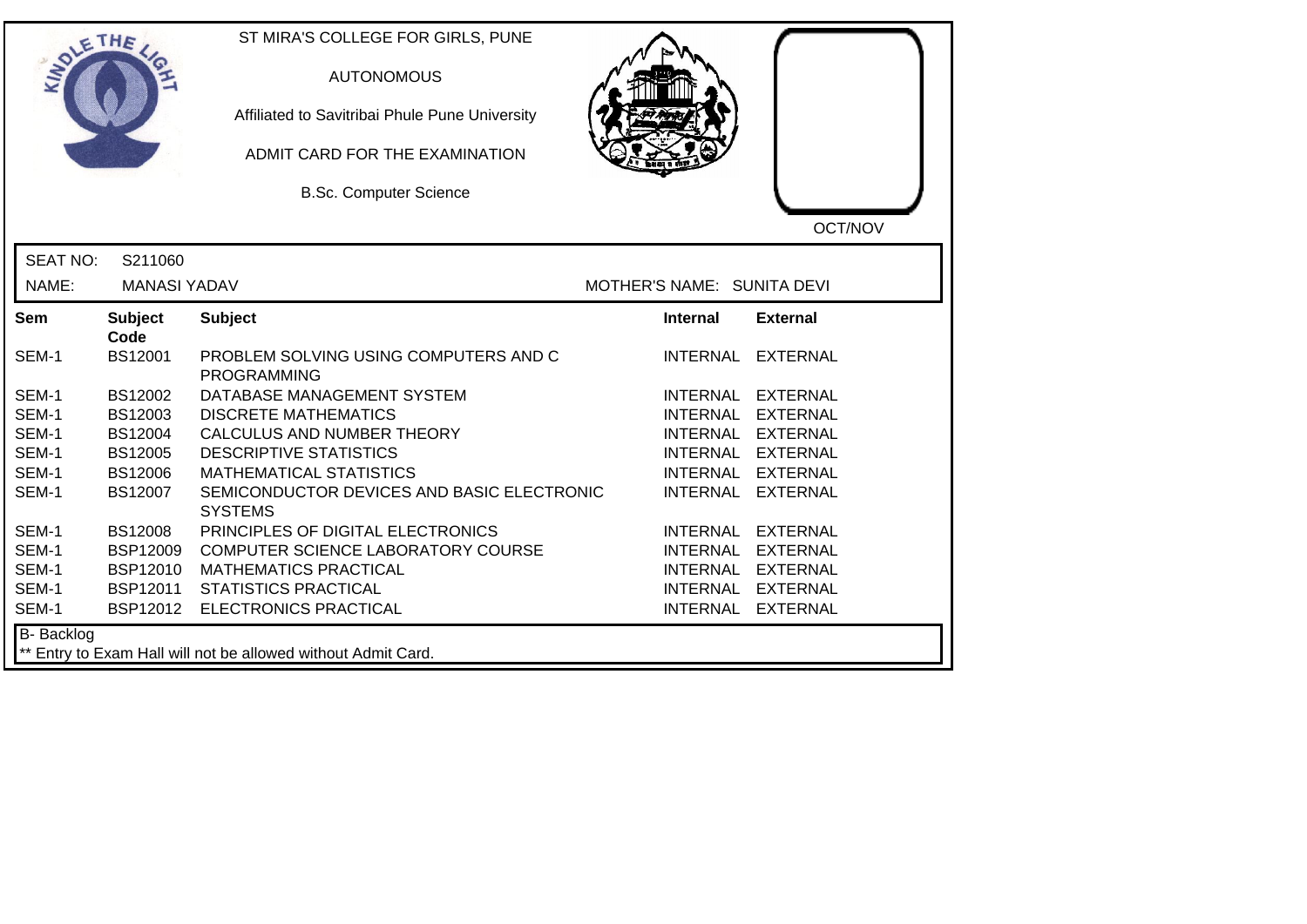ST MIRA'S COLLEGE FOR GIRLS, PUNE

AUTONOMOUS

Affiliated to Savitribai Phule Pune University

ADMIT CARD FOR THE EXAMINATION

B.Sc. Computer Science

OCT/NOV

SEAT NO: S211060

NAME: MANASI YADAV

MOTHER'S NAME: SUNITA DEVI

| Sem | Subject Code | Subject | Internal | External |
|---|---|---|---|---|
| SEM-1 | BS12001 | PROBLEM SOLVING USING COMPUTERS AND C PROGRAMMING | INTERNAL | EXTERNAL |
| SEM-1 | BS12002 | DATABASE MANAGEMENT SYSTEM | INTERNAL | EXTERNAL |
| SEM-1 | BS12003 | DISCRETE MATHEMATICS | INTERNAL | EXTERNAL |
| SEM-1 | BS12004 | CALCULUS AND NUMBER THEORY | INTERNAL | EXTERNAL |
| SEM-1 | BS12005 | DESCRIPTIVE STATISTICS | INTERNAL | EXTERNAL |
| SEM-1 | BS12006 | MATHEMATICAL STATISTICS | INTERNAL | EXTERNAL |
| SEM-1 | BS12007 | SEMICONDUCTOR DEVICES AND BASIC ELECTRONIC SYSTEMS | INTERNAL | EXTERNAL |
| SEM-1 | BS12008 | PRINCIPLES OF DIGITAL ELECTRONICS | INTERNAL | EXTERNAL |
| SEM-1 | BSP12009 | COMPUTER SCIENCE LABORATORY COURSE | INTERNAL | EXTERNAL |
| SEM-1 | BSP12010 | MATHEMATICS PRACTICAL | INTERNAL | EXTERNAL |
| SEM-1 | BSP12011 | STATISTICS PRACTICAL | INTERNAL | EXTERNAL |
| SEM-1 | BSP12012 | ELECTRONICS PRACTICAL | INTERNAL | EXTERNAL |

B- Backlog

** Entry to Exam Hall will not be allowed without Admit Card.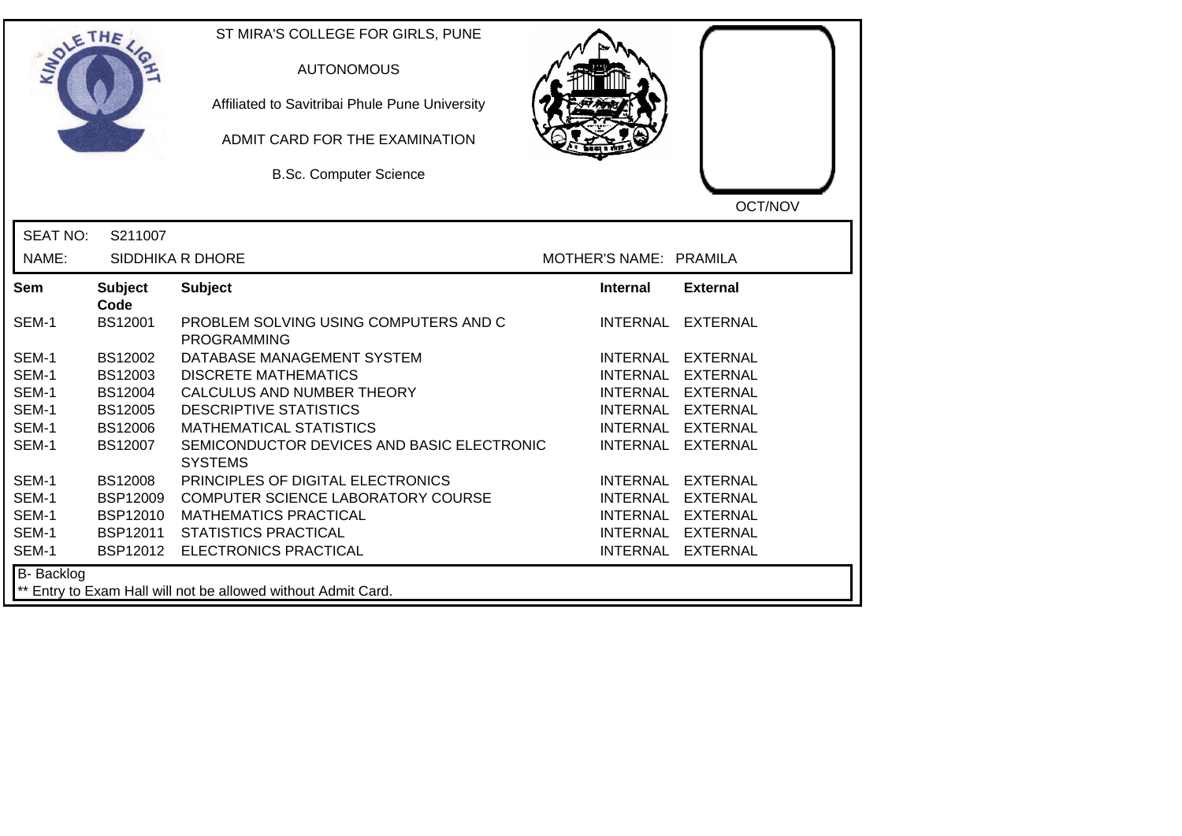ST MIRA'S COLLEGE FOR GIRLS, PUNE

AUTONOMOUS

Affiliated to Savitribai Phule Pune University

ADMIT CARD FOR THE EXAMINATION

B.Sc. Computer Science

OCT/NOV

SEAT NO: S211007

NAME: SIDDHIKA R DHORE

MOTHER'S NAME: PRAMILA

| Sem | Subject Code | Subject | Internal | External |
|---|---|---|---|---|
| SEM-1 | BS12001 | PROBLEM SOLVING USING COMPUTERS AND C PROGRAMMING | INTERNAL | EXTERNAL |
| SEM-1 | BS12002 | DATABASE MANAGEMENT SYSTEM | INTERNAL | EXTERNAL |
| SEM-1 | BS12003 | DISCRETE MATHEMATICS | INTERNAL | EXTERNAL |
| SEM-1 | BS12004 | CALCULUS AND NUMBER THEORY | INTERNAL | EXTERNAL |
| SEM-1 | BS12005 | DESCRIPTIVE STATISTICS | INTERNAL | EXTERNAL |
| SEM-1 | BS12006 | MATHEMATICAL STATISTICS | INTERNAL | EXTERNAL |
| SEM-1 | BS12007 | SEMICONDUCTOR DEVICES AND BASIC ELECTRONIC SYSTEMS | INTERNAL | EXTERNAL |
| SEM-1 | BS12008 | PRINCIPLES OF DIGITAL ELECTRONICS | INTERNAL | EXTERNAL |
| SEM-1 | BSP12009 | COMPUTER SCIENCE LABORATORY COURSE | INTERNAL | EXTERNAL |
| SEM-1 | BSP12010 | MATHEMATICS PRACTICAL | INTERNAL | EXTERNAL |
| SEM-1 | BSP12011 | STATISTICS PRACTICAL | INTERNAL | EXTERNAL |
| SEM-1 | BSP12012 | ELECTRONICS PRACTICAL | INTERNAL | EXTERNAL |

B- Backlog

** Entry to Exam Hall will not be allowed without Admit Card.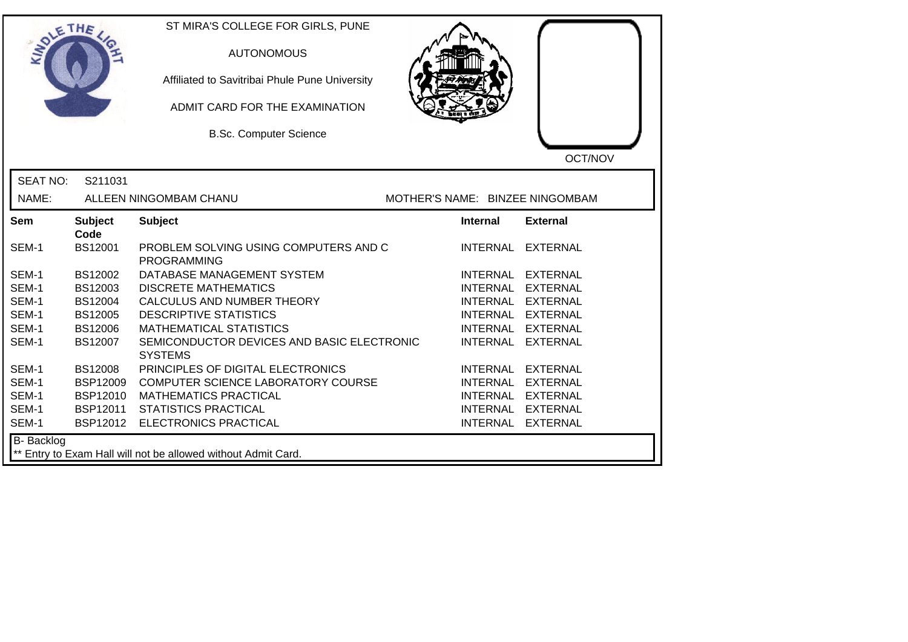ST MIRA'S COLLEGE FOR GIRLS, PUNE

AUTONOMOUS

Affiliated to Savitribai Phule Pune University

ADMIT CARD FOR THE EXAMINATION

B.Sc. Computer Science

OCT/NOV

SEAT NO: S211031

NAME: ALLEEN NINGOMBAM CHANU

MOTHER'S NAME: BINZEE NINGOMBAM

| Sem | Subject Code | Subject | Internal | External |
|---|---|---|---|---|
| SEM-1 | BS12001 | PROBLEM SOLVING USING COMPUTERS AND C PROGRAMMING | INTERNAL | EXTERNAL |
| SEM-1 | BS12002 | DATABASE MANAGEMENT SYSTEM | INTERNAL | EXTERNAL |
| SEM-1 | BS12003 | DISCRETE MATHEMATICS | INTERNAL | EXTERNAL |
| SEM-1 | BS12004 | CALCULUS AND NUMBER THEORY | INTERNAL | EXTERNAL |
| SEM-1 | BS12005 | DESCRIPTIVE STATISTICS | INTERNAL | EXTERNAL |
| SEM-1 | BS12006 | MATHEMATICAL STATISTICS | INTERNAL | EXTERNAL |
| SEM-1 | BS12007 | SEMICONDUCTOR DEVICES AND BASIC ELECTRONIC SYSTEMS | INTERNAL | EXTERNAL |
| SEM-1 | BS12008 | PRINCIPLES OF DIGITAL ELECTRONICS | INTERNAL | EXTERNAL |
| SEM-1 | BSP12009 | COMPUTER SCIENCE LABORATORY COURSE | INTERNAL | EXTERNAL |
| SEM-1 | BSP12010 | MATHEMATICS PRACTICAL | INTERNAL | EXTERNAL |
| SEM-1 | BSP12011 | STATISTICS PRACTICAL | INTERNAL | EXTERNAL |
| SEM-1 | BSP12012 | ELECTRONICS PRACTICAL | INTERNAL | EXTERNAL |

B- Backlog

** Entry to Exam Hall will not be allowed without Admit Card.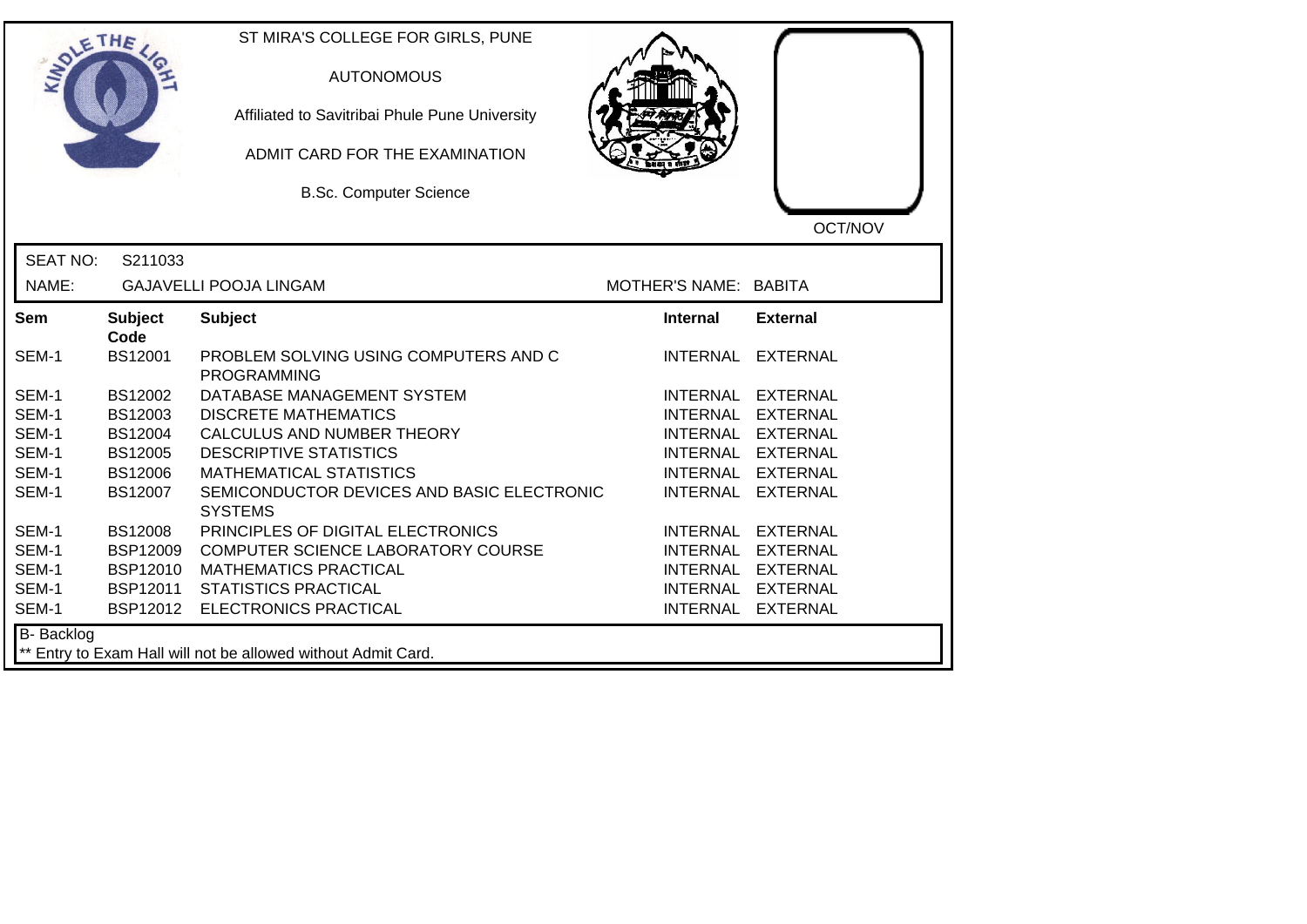ST MIRA'S COLLEGE FOR GIRLS, PUNE

AUTONOMOUS

Affiliated to Savitribai Phule Pune University

ADMIT CARD FOR THE EXAMINATION

B.Sc. Computer Science

OCT/NOV

SEAT NO: S211033

NAME: GAJAVELLI POOJA LINGAM

MOTHER'S NAME: BABITA

| Sem | Subject Code | Subject | Internal | External |
|---|---|---|---|---|
| SEM-1 | BS12001 | PROBLEM SOLVING USING COMPUTERS AND C PROGRAMMING | INTERNAL | EXTERNAL |
| SEM-1 | BS12002 | DATABASE MANAGEMENT SYSTEM | INTERNAL | EXTERNAL |
| SEM-1 | BS12003 | DISCRETE MATHEMATICS | INTERNAL | EXTERNAL |
| SEM-1 | BS12004 | CALCULUS AND NUMBER THEORY | INTERNAL | EXTERNAL |
| SEM-1 | BS12005 | DESCRIPTIVE STATISTICS | INTERNAL | EXTERNAL |
| SEM-1 | BS12006 | MATHEMATICAL STATISTICS | INTERNAL | EXTERNAL |
| SEM-1 | BS12007 | SEMICONDUCTOR DEVICES AND BASIC ELECTRONIC SYSTEMS | INTERNAL | EXTERNAL |
| SEM-1 | BS12008 | PRINCIPLES OF DIGITAL ELECTRONICS | INTERNAL | EXTERNAL |
| SEM-1 | BSP12009 | COMPUTER SCIENCE LABORATORY COURSE | INTERNAL | EXTERNAL |
| SEM-1 | BSP12010 | MATHEMATICS PRACTICAL | INTERNAL | EXTERNAL |
| SEM-1 | BSP12011 | STATISTICS PRACTICAL | INTERNAL | EXTERNAL |
| SEM-1 | BSP12012 | ELECTRONICS PRACTICAL | INTERNAL | EXTERNAL |

B- Backlog

** Entry to Exam Hall will not be allowed without Admit Card.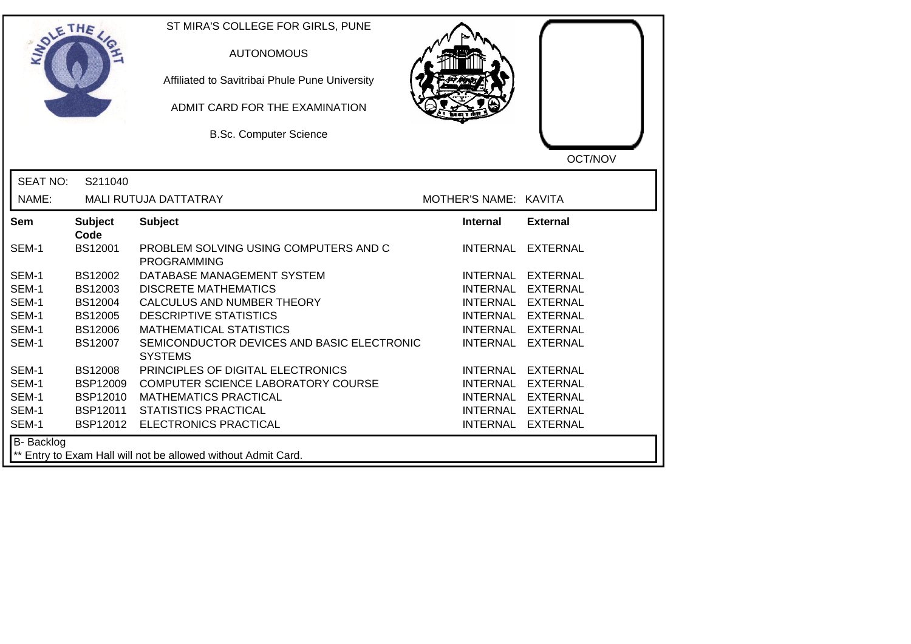ST MIRA'S COLLEGE FOR GIRLS, PUNE

AUTONOMOUS

Affiliated to Savitribai Phule Pune University

ADMIT CARD FOR THE EXAMINATION

B.Sc. Computer Science

OCT/NOV

SEAT NO: S211040

NAME: MALI RUTUJA DATTATRAY

MOTHER'S NAME: KAVITA

| Sem | Subject Code | Subject | Internal | External |
|---|---|---|---|---|
| SEM-1 | BS12001 | PROBLEM SOLVING USING COMPUTERS AND C PROGRAMMING | INTERNAL | EXTERNAL |
| SEM-1 | BS12002 | DATABASE MANAGEMENT SYSTEM | INTERNAL | EXTERNAL |
| SEM-1 | BS12003 | DISCRETE MATHEMATICS | INTERNAL | EXTERNAL |
| SEM-1 | BS12004 | CALCULUS AND NUMBER THEORY | INTERNAL | EXTERNAL |
| SEM-1 | BS12005 | DESCRIPTIVE STATISTICS | INTERNAL | EXTERNAL |
| SEM-1 | BS12006 | MATHEMATICAL STATISTICS | INTERNAL | EXTERNAL |
| SEM-1 | BS12007 | SEMICONDUCTOR DEVICES AND BASIC ELECTRONIC SYSTEMS | INTERNAL | EXTERNAL |
| SEM-1 | BS12008 | PRINCIPLES OF DIGITAL ELECTRONICS | INTERNAL | EXTERNAL |
| SEM-1 | BSP12009 | COMPUTER SCIENCE LABORATORY COURSE | INTERNAL | EXTERNAL |
| SEM-1 | BSP12010 | MATHEMATICS PRACTICAL | INTERNAL | EXTERNAL |
| SEM-1 | BSP12011 | STATISTICS PRACTICAL | INTERNAL | EXTERNAL |
| SEM-1 | BSP12012 | ELECTRONICS PRACTICAL | INTERNAL | EXTERNAL |

B- Backlog

** Entry to Exam Hall will not be allowed without Admit Card.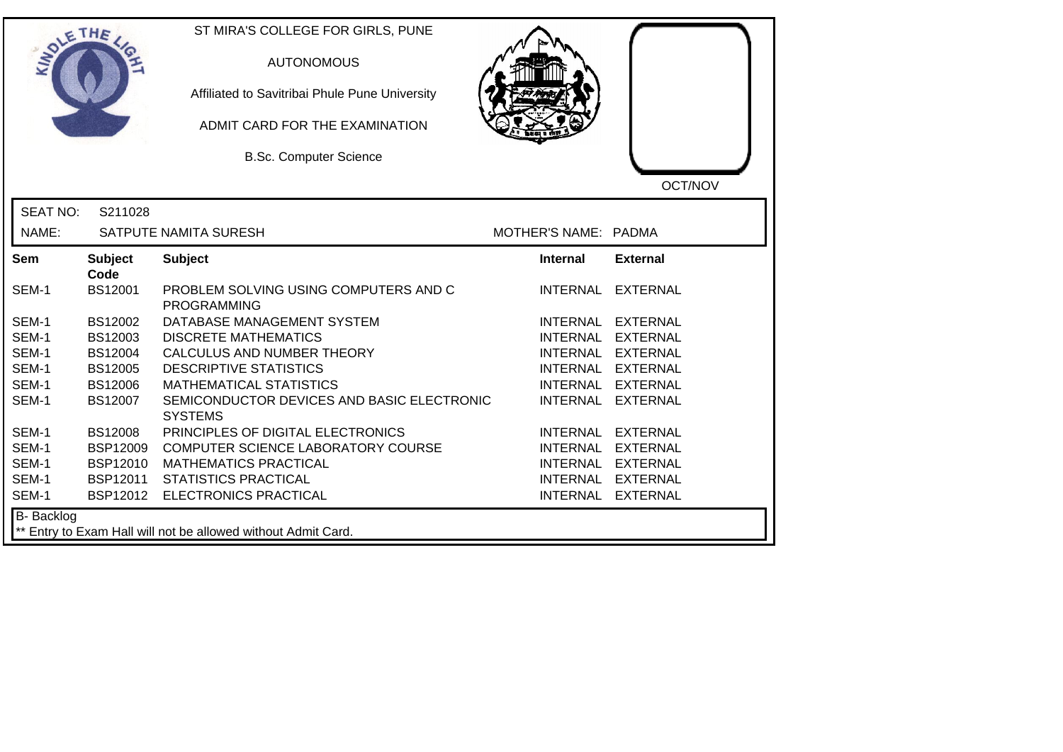ST MIRA'S COLLEGE FOR GIRLS, PUNE

AUTONOMOUS

Affiliated to Savitribai Phule Pune University

ADMIT CARD FOR THE EXAMINATION

B.Sc. Computer Science

OCT/NOV

SEAT NO: S211028

NAME: SATPUTE NAMITA SURESH MOTHER'S NAME: PADMA

| Sem | Subject Code | Subject | Internal | External |
|---|---|---|---|---|
| SEM-1 | BS12001 | PROBLEM SOLVING USING COMPUTERS AND C PROGRAMMING | INTERNAL | EXTERNAL |
| SEM-1 | BS12002 | DATABASE MANAGEMENT SYSTEM | INTERNAL | EXTERNAL |
| SEM-1 | BS12003 | DISCRETE MATHEMATICS | INTERNAL | EXTERNAL |
| SEM-1 | BS12004 | CALCULUS AND NUMBER THEORY | INTERNAL | EXTERNAL |
| SEM-1 | BS12005 | DESCRIPTIVE STATISTICS | INTERNAL | EXTERNAL |
| SEM-1 | BS12006 | MATHEMATICAL STATISTICS | INTERNAL | EXTERNAL |
| SEM-1 | BS12007 | SEMICONDUCTOR DEVICES AND BASIC ELECTRONIC SYSTEMS | INTERNAL | EXTERNAL |
| SEM-1 | BS12008 | PRINCIPLES OF DIGITAL ELECTRONICS | INTERNAL | EXTERNAL |
| SEM-1 | BSP12009 | COMPUTER SCIENCE LABORATORY COURSE | INTERNAL | EXTERNAL |
| SEM-1 | BSP12010 | MATHEMATICS PRACTICAL | INTERNAL | EXTERNAL |
| SEM-1 | BSP12011 | STATISTICS PRACTICAL | INTERNAL | EXTERNAL |
| SEM-1 | BSP12012 | ELECTRONICS PRACTICAL | INTERNAL | EXTERNAL |

B- Backlog

** Entry to Exam Hall will not be allowed without Admit Card.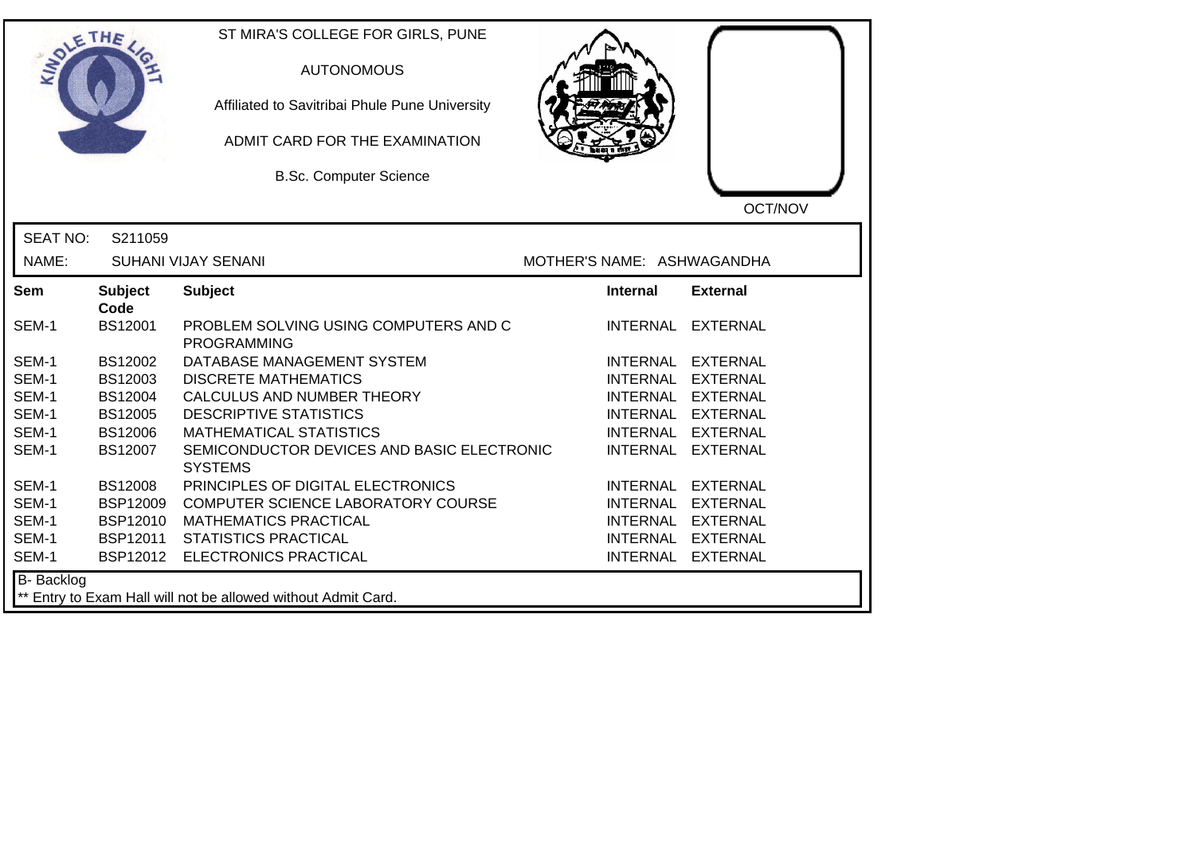ST MIRA'S COLLEGE FOR GIRLS, PUNE

AUTONOMOUS

Affiliated to Savitribai Phule Pune University

ADMIT CARD FOR THE EXAMINATION

B.Sc. Computer Science

OCT/NOV

SEAT NO: S211059

NAME: SUHANI VIJAY SENANI

MOTHER'S NAME: ASHWAGANDHA

| Sem | Subject Code | Subject | Internal | External |
|---|---|---|---|---|
| SEM-1 | BS12001 | PROBLEM SOLVING USING COMPUTERS AND C PROGRAMMING | INTERNAL | EXTERNAL |
| SEM-1 | BS12002 | DATABASE MANAGEMENT SYSTEM | INTERNAL | EXTERNAL |
| SEM-1 | BS12003 | DISCRETE MATHEMATICS | INTERNAL | EXTERNAL |
| SEM-1 | BS12004 | CALCULUS AND NUMBER THEORY | INTERNAL | EXTERNAL |
| SEM-1 | BS12005 | DESCRIPTIVE STATISTICS | INTERNAL | EXTERNAL |
| SEM-1 | BS12006 | MATHEMATICAL STATISTICS | INTERNAL | EXTERNAL |
| SEM-1 | BS12007 | SEMICONDUCTOR DEVICES AND BASIC ELECTRONIC SYSTEMS | INTERNAL | EXTERNAL |
| SEM-1 | BS12008 | PRINCIPLES OF DIGITAL ELECTRONICS | INTERNAL | EXTERNAL |
| SEM-1 | BSP12009 | COMPUTER SCIENCE LABORATORY COURSE | INTERNAL | EXTERNAL |
| SEM-1 | BSP12010 | MATHEMATICS PRACTICAL | INTERNAL | EXTERNAL |
| SEM-1 | BSP12011 | STATISTICS PRACTICAL | INTERNAL | EXTERNAL |
| SEM-1 | BSP12012 | ELECTRONICS PRACTICAL | INTERNAL | EXTERNAL |

B- Backlog

** Entry to Exam Hall will not be allowed without Admit Card.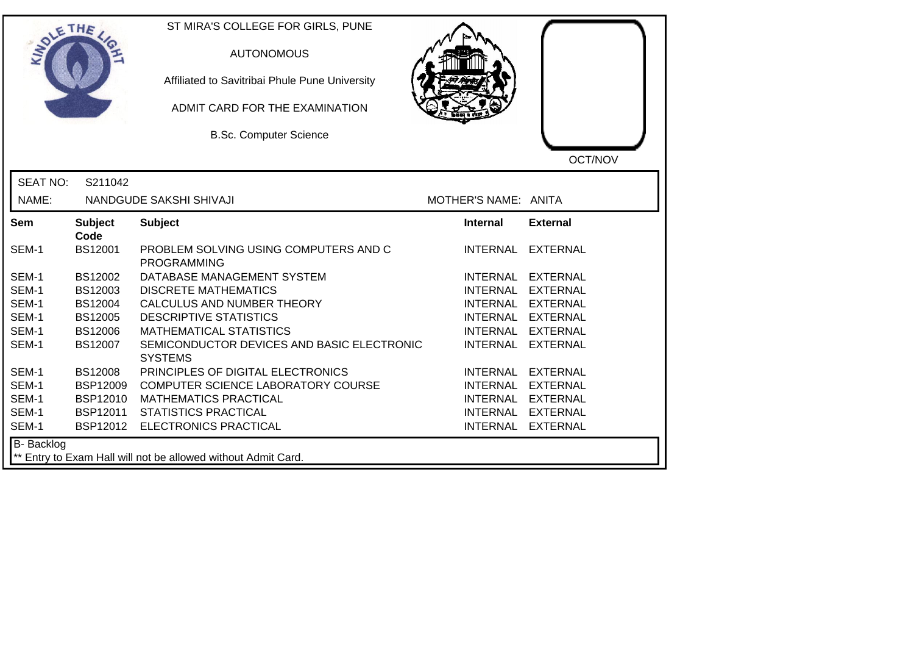ST MIRA'S COLLEGE FOR GIRLS, PUNE

AUTONOMOUS

Affiliated to Savitribai Phule Pune University

ADMIT CARD FOR THE EXAMINATION

B.Sc. Computer Science

OCT/NOV

SEAT NO: S211042

NAME: NANDGUDE SAKSHI SHIVAJI

MOTHER'S NAME: ANITA

| Sem | Subject Code | Subject | Internal | External |
|---|---|---|---|---|
| SEM-1 | BS12001 | PROBLEM SOLVING USING COMPUTERS AND C PROGRAMMING | INTERNAL | EXTERNAL |
| SEM-1 | BS12002 | DATABASE MANAGEMENT SYSTEM | INTERNAL | EXTERNAL |
| SEM-1 | BS12003 | DISCRETE MATHEMATICS | INTERNAL | EXTERNAL |
| SEM-1 | BS12004 | CALCULUS AND NUMBER THEORY | INTERNAL | EXTERNAL |
| SEM-1 | BS12005 | DESCRIPTIVE STATISTICS | INTERNAL | EXTERNAL |
| SEM-1 | BS12006 | MATHEMATICAL STATISTICS | INTERNAL | EXTERNAL |
| SEM-1 | BS12007 | SEMICONDUCTOR DEVICES AND BASIC ELECTRONIC SYSTEMS | INTERNAL | EXTERNAL |
| SEM-1 | BS12008 | PRINCIPLES OF DIGITAL ELECTRONICS | INTERNAL | EXTERNAL |
| SEM-1 | BSP12009 | COMPUTER SCIENCE LABORATORY COURSE | INTERNAL | EXTERNAL |
| SEM-1 | BSP12010 | MATHEMATICS PRACTICAL | INTERNAL | EXTERNAL |
| SEM-1 | BSP12011 | STATISTICS PRACTICAL | INTERNAL | EXTERNAL |
| SEM-1 | BSP12012 | ELECTRONICS PRACTICAL | INTERNAL | EXTERNAL |

B- Backlog

** Entry to Exam Hall will not be allowed without Admit Card.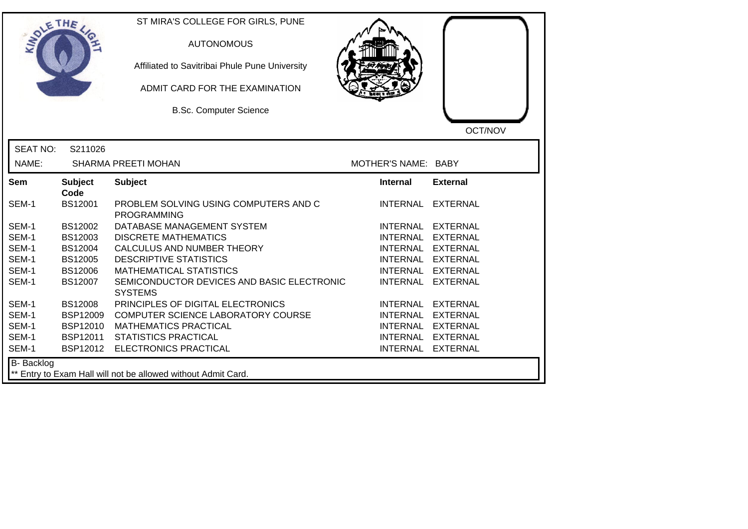ST MIRA'S COLLEGE FOR GIRLS, PUNE

AUTONOMOUS

Affiliated to Savitribai Phule Pune University

ADMIT CARD FOR THE EXAMINATION

B.Sc. Computer Science

OCT/NOV

SEAT NO: S211026

NAME: SHARMA PREETI MOHAN

MOTHER'S NAME: BABY

| Sem | Subject Code | Subject | Internal | External |
|---|---|---|---|---|
| SEM-1 | BS12001 | PROBLEM SOLVING USING COMPUTERS AND C PROGRAMMING | INTERNAL | EXTERNAL |
| SEM-1 | BS12002 | DATABASE MANAGEMENT SYSTEM | INTERNAL | EXTERNAL |
| SEM-1 | BS12003 | DISCRETE MATHEMATICS | INTERNAL | EXTERNAL |
| SEM-1 | BS12004 | CALCULUS AND NUMBER THEORY | INTERNAL | EXTERNAL |
| SEM-1 | BS12005 | DESCRIPTIVE STATISTICS | INTERNAL | EXTERNAL |
| SEM-1 | BS12006 | MATHEMATICAL STATISTICS | INTERNAL | EXTERNAL |
| SEM-1 | BS12007 | SEMICONDUCTOR DEVICES AND BASIC ELECTRONIC SYSTEMS | INTERNAL | EXTERNAL |
| SEM-1 | BS12008 | PRINCIPLES OF DIGITAL ELECTRONICS | INTERNAL | EXTERNAL |
| SEM-1 | BSP12009 | COMPUTER SCIENCE LABORATORY COURSE | INTERNAL | EXTERNAL |
| SEM-1 | BSP12010 | MATHEMATICS PRACTICAL | INTERNAL | EXTERNAL |
| SEM-1 | BSP12011 | STATISTICS PRACTICAL | INTERNAL | EXTERNAL |
| SEM-1 | BSP12012 | ELECTRONICS PRACTICAL | INTERNAL | EXTERNAL |

B- Backlog

** Entry to Exam Hall will not be allowed without Admit Card.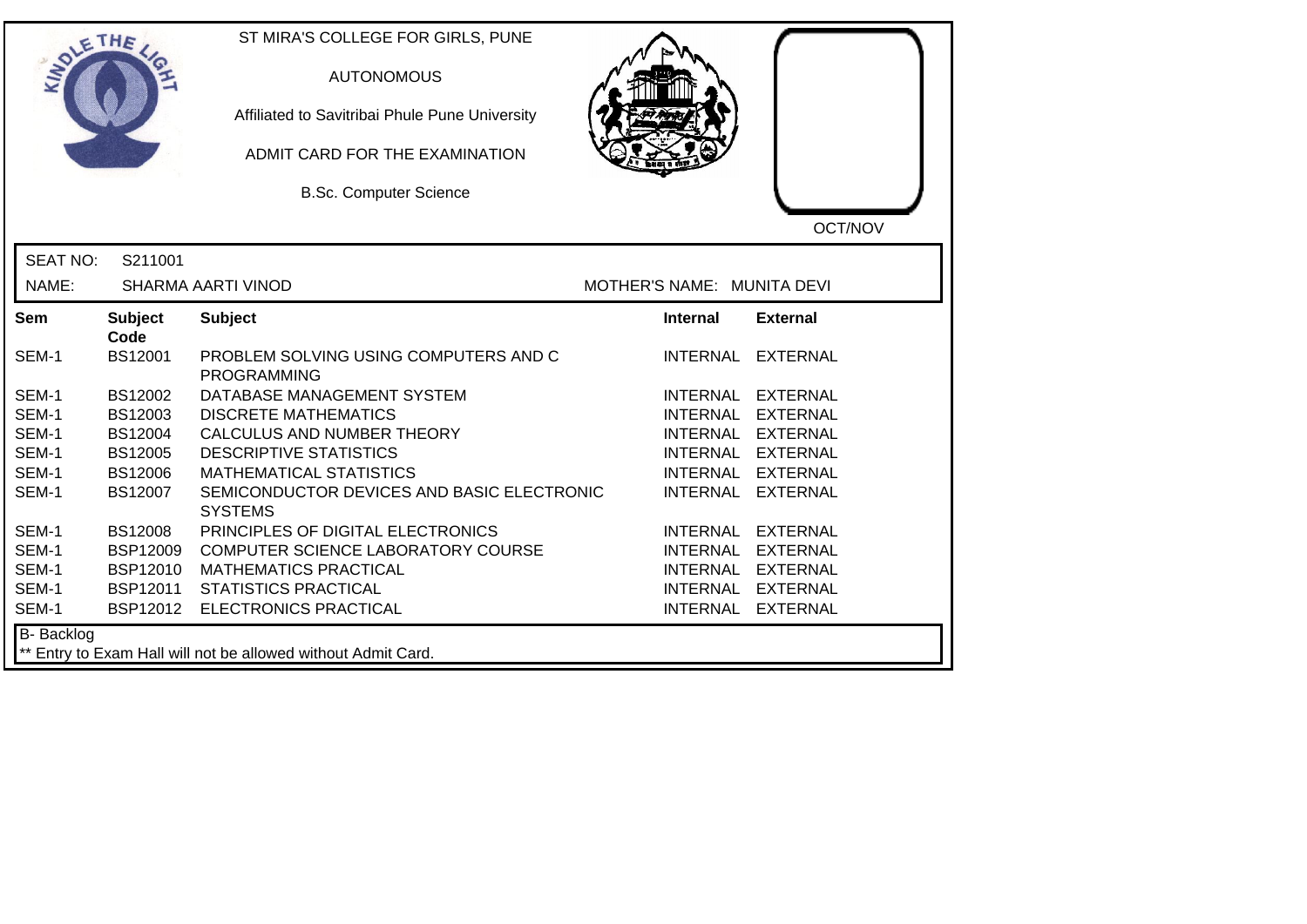ST MIRA'S COLLEGE FOR GIRLS, PUNE

AUTONOMOUS

Affiliated to Savitribai Phule Pune University

ADMIT CARD FOR THE EXAMINATION

B.Sc. Computer Science

OCT/NOV

SEAT NO: S211001

NAME: SHARMA AARTI VINOD

MOTHER'S NAME: MUNITA DEVI

| Sem | Subject Code | Subject | Internal | External |
|---|---|---|---|---|
| SEM-1 | BS12001 | PROBLEM SOLVING USING COMPUTERS AND C PROGRAMMING | INTERNAL | EXTERNAL |
| SEM-1 | BS12002 | DATABASE MANAGEMENT SYSTEM | INTERNAL | EXTERNAL |
| SEM-1 | BS12003 | DISCRETE MATHEMATICS | INTERNAL | EXTERNAL |
| SEM-1 | BS12004 | CALCULUS AND NUMBER THEORY | INTERNAL | EXTERNAL |
| SEM-1 | BS12005 | DESCRIPTIVE STATISTICS | INTERNAL | EXTERNAL |
| SEM-1 | BS12006 | MATHEMATICAL STATISTICS | INTERNAL | EXTERNAL |
| SEM-1 | BS12007 | SEMICONDUCTOR DEVICES AND BASIC ELECTRONIC SYSTEMS | INTERNAL | EXTERNAL |
| SEM-1 | BS12008 | PRINCIPLES OF DIGITAL ELECTRONICS | INTERNAL | EXTERNAL |
| SEM-1 | BSP12009 | COMPUTER SCIENCE LABORATORY COURSE | INTERNAL | EXTERNAL |
| SEM-1 | BSP12010 | MATHEMATICS PRACTICAL | INTERNAL | EXTERNAL |
| SEM-1 | BSP12011 | STATISTICS PRACTICAL | INTERNAL | EXTERNAL |
| SEM-1 | BSP12012 | ELECTRONICS PRACTICAL | INTERNAL | EXTERNAL |

B- Backlog

** Entry to Exam Hall will not be allowed without Admit Card.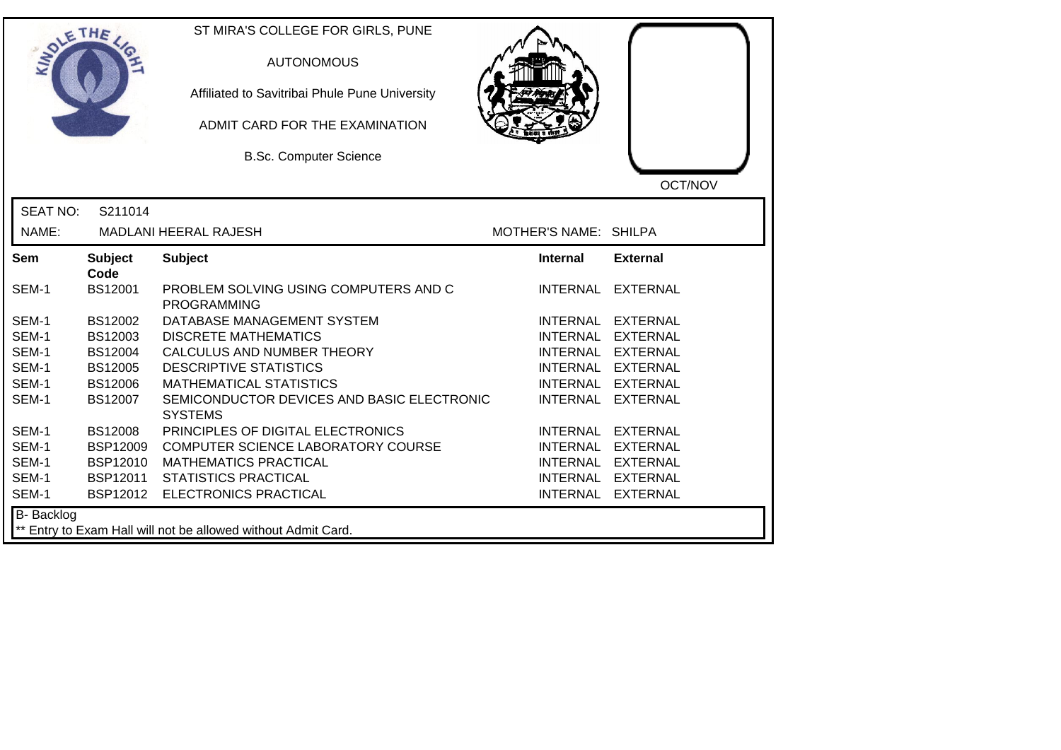ST MIRA'S COLLEGE FOR GIRLS, PUNE

AUTONOMOUS

Affiliated to Savitribai Phule Pune University

ADMIT CARD FOR THE EXAMINATION

B.Sc. Computer Science

OCT/NOV

SEAT NO: S211014

NAME: MADLANI HEERAL RAJESH

MOTHER'S NAME: SHILPA

| Sem | Subject Code | Subject | Internal | External |
|---|---|---|---|---|
| SEM-1 | BS12001 | PROBLEM SOLVING USING COMPUTERS AND C PROGRAMMING | INTERNAL | EXTERNAL |
| SEM-1 | BS12002 | DATABASE MANAGEMENT SYSTEM | INTERNAL | EXTERNAL |
| SEM-1 | BS12003 | DISCRETE MATHEMATICS | INTERNAL | EXTERNAL |
| SEM-1 | BS12004 | CALCULUS AND NUMBER THEORY | INTERNAL | EXTERNAL |
| SEM-1 | BS12005 | DESCRIPTIVE STATISTICS | INTERNAL | EXTERNAL |
| SEM-1 | BS12006 | MATHEMATICAL STATISTICS | INTERNAL | EXTERNAL |
| SEM-1 | BS12007 | SEMICONDUCTOR DEVICES AND BASIC ELECTRONIC SYSTEMS | INTERNAL | EXTERNAL |
| SEM-1 | BS12008 | PRINCIPLES OF DIGITAL ELECTRONICS | INTERNAL | EXTERNAL |
| SEM-1 | BSP12009 | COMPUTER SCIENCE LABORATORY COURSE | INTERNAL | EXTERNAL |
| SEM-1 | BSP12010 | MATHEMATICS PRACTICAL | INTERNAL | EXTERNAL |
| SEM-1 | BSP12011 | STATISTICS PRACTICAL | INTERNAL | EXTERNAL |
| SEM-1 | BSP12012 | ELECTRONICS PRACTICAL | INTERNAL | EXTERNAL |

B- Backlog

** Entry to Exam Hall will not be allowed without Admit Card.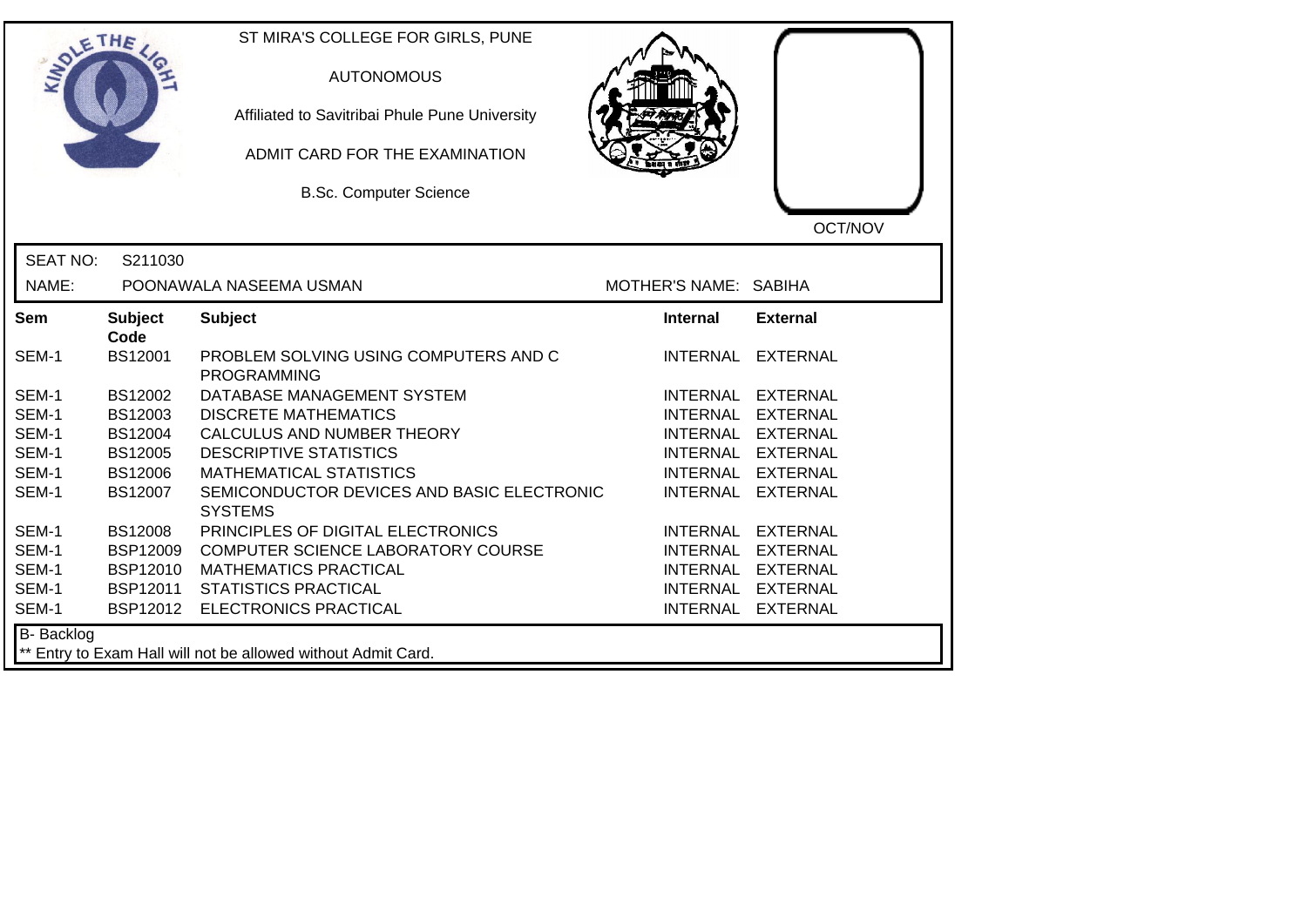ST MIRA'S COLLEGE FOR GIRLS, PUNE

AUTONOMOUS

Affiliated to Savitribai Phule Pune University

ADMIT CARD FOR THE EXAMINATION

B.Sc. Computer Science

OCT/NOV

SEAT NO: S211030

NAME: POONAWALA NASEEMA USMAN

MOTHER'S NAME: SABIHA

| Sem | Subject Code | Subject | Internal | External |
|---|---|---|---|---|
| SEM-1 | BS12001 | PROBLEM SOLVING USING COMPUTERS AND C PROGRAMMING | INTERNAL | EXTERNAL |
| SEM-1 | BS12002 | DATABASE MANAGEMENT SYSTEM | INTERNAL | EXTERNAL |
| SEM-1 | BS12003 | DISCRETE MATHEMATICS | INTERNAL | EXTERNAL |
| SEM-1 | BS12004 | CALCULUS AND NUMBER THEORY | INTERNAL | EXTERNAL |
| SEM-1 | BS12005 | DESCRIPTIVE STATISTICS | INTERNAL | EXTERNAL |
| SEM-1 | BS12006 | MATHEMATICAL STATISTICS | INTERNAL | EXTERNAL |
| SEM-1 | BS12007 | SEMICONDUCTOR DEVICES AND BASIC ELECTRONIC SYSTEMS | INTERNAL | EXTERNAL |
| SEM-1 | BS12008 | PRINCIPLES OF DIGITAL ELECTRONICS | INTERNAL | EXTERNAL |
| SEM-1 | BSP12009 | COMPUTER SCIENCE LABORATORY COURSE | INTERNAL | EXTERNAL |
| SEM-1 | BSP12010 | MATHEMATICS PRACTICAL | INTERNAL | EXTERNAL |
| SEM-1 | BSP12011 | STATISTICS PRACTICAL | INTERNAL | EXTERNAL |
| SEM-1 | BSP12012 | ELECTRONICS PRACTICAL | INTERNAL | EXTERNAL |

B- Backlog

** Entry to Exam Hall will not be allowed without Admit Card.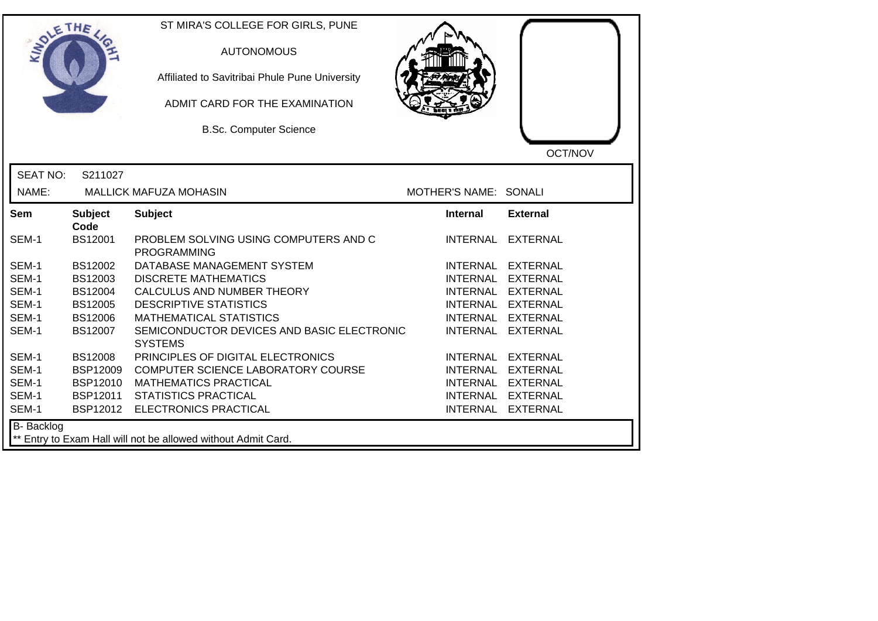ST MIRA'S COLLEGE FOR GIRLS, PUNE

AUTONOMOUS

Affiliated to Savitribai Phule Pune University

ADMIT CARD FOR THE EXAMINATION

B.Sc. Computer Science

OCT/NOV

SEAT NO: S211027

NAME: MALLICK MAFUZA MOHASIN

MOTHER'S NAME: SONALI

| Sem | Subject Code | Subject | Internal | External |
|---|---|---|---|---|
| SEM-1 | BS12001 | PROBLEM SOLVING USING COMPUTERS AND C PROGRAMMING | INTERNAL | EXTERNAL |
| SEM-1 | BS12002 | DATABASE MANAGEMENT SYSTEM | INTERNAL | EXTERNAL |
| SEM-1 | BS12003 | DISCRETE MATHEMATICS | INTERNAL | EXTERNAL |
| SEM-1 | BS12004 | CALCULUS AND NUMBER THEORY | INTERNAL | EXTERNAL |
| SEM-1 | BS12005 | DESCRIPTIVE STATISTICS | INTERNAL | EXTERNAL |
| SEM-1 | BS12006 | MATHEMATICAL STATISTICS | INTERNAL | EXTERNAL |
| SEM-1 | BS12007 | SEMICONDUCTOR DEVICES AND BASIC ELECTRONIC SYSTEMS | INTERNAL | EXTERNAL |
| SEM-1 | BS12008 | PRINCIPLES OF DIGITAL ELECTRONICS | INTERNAL | EXTERNAL |
| SEM-1 | BSP12009 | COMPUTER SCIENCE LABORATORY COURSE | INTERNAL | EXTERNAL |
| SEM-1 | BSP12010 | MATHEMATICS PRACTICAL | INTERNAL | EXTERNAL |
| SEM-1 | BSP12011 | STATISTICS PRACTICAL | INTERNAL | EXTERNAL |
| SEM-1 | BSP12012 | ELECTRONICS PRACTICAL | INTERNAL | EXTERNAL |

B- Backlog

** Entry to Exam Hall will not be allowed without Admit Card.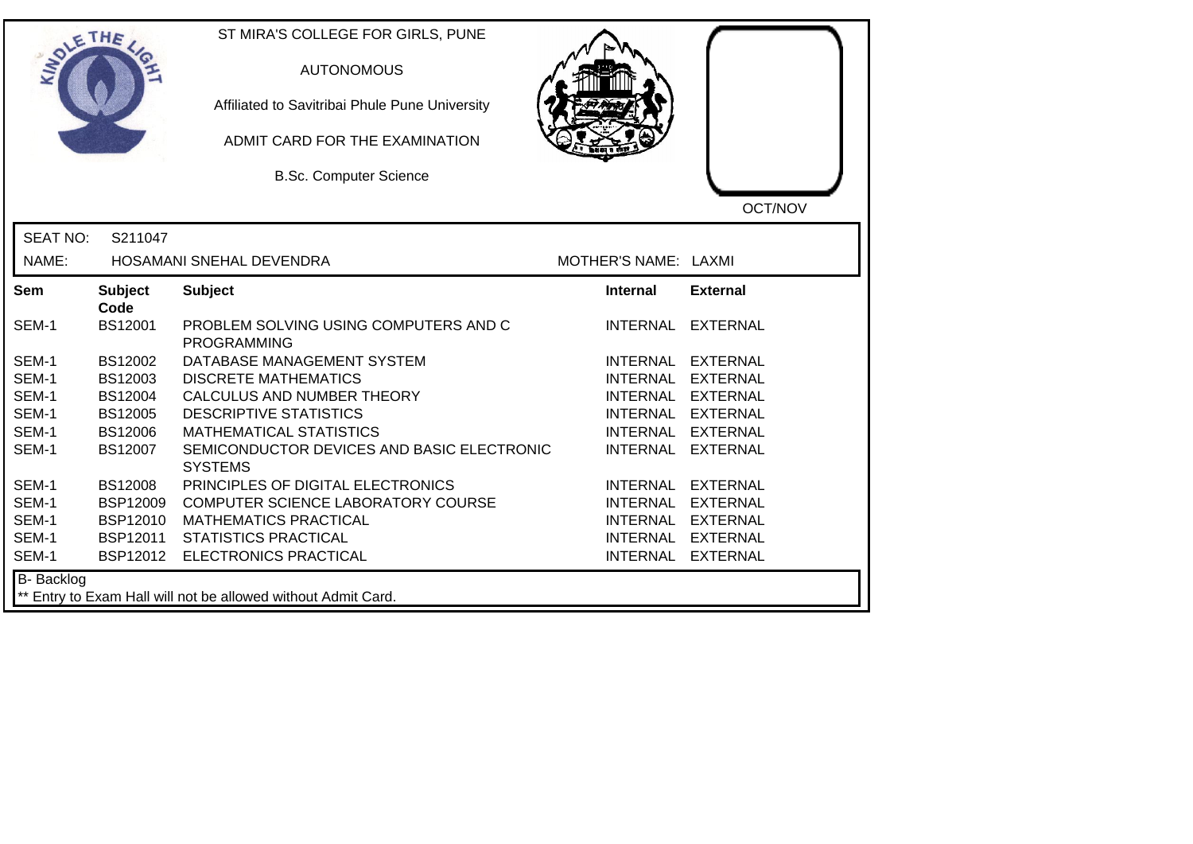ST MIRA'S COLLEGE FOR GIRLS, PUNE

AUTONOMOUS

Affiliated to Savitribai Phule Pune University

ADMIT CARD FOR THE EXAMINATION

B.Sc. Computer Science

OCT/NOV

SEAT NO: S211047

NAME: HOSAMANI SNEHAL DEVENDRA

MOTHER'S NAME: LAXMI

| Sem | Subject Code | Subject | Internal | External |
|---|---|---|---|---|
| SEM-1 | BS12001 | PROBLEM SOLVING USING COMPUTERS AND C PROGRAMMING | INTERNAL | EXTERNAL |
| SEM-1 | BS12002 | DATABASE MANAGEMENT SYSTEM | INTERNAL | EXTERNAL |
| SEM-1 | BS12003 | DISCRETE MATHEMATICS | INTERNAL | EXTERNAL |
| SEM-1 | BS12004 | CALCULUS AND NUMBER THEORY | INTERNAL | EXTERNAL |
| SEM-1 | BS12005 | DESCRIPTIVE STATISTICS | INTERNAL | EXTERNAL |
| SEM-1 | BS12006 | MATHEMATICAL STATISTICS | INTERNAL | EXTERNAL |
| SEM-1 | BS12007 | SEMICONDUCTOR DEVICES AND BASIC ELECTRONIC SYSTEMS | INTERNAL | EXTERNAL |
| SEM-1 | BS12008 | PRINCIPLES OF DIGITAL ELECTRONICS | INTERNAL | EXTERNAL |
| SEM-1 | BSP12009 | COMPUTER SCIENCE LABORATORY COURSE | INTERNAL | EXTERNAL |
| SEM-1 | BSP12010 | MATHEMATICS PRACTICAL | INTERNAL | EXTERNAL |
| SEM-1 | BSP12011 | STATISTICS PRACTICAL | INTERNAL | EXTERNAL |
| SEM-1 | BSP12012 | ELECTRONICS PRACTICAL | INTERNAL | EXTERNAL |

B- Backlog

** Entry to Exam Hall will not be allowed without Admit Card.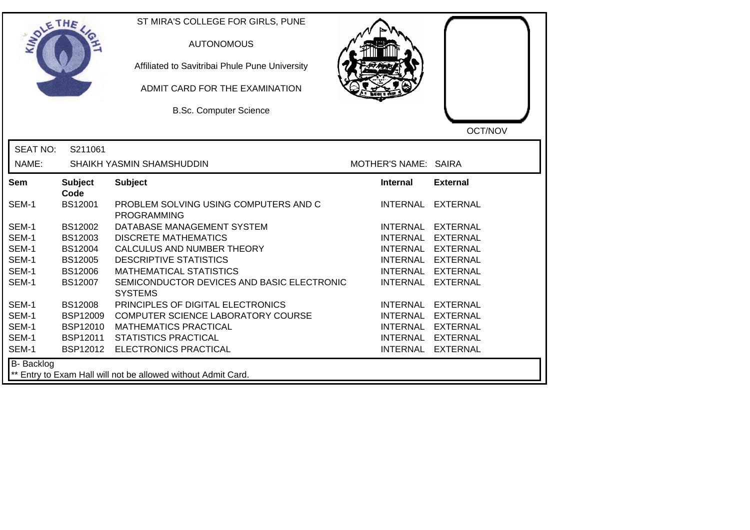ST MIRA'S COLLEGE FOR GIRLS, PUNE

AUTONOMOUS

Affiliated to Savitribai Phule Pune University

ADMIT CARD FOR THE EXAMINATION

B.Sc. Computer Science

OCT/NOV

SEAT NO: S211061

NAME: SHAIKH YASMIN SHAMSHUDDIN

MOTHER'S NAME: SAIRA

| Sem | Subject Code | Subject | Internal | External |
|---|---|---|---|---|
| SEM-1 | BS12001 | PROBLEM SOLVING USING COMPUTERS AND C PROGRAMMING | INTERNAL | EXTERNAL |
| SEM-1 | BS12002 | DATABASE MANAGEMENT SYSTEM | INTERNAL | EXTERNAL |
| SEM-1 | BS12003 | DISCRETE MATHEMATICS | INTERNAL | EXTERNAL |
| SEM-1 | BS12004 | CALCULUS AND NUMBER THEORY | INTERNAL | EXTERNAL |
| SEM-1 | BS12005 | DESCRIPTIVE STATISTICS | INTERNAL | EXTERNAL |
| SEM-1 | BS12006 | MATHEMATICAL STATISTICS | INTERNAL | EXTERNAL |
| SEM-1 | BS12007 | SEMICONDUCTOR DEVICES AND BASIC ELECTRONIC SYSTEMS | INTERNAL | EXTERNAL |
| SEM-1 | BS12008 | PRINCIPLES OF DIGITAL ELECTRONICS | INTERNAL | EXTERNAL |
| SEM-1 | BSP12009 | COMPUTER SCIENCE LABORATORY COURSE | INTERNAL | EXTERNAL |
| SEM-1 | BSP12010 | MATHEMATICS PRACTICAL | INTERNAL | EXTERNAL |
| SEM-1 | BSP12011 | STATISTICS PRACTICAL | INTERNAL | EXTERNAL |
| SEM-1 | BSP12012 | ELECTRONICS PRACTICAL | INTERNAL | EXTERNAL |

B- Backlog

** Entry to Exam Hall will not be allowed without Admit Card.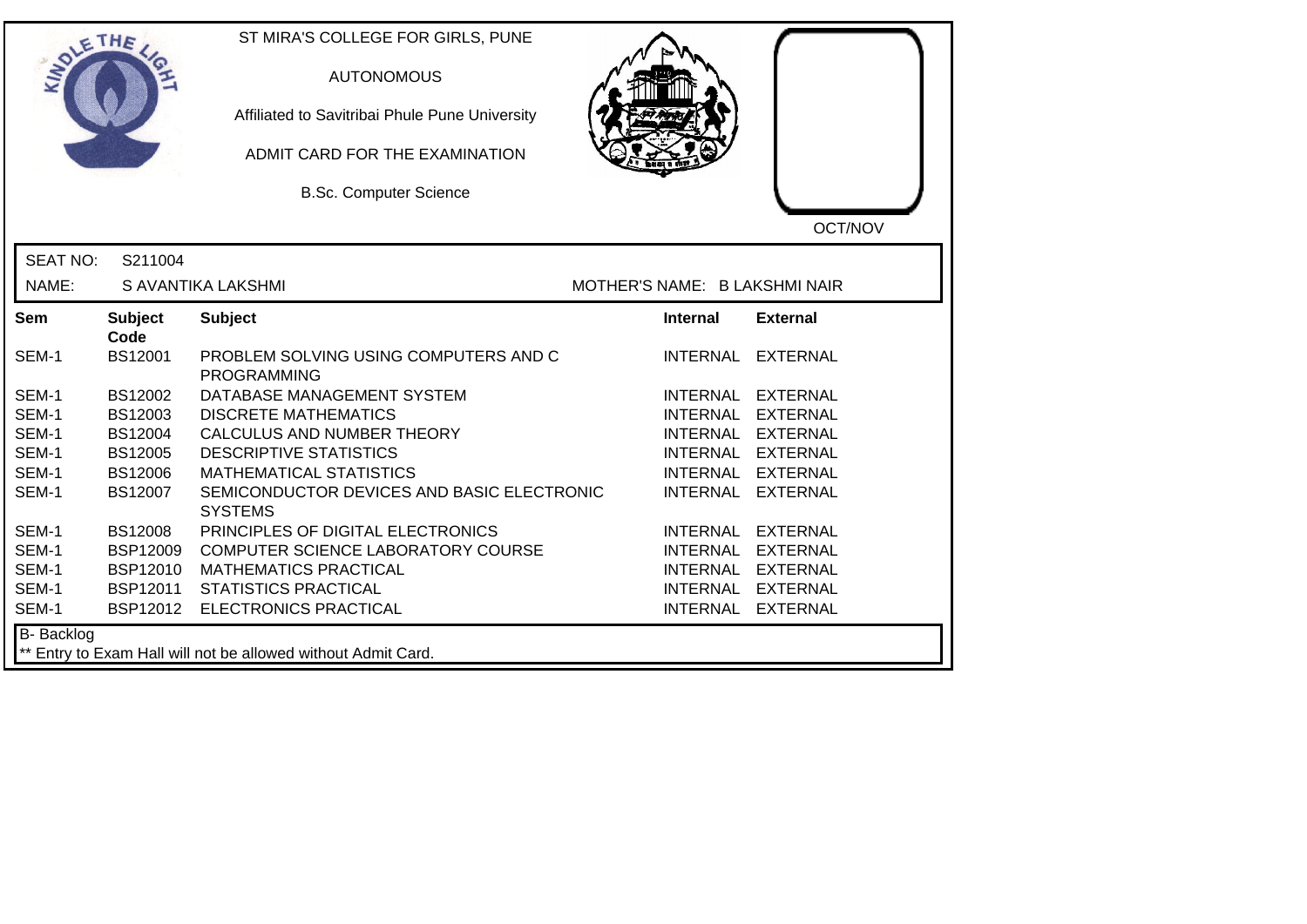ST MIRA'S COLLEGE FOR GIRLS, PUNE

AUTONOMOUS

Affiliated to Savitribai Phule Pune University

ADMIT CARD FOR THE EXAMINATION

B.Sc. Computer Science

OCT/NOV

SEAT NO: S211004

NAME: S AVANTIKA LAKSHMI

MOTHER'S NAME: B LAKSHMI NAIR

| Sem | Subject Code | Subject | Internal | External |
|---|---|---|---|---|
| SEM-1 | BS12001 | PROBLEM SOLVING USING COMPUTERS AND C PROGRAMMING | INTERNAL | EXTERNAL |
| SEM-1 | BS12002 | DATABASE MANAGEMENT SYSTEM | INTERNAL | EXTERNAL |
| SEM-1 | BS12003 | DISCRETE MATHEMATICS | INTERNAL | EXTERNAL |
| SEM-1 | BS12004 | CALCULUS AND NUMBER THEORY | INTERNAL | EXTERNAL |
| SEM-1 | BS12005 | DESCRIPTIVE STATISTICS | INTERNAL | EXTERNAL |
| SEM-1 | BS12006 | MATHEMATICAL STATISTICS | INTERNAL | EXTERNAL |
| SEM-1 | BS12007 | SEMICONDUCTOR DEVICES AND BASIC ELECTRONIC SYSTEMS | INTERNAL | EXTERNAL |
| SEM-1 | BS12008 | PRINCIPLES OF DIGITAL ELECTRONICS | INTERNAL | EXTERNAL |
| SEM-1 | BSP12009 | COMPUTER SCIENCE LABORATORY COURSE | INTERNAL | EXTERNAL |
| SEM-1 | BSP12010 | MATHEMATICS PRACTICAL | INTERNAL | EXTERNAL |
| SEM-1 | BSP12011 | STATISTICS PRACTICAL | INTERNAL | EXTERNAL |
| SEM-1 | BSP12012 | ELECTRONICS PRACTICAL | INTERNAL | EXTERNAL |

B- Backlog

** Entry to Exam Hall will not be allowed without Admit Card.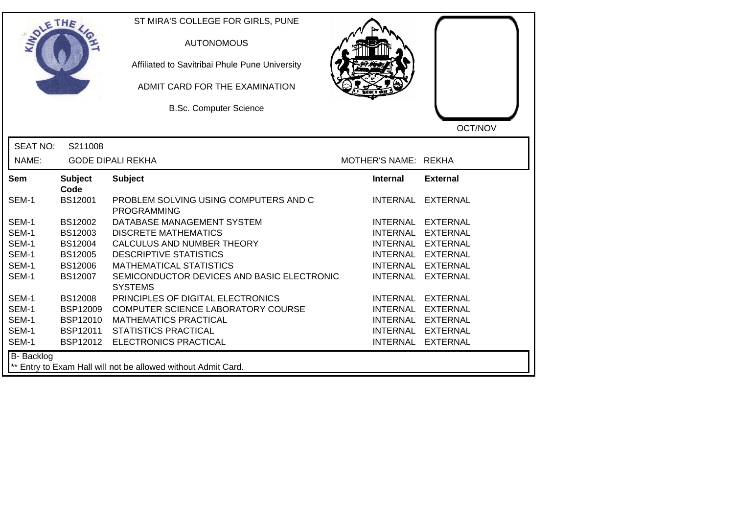ST MIRA'S COLLEGE FOR GIRLS, PUNE

AUTONOMOUS

Affiliated to Savitribai Phule Pune University

ADMIT CARD FOR THE EXAMINATION

B.Sc. Computer Science

OCT/NOV

SEAT NO: S211008

NAME: GODE DIPALI REKHA

MOTHER'S NAME: REKHA

| Sem | Subject Code | Subject | Internal | External |
|---|---|---|---|---|
| SEM-1 | BS12001 | PROBLEM SOLVING USING COMPUTERS AND C PROGRAMMING | INTERNAL | EXTERNAL |
| SEM-1 | BS12002 | DATABASE MANAGEMENT SYSTEM | INTERNAL | EXTERNAL |
| SEM-1 | BS12003 | DISCRETE MATHEMATICS | INTERNAL | EXTERNAL |
| SEM-1 | BS12004 | CALCULUS AND NUMBER THEORY | INTERNAL | EXTERNAL |
| SEM-1 | BS12005 | DESCRIPTIVE STATISTICS | INTERNAL | EXTERNAL |
| SEM-1 | BS12006 | MATHEMATICAL STATISTICS | INTERNAL | EXTERNAL |
| SEM-1 | BS12007 | SEMICONDUCTOR DEVICES AND BASIC ELECTRONIC SYSTEMS | INTERNAL | EXTERNAL |
| SEM-1 | BS12008 | PRINCIPLES OF DIGITAL ELECTRONICS | INTERNAL | EXTERNAL |
| SEM-1 | BSP12009 | COMPUTER SCIENCE LABORATORY COURSE | INTERNAL | EXTERNAL |
| SEM-1 | BSP12010 | MATHEMATICS PRACTICAL | INTERNAL | EXTERNAL |
| SEM-1 | BSP12011 | STATISTICS PRACTICAL | INTERNAL | EXTERNAL |
| SEM-1 | BSP12012 | ELECTRONICS PRACTICAL | INTERNAL | EXTERNAL |

B- Backlog

** Entry to Exam Hall will not be allowed without Admit Card.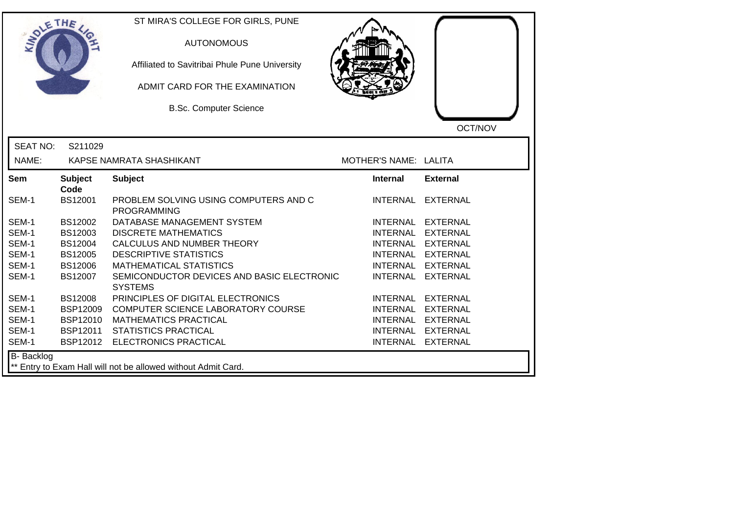ST MIRA'S COLLEGE FOR GIRLS, PUNE

AUTONOMOUS

Affiliated to Savitribai Phule Pune University

ADMIT CARD FOR THE EXAMINATION

B.Sc. Computer Science

OCT/NOV

SEAT NO: S211029

NAME: KAPSE NAMRATA SHASHIKANT MOTHER'S NAME: LALITA

| Sem | Subject Code | Subject | Internal | External |
|---|---|---|---|---|
| SEM-1 | BS12001 | PROBLEM SOLVING USING COMPUTERS AND C PROGRAMMING | INTERNAL | EXTERNAL |
| SEM-1 | BS12002 | DATABASE MANAGEMENT SYSTEM | INTERNAL | EXTERNAL |
| SEM-1 | BS12003 | DISCRETE MATHEMATICS | INTERNAL | EXTERNAL |
| SEM-1 | BS12004 | CALCULUS AND NUMBER THEORY | INTERNAL | EXTERNAL |
| SEM-1 | BS12005 | DESCRIPTIVE STATISTICS | INTERNAL | EXTERNAL |
| SEM-1 | BS12006 | MATHEMATICAL STATISTICS | INTERNAL | EXTERNAL |
| SEM-1 | BS12007 | SEMICONDUCTOR DEVICES AND BASIC ELECTRONIC SYSTEMS | INTERNAL | EXTERNAL |
| SEM-1 | BS12008 | PRINCIPLES OF DIGITAL ELECTRONICS | INTERNAL | EXTERNAL |
| SEM-1 | BSP12009 | COMPUTER SCIENCE LABORATORY COURSE | INTERNAL | EXTERNAL |
| SEM-1 | BSP12010 | MATHEMATICS PRACTICAL | INTERNAL | EXTERNAL |
| SEM-1 | BSP12011 | STATISTICS PRACTICAL | INTERNAL | EXTERNAL |
| SEM-1 | BSP12012 | ELECTRONICS PRACTICAL | INTERNAL | EXTERNAL |

B- Backlog

** Entry to Exam Hall will not be allowed without Admit Card.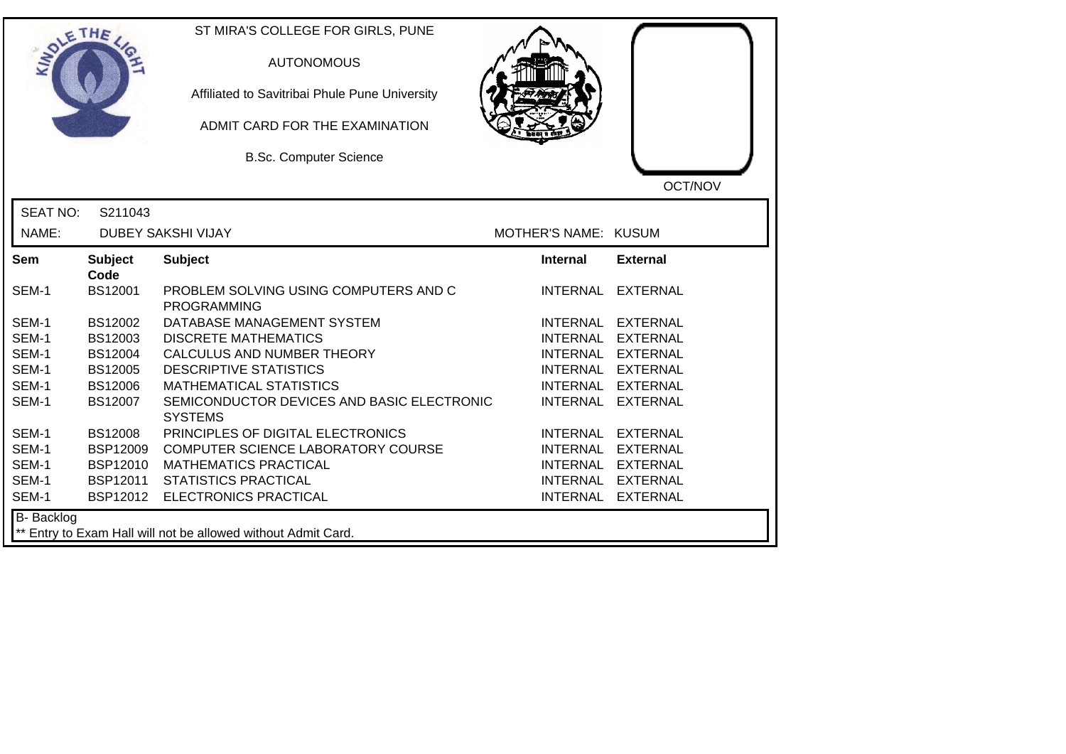ST MIRA'S COLLEGE FOR GIRLS, PUNE

AUTONOMOUS

Affiliated to Savitribai Phule Pune University

ADMIT CARD FOR THE EXAMINATION

B.Sc. Computer Science

OCT/NOV

SEAT NO: S211043

NAME: DUBEY SAKSHI VIJAY

MOTHER'S NAME: KUSUM

| Sem | Subject Code | Subject | Internal | External |
|---|---|---|---|---|
| SEM-1 | BS12001 | PROBLEM SOLVING USING COMPUTERS AND C PROGRAMMING | INTERNAL | EXTERNAL |
| SEM-1 | BS12002 | DATABASE MANAGEMENT SYSTEM | INTERNAL | EXTERNAL |
| SEM-1 | BS12003 | DISCRETE MATHEMATICS | INTERNAL | EXTERNAL |
| SEM-1 | BS12004 | CALCULUS AND NUMBER THEORY | INTERNAL | EXTERNAL |
| SEM-1 | BS12005 | DESCRIPTIVE STATISTICS | INTERNAL | EXTERNAL |
| SEM-1 | BS12006 | MATHEMATICAL STATISTICS | INTERNAL | EXTERNAL |
| SEM-1 | BS12007 | SEMICONDUCTOR DEVICES AND BASIC ELECTRONIC SYSTEMS | INTERNAL | EXTERNAL |
| SEM-1 | BS12008 | PRINCIPLES OF DIGITAL ELECTRONICS | INTERNAL | EXTERNAL |
| SEM-1 | BSP12009 | COMPUTER SCIENCE LABORATORY COURSE | INTERNAL | EXTERNAL |
| SEM-1 | BSP12010 | MATHEMATICS PRACTICAL | INTERNAL | EXTERNAL |
| SEM-1 | BSP12011 | STATISTICS PRACTICAL | INTERNAL | EXTERNAL |
| SEM-1 | BSP12012 | ELECTRONICS PRACTICAL | INTERNAL | EXTERNAL |

B- Backlog

** Entry to Exam Hall will not be allowed without Admit Card.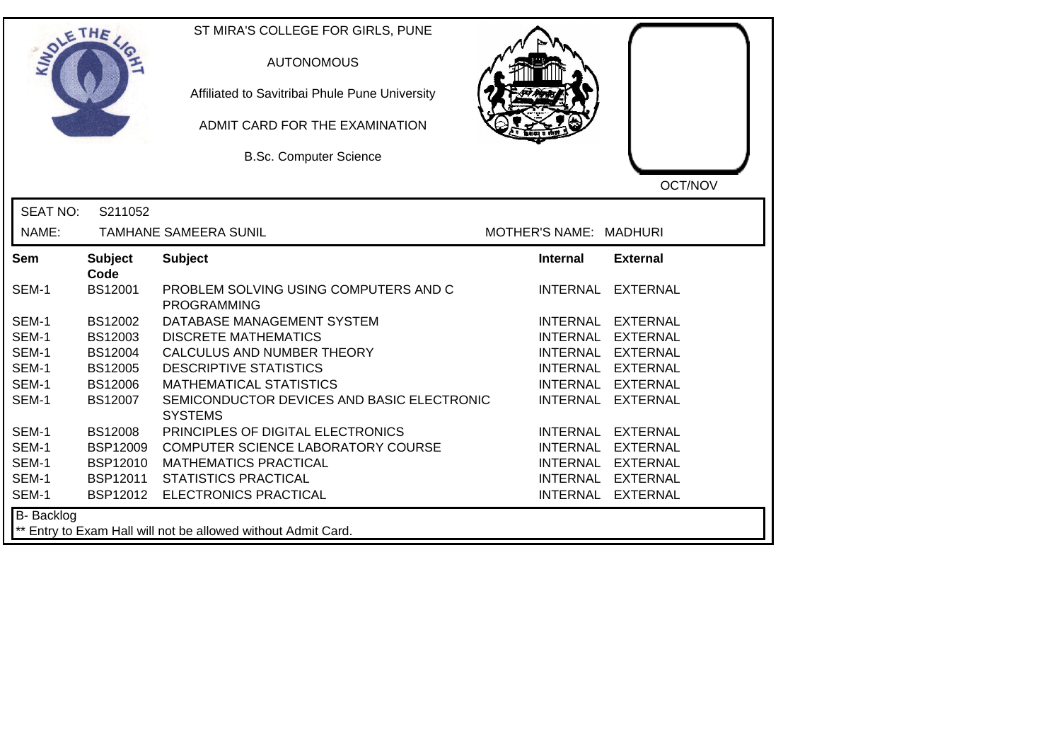ST MIRA'S COLLEGE FOR GIRLS, PUNE

AUTONOMOUS

Affiliated to Savitribai Phule Pune University

ADMIT CARD FOR THE EXAMINATION

B.Sc. Computer Science

OCT/NOV

SEAT NO: S211052

NAME: TAMHANE SAMEERA SUNIL

MOTHER'S NAME: MADHURI

| Sem | Subject Code | Subject | Internal | External |
|---|---|---|---|---|
| SEM-1 | BS12001 | PROBLEM SOLVING USING COMPUTERS AND C PROGRAMMING | INTERNAL | EXTERNAL |
| SEM-1 | BS12002 | DATABASE MANAGEMENT SYSTEM | INTERNAL | EXTERNAL |
| SEM-1 | BS12003 | DISCRETE MATHEMATICS | INTERNAL | EXTERNAL |
| SEM-1 | BS12004 | CALCULUS AND NUMBER THEORY | INTERNAL | EXTERNAL |
| SEM-1 | BS12005 | DESCRIPTIVE STATISTICS | INTERNAL | EXTERNAL |
| SEM-1 | BS12006 | MATHEMATICAL STATISTICS | INTERNAL | EXTERNAL |
| SEM-1 | BS12007 | SEMICONDUCTOR DEVICES AND BASIC ELECTRONIC SYSTEMS | INTERNAL | EXTERNAL |
| SEM-1 | BS12008 | PRINCIPLES OF DIGITAL ELECTRONICS | INTERNAL | EXTERNAL |
| SEM-1 | BSP12009 | COMPUTER SCIENCE LABORATORY COURSE | INTERNAL | EXTERNAL |
| SEM-1 | BSP12010 | MATHEMATICS PRACTICAL | INTERNAL | EXTERNAL |
| SEM-1 | BSP12011 | STATISTICS PRACTICAL | INTERNAL | EXTERNAL |
| SEM-1 | BSP12012 | ELECTRONICS PRACTICAL | INTERNAL | EXTERNAL |

B- Backlog

** Entry to Exam Hall will not be allowed without Admit Card.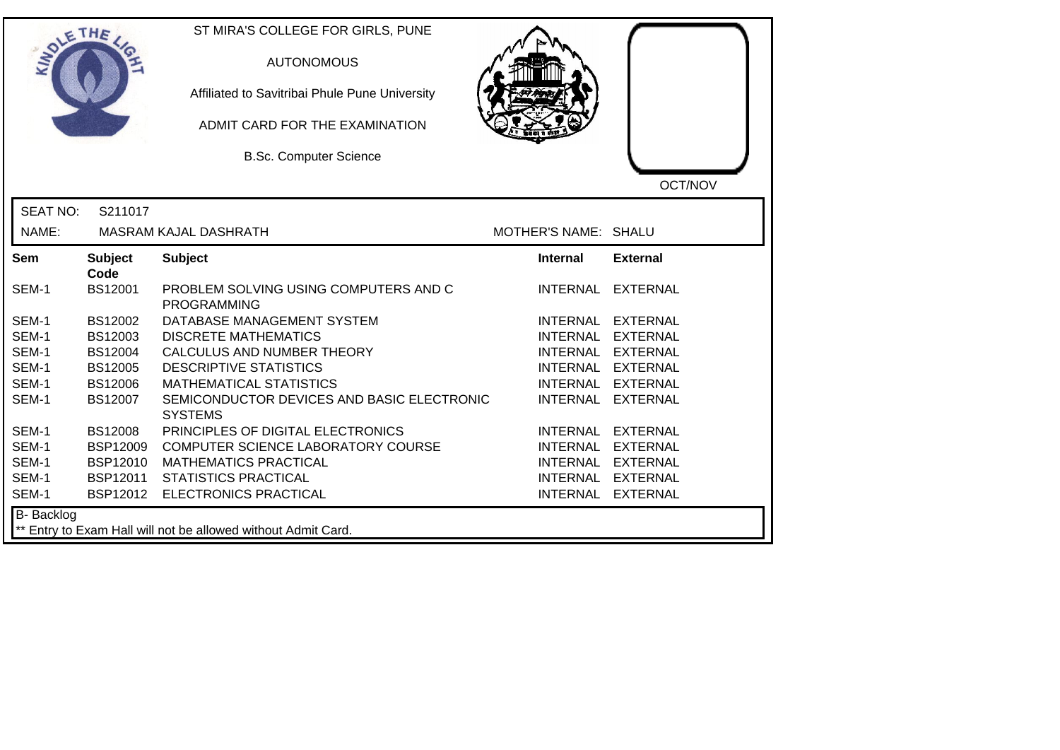ST MIRA'S COLLEGE FOR GIRLS, PUNE

AUTONOMOUS

Affiliated to Savitribai Phule Pune University

ADMIT CARD FOR THE EXAMINATION

B.Sc. Computer Science

OCT/NOV

SEAT NO: S211017

NAME: MASRAM KAJAL DASHRATH

MOTHER'S NAME: SHALU

| Sem | Subject Code | Subject | Internal | External |
|---|---|---|---|---|
| SEM-1 | BS12001 | PROBLEM SOLVING USING COMPUTERS AND C PROGRAMMING | INTERNAL | EXTERNAL |
| SEM-1 | BS12002 | DATABASE MANAGEMENT SYSTEM | INTERNAL | EXTERNAL |
| SEM-1 | BS12003 | DISCRETE MATHEMATICS | INTERNAL | EXTERNAL |
| SEM-1 | BS12004 | CALCULUS AND NUMBER THEORY | INTERNAL | EXTERNAL |
| SEM-1 | BS12005 | DESCRIPTIVE STATISTICS | INTERNAL | EXTERNAL |
| SEM-1 | BS12006 | MATHEMATICAL STATISTICS | INTERNAL | EXTERNAL |
| SEM-1 | BS12007 | SEMICONDUCTOR DEVICES AND BASIC ELECTRONIC SYSTEMS | INTERNAL | EXTERNAL |
| SEM-1 | BS12008 | PRINCIPLES OF DIGITAL ELECTRONICS | INTERNAL | EXTERNAL |
| SEM-1 | BSP12009 | COMPUTER SCIENCE LABORATORY COURSE | INTERNAL | EXTERNAL |
| SEM-1 | BSP12010 | MATHEMATICS PRACTICAL | INTERNAL | EXTERNAL |
| SEM-1 | BSP12011 | STATISTICS PRACTICAL | INTERNAL | EXTERNAL |
| SEM-1 | BSP12012 | ELECTRONICS PRACTICAL | INTERNAL | EXTERNAL |

B- Backlog

** Entry to Exam Hall will not be allowed without Admit Card.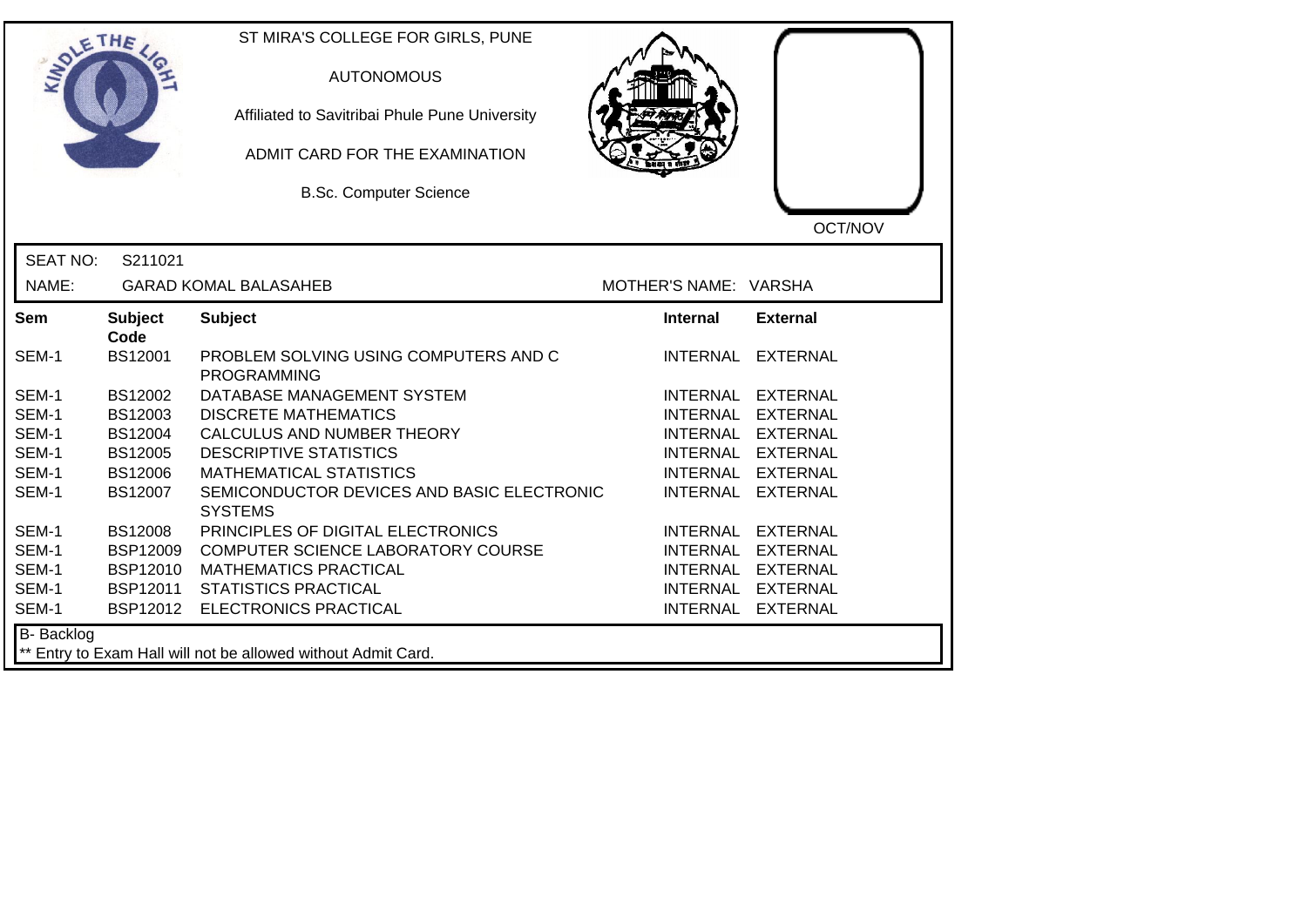ST MIRA'S COLLEGE FOR GIRLS, PUNE

AUTONOMOUS

Affiliated to Savitribai Phule Pune University

ADMIT CARD FOR THE EXAMINATION

B.Sc. Computer Science

OCT/NOV

SEAT NO: S211021

NAME: GARAD KOMAL BALASAHEB MOTHER'S NAME: VARSHA

| Sem | Subject Code | Subject | Internal | External |
|---|---|---|---|---|
| SEM-1 | BS12001 | PROBLEM SOLVING USING COMPUTERS AND C PROGRAMMING | INTERNAL | EXTERNAL |
| SEM-1 | BS12002 | DATABASE MANAGEMENT SYSTEM | INTERNAL | EXTERNAL |
| SEM-1 | BS12003 | DISCRETE MATHEMATICS | INTERNAL | EXTERNAL |
| SEM-1 | BS12004 | CALCULUS AND NUMBER THEORY | INTERNAL | EXTERNAL |
| SEM-1 | BS12005 | DESCRIPTIVE STATISTICS | INTERNAL | EXTERNAL |
| SEM-1 | BS12006 | MATHEMATICAL STATISTICS | INTERNAL | EXTERNAL |
| SEM-1 | BS12007 | SEMICONDUCTOR DEVICES AND BASIC ELECTRONIC SYSTEMS | INTERNAL | EXTERNAL |
| SEM-1 | BS12008 | PRINCIPLES OF DIGITAL ELECTRONICS | INTERNAL | EXTERNAL |
| SEM-1 | BSP12009 | COMPUTER SCIENCE LABORATORY COURSE | INTERNAL | EXTERNAL |
| SEM-1 | BSP12010 | MATHEMATICS PRACTICAL | INTERNAL | EXTERNAL |
| SEM-1 | BSP12011 | STATISTICS PRACTICAL | INTERNAL | EXTERNAL |
| SEM-1 | BSP12012 | ELECTRONICS PRACTICAL | INTERNAL | EXTERNAL |

B- Backlog

** Entry to Exam Hall will not be allowed without Admit Card.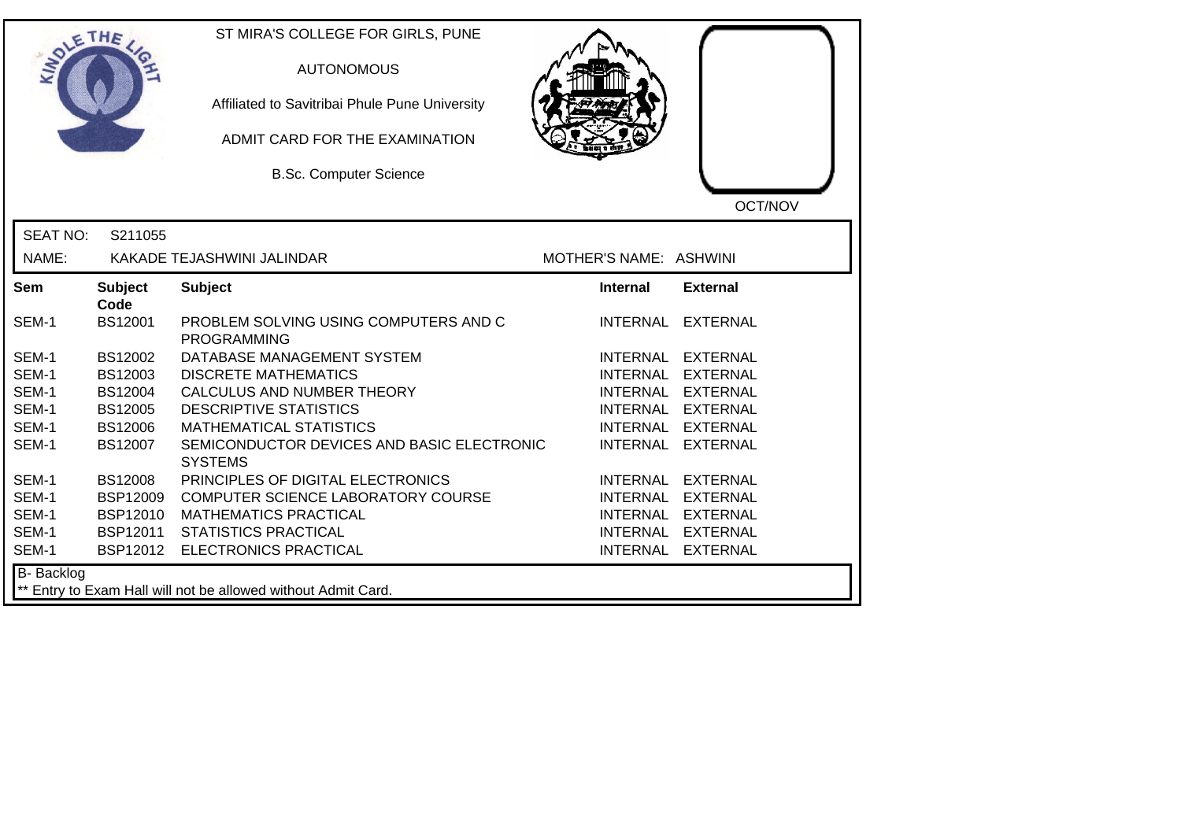ST MIRA'S COLLEGE FOR GIRLS, PUNE

AUTONOMOUS

Affiliated to Savitribai Phule Pune University

ADMIT CARD FOR THE EXAMINATION

B.Sc. Computer Science

OCT/NOV

SEAT NO: S211055

NAME: KAKADE TEJASHWINI JALINDAR

MOTHER'S NAME: ASHWINI

| Sem | Subject Code | Subject | Internal | External |
|---|---|---|---|---|
| SEM-1 | BS12001 | PROBLEM SOLVING USING COMPUTERS AND C PROGRAMMING | INTERNAL | EXTERNAL |
| SEM-1 | BS12002 | DATABASE MANAGEMENT SYSTEM | INTERNAL | EXTERNAL |
| SEM-1 | BS12003 | DISCRETE MATHEMATICS | INTERNAL | EXTERNAL |
| SEM-1 | BS12004 | CALCULUS AND NUMBER THEORY | INTERNAL | EXTERNAL |
| SEM-1 | BS12005 | DESCRIPTIVE STATISTICS | INTERNAL | EXTERNAL |
| SEM-1 | BS12006 | MATHEMATICAL STATISTICS | INTERNAL | EXTERNAL |
| SEM-1 | BS12007 | SEMICONDUCTOR DEVICES AND BASIC ELECTRONIC SYSTEMS | INTERNAL | EXTERNAL |
| SEM-1 | BS12008 | PRINCIPLES OF DIGITAL ELECTRONICS | INTERNAL | EXTERNAL |
| SEM-1 | BSP12009 | COMPUTER SCIENCE LABORATORY COURSE | INTERNAL | EXTERNAL |
| SEM-1 | BSP12010 | MATHEMATICS PRACTICAL | INTERNAL | EXTERNAL |
| SEM-1 | BSP12011 | STATISTICS PRACTICAL | INTERNAL | EXTERNAL |
| SEM-1 | BSP12012 | ELECTRONICS PRACTICAL | INTERNAL | EXTERNAL |

B- Backlog

** Entry to Exam Hall will not be allowed without Admit Card.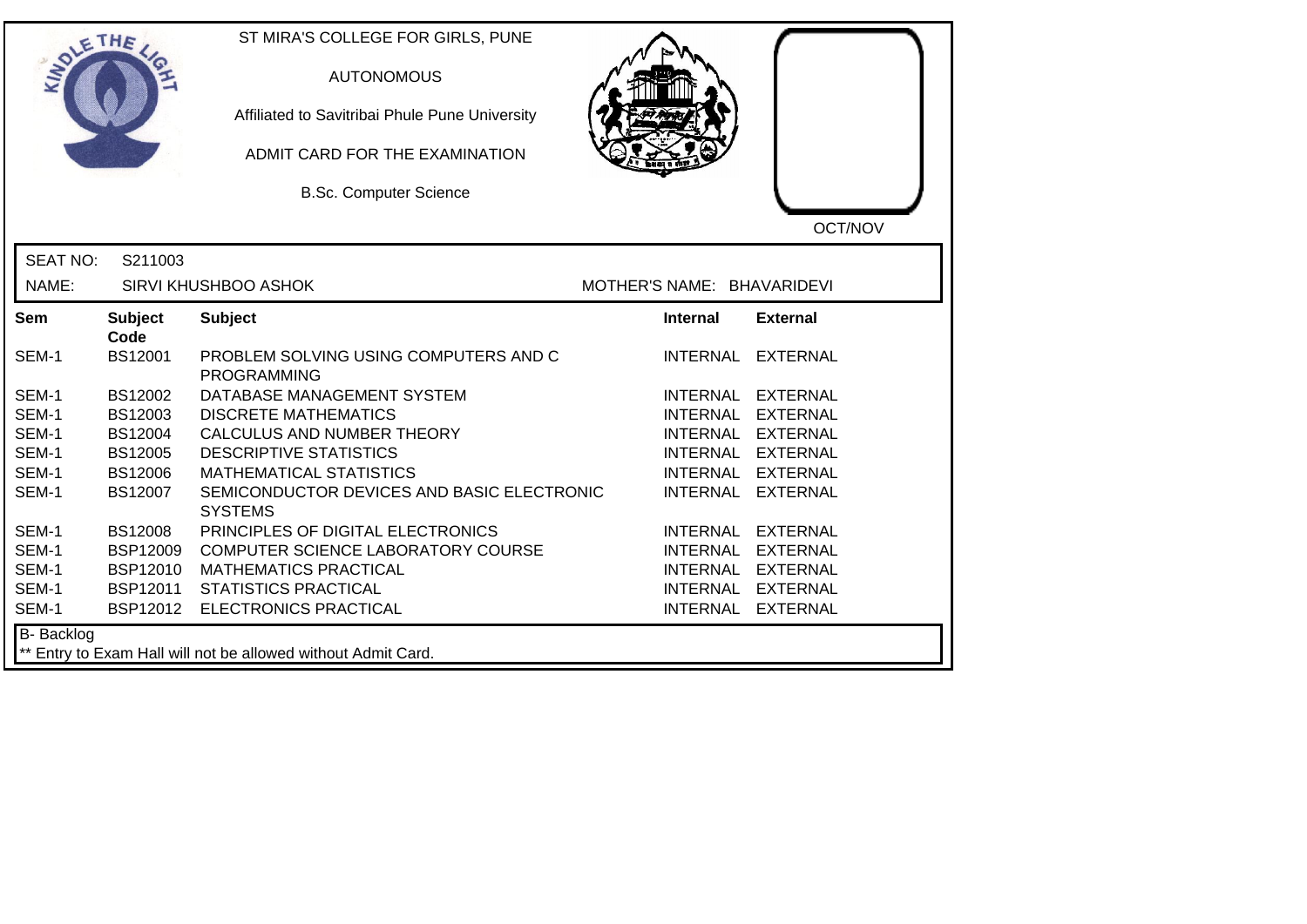ST MIRA'S COLLEGE FOR GIRLS, PUNE

AUTONOMOUS

Affiliated to Savitribai Phule Pune University

ADMIT CARD FOR THE EXAMINATION

B.Sc. Computer Science

OCT/NOV

SEAT NO: S211003

NAME: SIRVI KHUSHBOO ASHOK MOTHER'S NAME: BHAVARIDEVI

| Sem | Subject Code | Subject | Internal | External |
|---|---|---|---|---|
| SEM-1 | BS12001 | PROBLEM SOLVING USING COMPUTERS AND C PROGRAMMING | INTERNAL | EXTERNAL |
| SEM-1 | BS12002 | DATABASE MANAGEMENT SYSTEM | INTERNAL | EXTERNAL |
| SEM-1 | BS12003 | DISCRETE MATHEMATICS | INTERNAL | EXTERNAL |
| SEM-1 | BS12004 | CALCULUS AND NUMBER THEORY | INTERNAL | EXTERNAL |
| SEM-1 | BS12005 | DESCRIPTIVE STATISTICS | INTERNAL | EXTERNAL |
| SEM-1 | BS12006 | MATHEMATICAL STATISTICS | INTERNAL | EXTERNAL |
| SEM-1 | BS12007 | SEMICONDUCTOR DEVICES AND BASIC ELECTRONIC SYSTEMS | INTERNAL | EXTERNAL |
| SEM-1 | BS12008 | PRINCIPLES OF DIGITAL ELECTRONICS | INTERNAL | EXTERNAL |
| SEM-1 | BSP12009 | COMPUTER SCIENCE LABORATORY COURSE | INTERNAL | EXTERNAL |
| SEM-1 | BSP12010 | MATHEMATICS PRACTICAL | INTERNAL | EXTERNAL |
| SEM-1 | BSP12011 | STATISTICS PRACTICAL | INTERNAL | EXTERNAL |
| SEM-1 | BSP12012 | ELECTRONICS PRACTICAL | INTERNAL | EXTERNAL |

B- Backlog

** Entry to Exam Hall will not be allowed without Admit Card.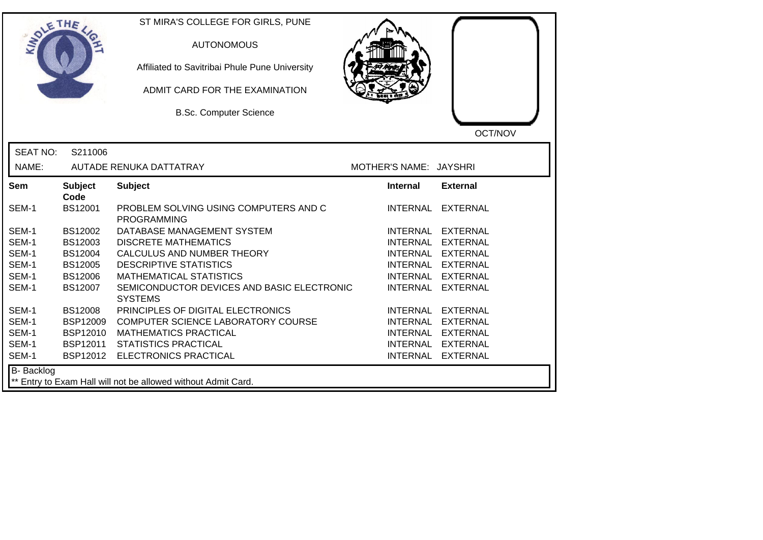ST MIRA'S COLLEGE FOR GIRLS, PUNE

AUTONOMOUS

Affiliated to Savitribai Phule Pune University

ADMIT CARD FOR THE EXAMINATION

B.Sc. Computer Science

OCT/NOV

SEAT NO: S211006

NAME: AUTADE RENUKA DATTATRAY

MOTHER'S NAME: JAYSHRI

| Sem | Subject Code | Subject | Internal | External |
|---|---|---|---|---|
| SEM-1 | BS12001 | PROBLEM SOLVING USING COMPUTERS AND C PROGRAMMING | INTERNAL | EXTERNAL |
| SEM-1 | BS12002 | DATABASE MANAGEMENT SYSTEM | INTERNAL | EXTERNAL |
| SEM-1 | BS12003 | DISCRETE MATHEMATICS | INTERNAL | EXTERNAL |
| SEM-1 | BS12004 | CALCULUS AND NUMBER THEORY | INTERNAL | EXTERNAL |
| SEM-1 | BS12005 | DESCRIPTIVE STATISTICS | INTERNAL | EXTERNAL |
| SEM-1 | BS12006 | MATHEMATICAL STATISTICS | INTERNAL | EXTERNAL |
| SEM-1 | BS12007 | SEMICONDUCTOR DEVICES AND BASIC ELECTRONIC SYSTEMS | INTERNAL | EXTERNAL |
| SEM-1 | BS12008 | PRINCIPLES OF DIGITAL ELECTRONICS | INTERNAL | EXTERNAL |
| SEM-1 | BSP12009 | COMPUTER SCIENCE LABORATORY COURSE | INTERNAL | EXTERNAL |
| SEM-1 | BSP12010 | MATHEMATICS PRACTICAL | INTERNAL | EXTERNAL |
| SEM-1 | BSP12011 | STATISTICS PRACTICAL | INTERNAL | EXTERNAL |
| SEM-1 | BSP12012 | ELECTRONICS PRACTICAL | INTERNAL | EXTERNAL |

B- Backlog

** Entry to Exam Hall will not be allowed without Admit Card.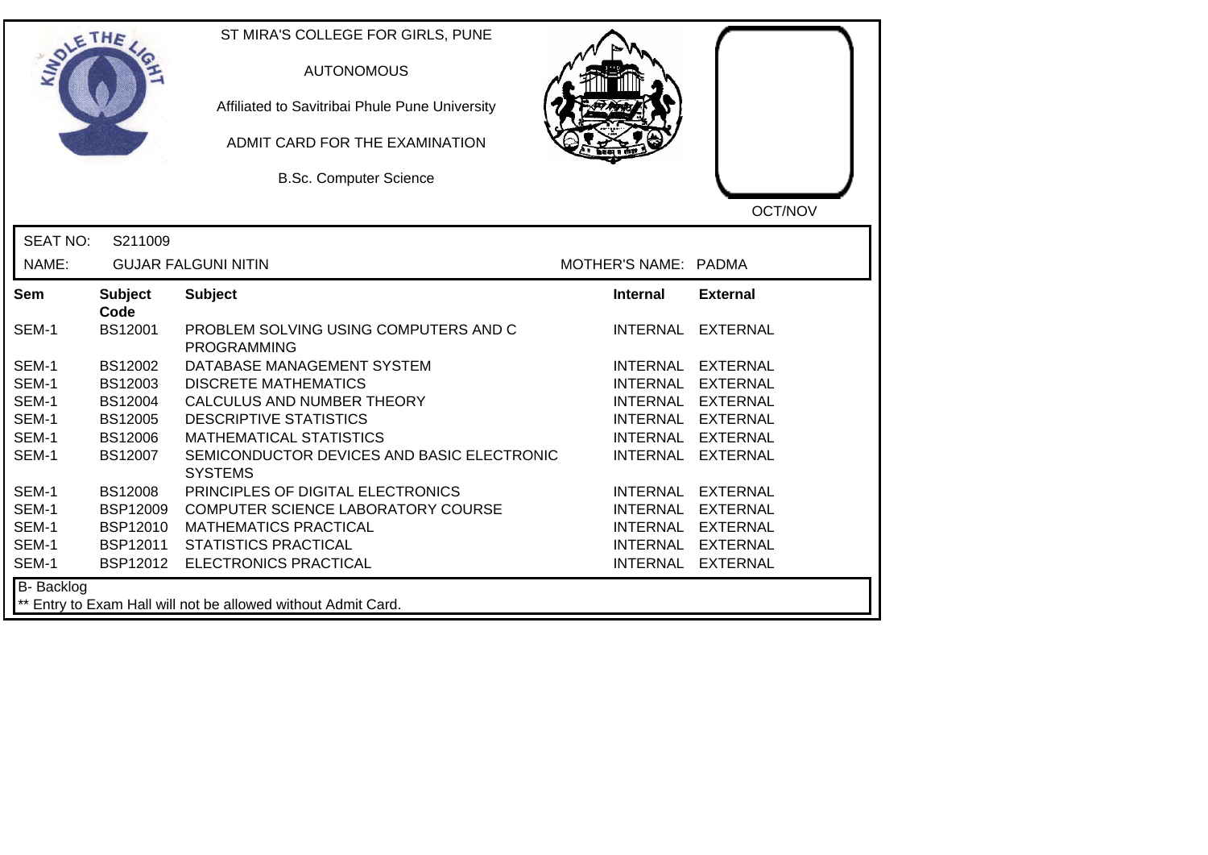ST MIRA'S COLLEGE FOR GIRLS, PUNE

AUTONOMOUS

Affiliated to Savitribai Phule Pune University

ADMIT CARD FOR THE EXAMINATION

B.Sc. Computer Science

OCT/NOV

SEAT NO: S211009

NAME: GUJAR FALGUNI NITIN

MOTHER'S NAME: PADMA

| Sem | Subject Code | Subject | Internal | External |
|---|---|---|---|---|
| SEM-1 | BS12001 | PROBLEM SOLVING USING COMPUTERS AND C PROGRAMMING | INTERNAL | EXTERNAL |
| SEM-1 | BS12002 | DATABASE MANAGEMENT SYSTEM | INTERNAL | EXTERNAL |
| SEM-1 | BS12003 | DISCRETE MATHEMATICS | INTERNAL | EXTERNAL |
| SEM-1 | BS12004 | CALCULUS AND NUMBER THEORY | INTERNAL | EXTERNAL |
| SEM-1 | BS12005 | DESCRIPTIVE STATISTICS | INTERNAL | EXTERNAL |
| SEM-1 | BS12006 | MATHEMATICAL STATISTICS | INTERNAL | EXTERNAL |
| SEM-1 | BS12007 | SEMICONDUCTOR DEVICES AND BASIC ELECTRONIC SYSTEMS | INTERNAL | EXTERNAL |
| SEM-1 | BS12008 | PRINCIPLES OF DIGITAL ELECTRONICS | INTERNAL | EXTERNAL |
| SEM-1 | BSP12009 | COMPUTER SCIENCE LABORATORY COURSE | INTERNAL | EXTERNAL |
| SEM-1 | BSP12010 | MATHEMATICS PRACTICAL | INTERNAL | EXTERNAL |
| SEM-1 | BSP12011 | STATISTICS PRACTICAL | INTERNAL | EXTERNAL |
| SEM-1 | BSP12012 | ELECTRONICS PRACTICAL | INTERNAL | EXTERNAL |

B- Backlog

** Entry to Exam Hall will not be allowed without Admit Card.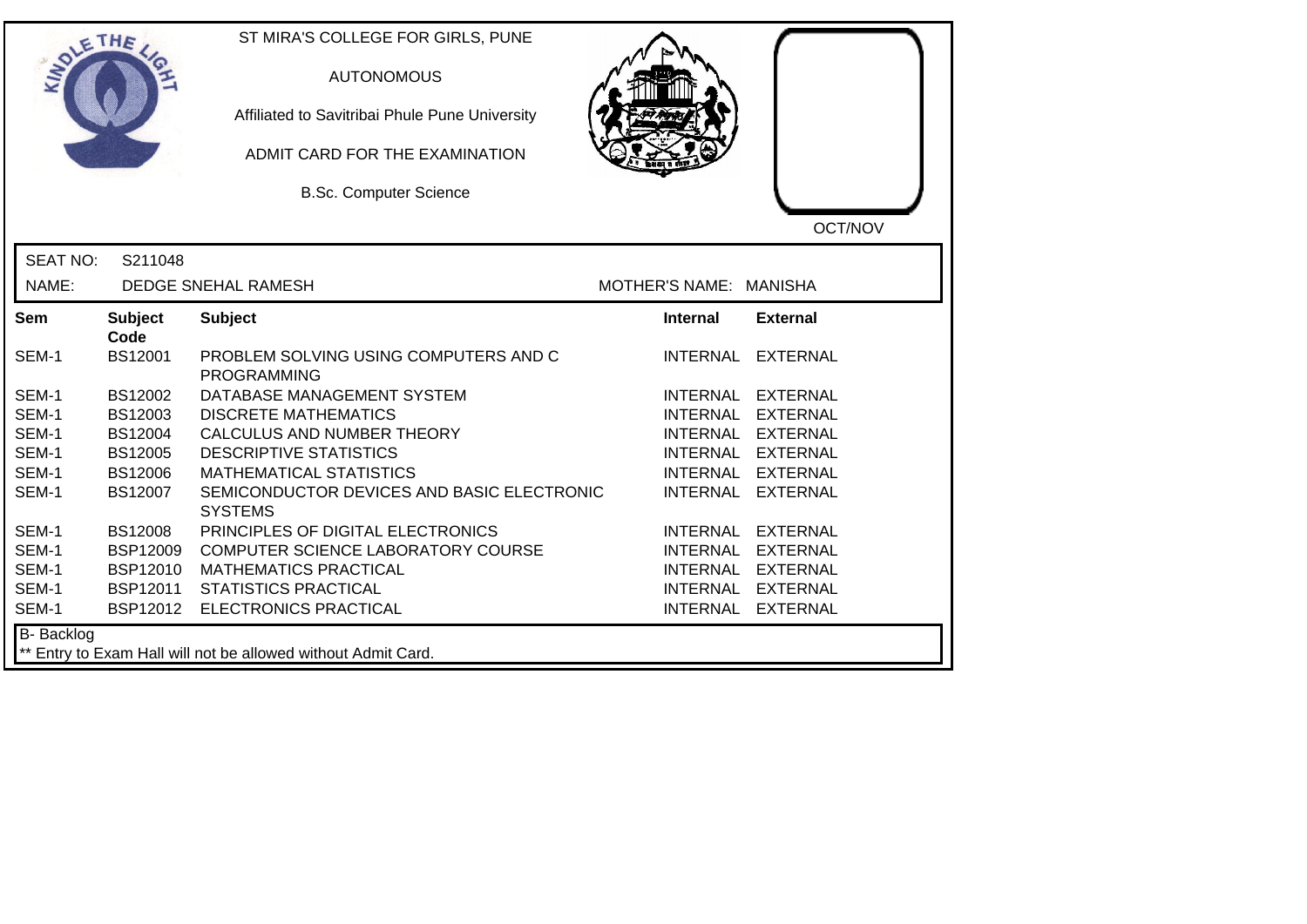ST MIRA'S COLLEGE FOR GIRLS, PUNE

AUTONOMOUS

Affiliated to Savitribai Phule Pune University

ADMIT CARD FOR THE EXAMINATION

B.Sc. Computer Science

OCT/NOV

SEAT NO: S211048

NAME: DEDGE SNEHAL RAMESH

MOTHER'S NAME: MANISHA

| Sem | Subject Code | Subject | Internal | External |
|---|---|---|---|---|
| SEM-1 | BS12001 | PROBLEM SOLVING USING COMPUTERS AND C PROGRAMMING | INTERNAL | EXTERNAL |
| SEM-1 | BS12002 | DATABASE MANAGEMENT SYSTEM | INTERNAL | EXTERNAL |
| SEM-1 | BS12003 | DISCRETE MATHEMATICS | INTERNAL | EXTERNAL |
| SEM-1 | BS12004 | CALCULUS AND NUMBER THEORY | INTERNAL | EXTERNAL |
| SEM-1 | BS12005 | DESCRIPTIVE STATISTICS | INTERNAL | EXTERNAL |
| SEM-1 | BS12006 | MATHEMATICAL STATISTICS | INTERNAL | EXTERNAL |
| SEM-1 | BS12007 | SEMICONDUCTOR DEVICES AND BASIC ELECTRONIC SYSTEMS | INTERNAL | EXTERNAL |
| SEM-1 | BS12008 | PRINCIPLES OF DIGITAL ELECTRONICS | INTERNAL | EXTERNAL |
| SEM-1 | BSP12009 | COMPUTER SCIENCE LABORATORY COURSE | INTERNAL | EXTERNAL |
| SEM-1 | BSP12010 | MATHEMATICS PRACTICAL | INTERNAL | EXTERNAL |
| SEM-1 | BSP12011 | STATISTICS PRACTICAL | INTERNAL | EXTERNAL |
| SEM-1 | BSP12012 | ELECTRONICS PRACTICAL | INTERNAL | EXTERNAL |

B- Backlog

** Entry to Exam Hall will not be allowed without Admit Card.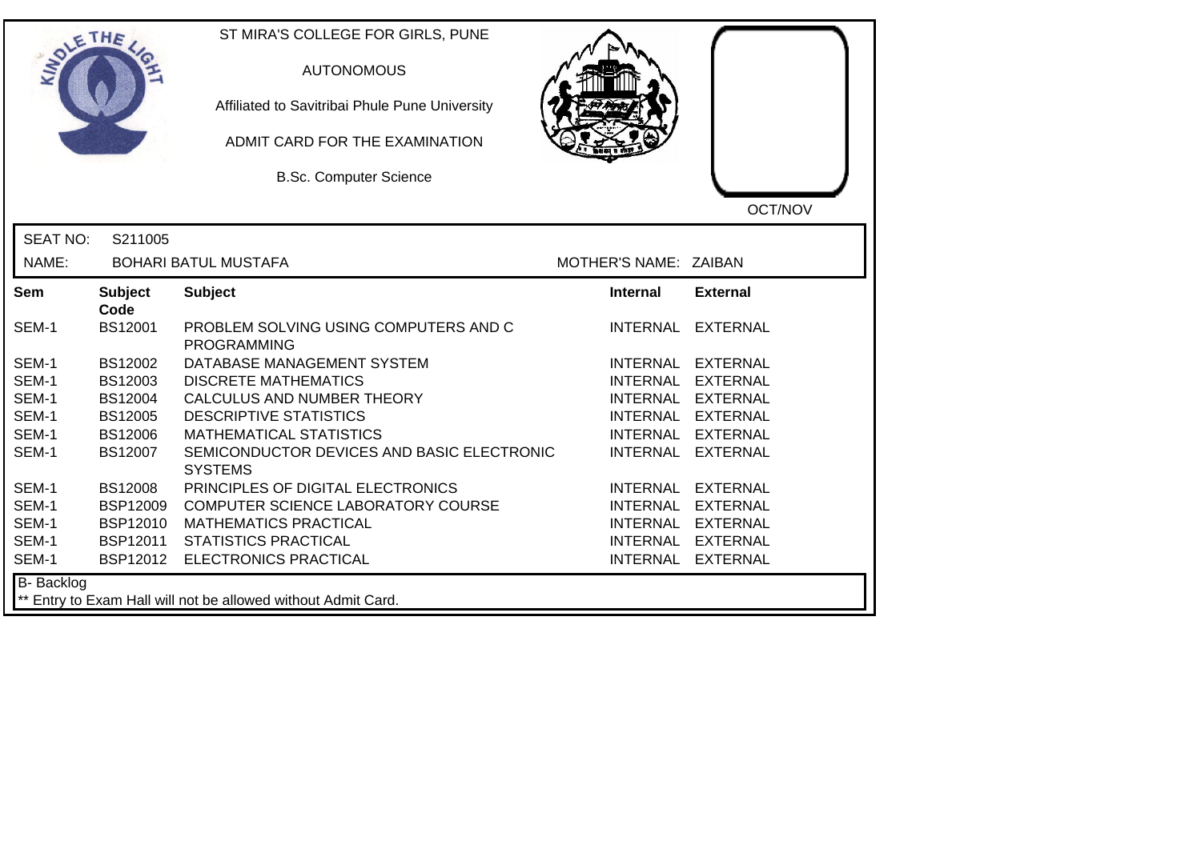ST MIRA'S COLLEGE FOR GIRLS, PUNE

AUTONOMOUS

Affiliated to Savitribai Phule Pune University

ADMIT CARD FOR THE EXAMINATION

B.Sc. Computer Science

OCT/NOV

SEAT NO: S211005

NAME: BOHARI BATUL MUSTAFA

MOTHER'S NAME: ZAIBAN

| Sem | Subject Code | Subject | Internal | External |
|---|---|---|---|---|
| SEM-1 | BS12001 | PROBLEM SOLVING USING COMPUTERS AND C PROGRAMMING | INTERNAL | EXTERNAL |
| SEM-1 | BS12002 | DATABASE MANAGEMENT SYSTEM | INTERNAL | EXTERNAL |
| SEM-1 | BS12003 | DISCRETE MATHEMATICS | INTERNAL | EXTERNAL |
| SEM-1 | BS12004 | CALCULUS AND NUMBER THEORY | INTERNAL | EXTERNAL |
| SEM-1 | BS12005 | DESCRIPTIVE STATISTICS | INTERNAL | EXTERNAL |
| SEM-1 | BS12006 | MATHEMATICAL STATISTICS | INTERNAL | EXTERNAL |
| SEM-1 | BS12007 | SEMICONDUCTOR DEVICES AND BASIC ELECTRONIC SYSTEMS | INTERNAL | EXTERNAL |
| SEM-1 | BS12008 | PRINCIPLES OF DIGITAL ELECTRONICS | INTERNAL | EXTERNAL |
| SEM-1 | BSP12009 | COMPUTER SCIENCE LABORATORY COURSE | INTERNAL | EXTERNAL |
| SEM-1 | BSP12010 | MATHEMATICS PRACTICAL | INTERNAL | EXTERNAL |
| SEM-1 | BSP12011 | STATISTICS PRACTICAL | INTERNAL | EXTERNAL |
| SEM-1 | BSP12012 | ELECTRONICS PRACTICAL | INTERNAL | EXTERNAL |

B- Backlog

** Entry to Exam Hall will not be allowed without Admit Card.